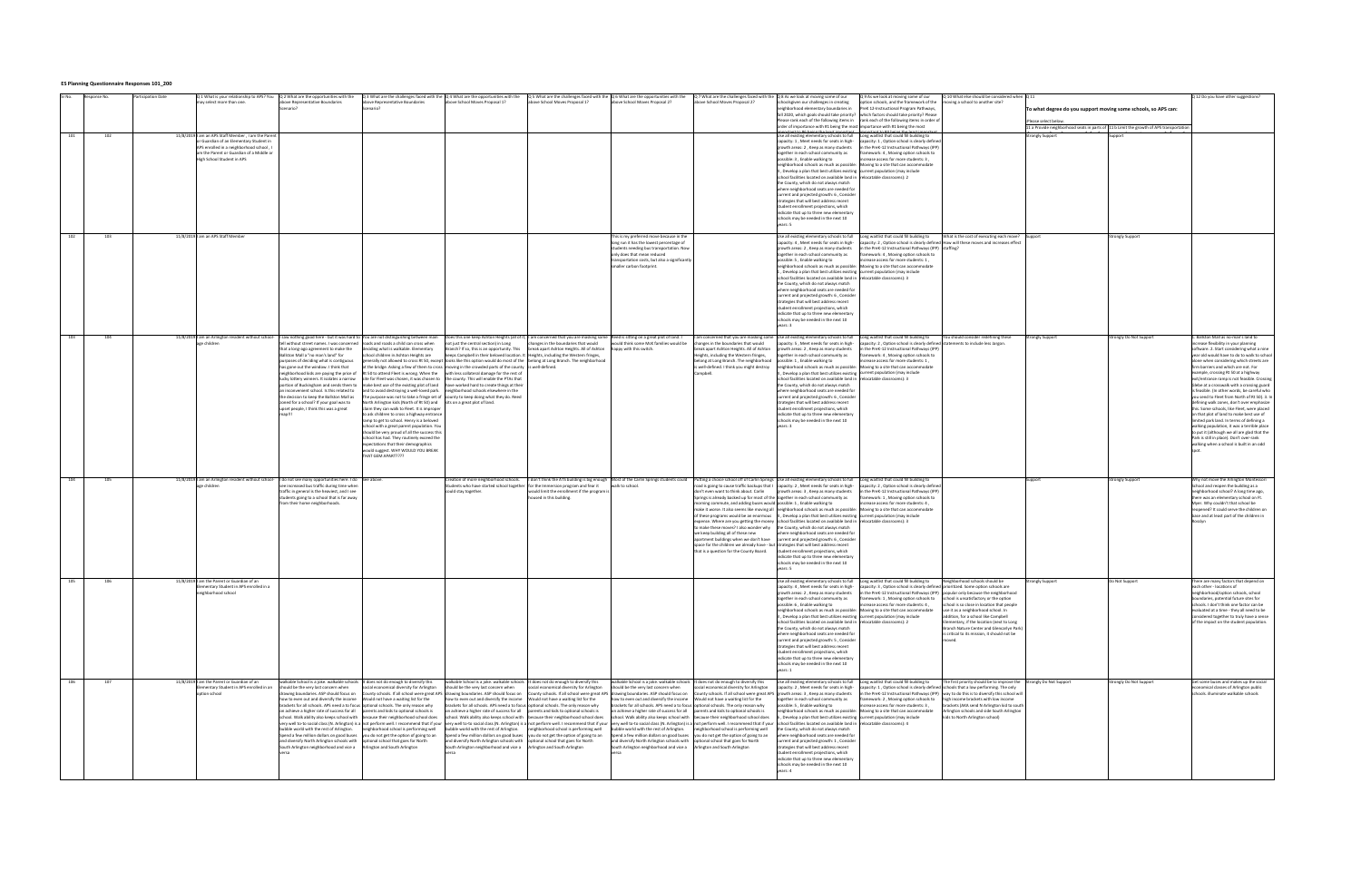# ES Planning Questionnaire Responses 101_200

| Sr No. | Response No. | Participation Date | Q.1 What is your relationship to APS? You may select more than one. | Q.2 What are the opportunities with the above Representative Boundaries Scenario? | Q.3 What are the challenges faced with the above Representative Boundaries Scenario? | Q.4 What are the opportunities with the above School Moves Proposal 1? | Q.5 What are the challenges faced with the above School Moves Proposal 1? | Q.6 What are the opportunities with the above School Moves Proposal 2? | Q.7 What are the challenges faced with the above School Moves Proposal 2? | Q.8 As we look at moving some of our schoolsgiven our challenges in creating neighborhood elementary boundaries in fall 2020, which goals should take priority? Please rank each of the following items in order of importance with #1 being the most important to #6 being the least important | Q.9 As we look at moving some of our option schools, and the framework of the PreK-12 Instructional Program Pathways, which factors should take priority? Please rank each of the following items in order of importance with #1 being the most important to #4 being the least important | Q.10 What else should be considered when moving a school to another site? | Q.11 To what degree do you support moving some schools, so APS can: 1) a Provide neighborhood seats in parts of ... | 2) Limit the growth of APS transportation | Q.12 Do you have other suggestions? |
|---|---|---|---|---|---|---|---|---|---|---|---|---|---|---|---|
| 101 | 102 | 11/8/2019 | I am an APS Staff Member , I am the Parent or Guardian of an Elementary Student in APS enrolled in a neighborhood school , I am the Parent or Guardian of a Middle or High School Student in APS | | | | | | | Use all existing elementary schools to full capacity: 1 , Meet needs for seats in high growth areas: 2 , Keep as many students together in each school community as possible: 3 , Enable walking to neighborhood schools as much as possible: 4 , Develop a plan that best utilizes existing school facilities located on available land in the County, which do not always match where neighborhood seats are needed for current and projected growth: 6 , Consider strategies that will best address recent student enrollment projections, which indicate that up to three new elementary schools may be needed in the next 10 years: 5 | Long waitlist that could fill building to capacity: 1 , Option school is clearly defined in the PreK-12 Instructional Pathways (IPP) framework: 4 , Moving option schools to increase access for more students: 3 , Moving to a site that can accommodate current population (may include relocatable classrooms): 2 | | Strongly Support | Support | |
| 102 | 103 | 11/8/2019 | I am an APS Staff Member | | | | | This is my preferred move because in the long run it has the lowest percentage of students needing bus transportation. Now only does that mean reduced transportation costs, but also a significantly smaller carbon footprint. | | Use all existing elementary schools to full capacity: 4 , Meet needs for seats in high growth areas: 6 , Keep as many students together in each school community as possible: 1 , Enable walking to neighborhood schools as much as possible: 5 , Develop a plan that best utilizes existing school facilities located on available land in the County, which do not always match where neighborhood seats are needed for current and projected growth: 2 , Consider strategies that will best address recent student enrollment projections, which indicate that up to three new elementary schools may be needed in the next 10 years: 3 | Long waitlist that could fill building to capacity: 2 , Option school is clearly defined in the PreK-12 Instructional Pathways (IPP) framework: 1 , Moving option schools to increase access for more students: 4 , Moving to a site that can accommodate current population (may include relocatable classrooms): 3 | What is the cost of executing each move? How will these moves and increases effect staffing? | Support | Strongly Support | |
| 103 | 104 | 11/8/2019 | I am an Arlington resident without school age children | I saw nothing good here - but it was hard to tell without street names. I was concerned that a long-ago agreement to make the Ballston Mall a "no man's land" for purposes of deciding what is contiguous has gone out the window. I think that neighborhood kids are paying the price of lucky lottery winners. It isolates a narrow portion of Buckingham and sends them to an inconvenient school. Is this related to the decision to keep the Ballston Mall as zoned for a school? If your goal was to upset people, I think this was a great map!!! | You are not distinguishing between main roads and roads a child can cross when deciding what is walkable. Elementary school children in Ashton Heights are generally not allowed to cross Rt 50, except at the bridge. Asking a few of them to cross Rt 50 to attend Fleet is wrong. When the site for Fleet was chosen, it was chosen to make best use of the existing plot of land and to avoid destroying a well-loved park. The purpose was not to take a fringe set of North Arlington kids (North of Rt 50) and claim they can walk to Fleet. It is improper to ask children to cross a highway entrance ramp to get to school. Henry is a beloved school with a great parent population. You should be very proud of all the success this school has had. They routinely exceed the expectations that their demographics would suggest. WHY WOULD YOU BREAK THAT GEM APART???? | Does this one keep Ashton Heights part of it not just the central section) in Long Branch? If so, this is an opportunity. This keeps Campbell in their beloved location. It looks like this option would do most of the moving in the crowded parts of the county with less collateral damage for the rest of the county. It looks like this option would enable the PTAs that have worked hard to create things at their neighborhood schools elsewhere in the county to keep doing what they do. Reed sits on a great plot of land. | I am concerned that you are making some changes in the boundaries that would break apart Ashton Heights. All of Ashton Heights, including the Western Fringes, belong at Long Branch. The neighborhood is well-defined. | Reed is sitting on a great plot of land. I would think some McK families would be happy with this switch. | I am concerned that you are making some changes in the boundaries that would break apart Ashton Heights. All of Ashton Heights, including the Western fringes, belong at Long Branch. The neighborhood is well-defined. I think you might destroy Campbell. | Use all existing elementary schools to full capacity: 5 , Meet needs for seats in high growth areas: 2 , Keep as many students together in each school community as possible: 1 , Enable walking to neighborhood schools as much as possible: 4 , Develop a plan that best utilizes existing school facilities located on available land in the County, which do not always match where neighborhood seats are needed for current and projected growth: 6 , Consider strategies that will best address recent student enrollment projections, which indicate that up to three new elementary schools may be needed in the next 10 years: 3 | Long waitlist that could fill building to capacity: 2 , Option school is clearly defined in the PreK-12 Instructional Pathways (IPP) framework: 1 , Moving option schools to increase access for more students: 4 , Moving to a site that can accommodate current population (may include relocatable classrooms): 3 | You should consider redefining these statements to include less Jargon. | Strongly Support | Strongly Do Not Support | 1. Ballston Mall as no-man's land to increase flexibility in your planning software. 2. Don't consider what a nine year old would have to do to walk to school alone when considering which streets are firm barriers and which are not. For example, crossing Rt 50 at a highway exit/entrance ramp is not feasible. Crossing Glebe at a crosswalk with a crossing guard is feasible. (In other words, be careful who you send to Fleet from North of Rt 50). 3. In defining walk zones, don't over emphasize this. Some schools, like Fleet, were placed on that plot of land to make best use of limited park land. In terms of defining a walking population, it was a terrible place to put it (although we all are glad that the Park is still in place). Don't over-rank walking when a school is built in an odd spot. |
| 104 | 105 | 11/8/2019 | I am an Arlington resident without school age children | I do not see many opportunities here. I do see increased bus traffic during time when traffic in general is the heaviest, and I see students going to a school that is far away from their home neighborhoods. | See above. | Creation of more neighborhood schools. Students who have started school together could stay together. | I don't think the ATS building is big enough for the immersion program and fear it would limit the enrollment if the program is housed in this building. | Most of the Carlin Springs students could walk to school. | Putting a choice school off of Carlin Springs road is going to cause traffic backups that I don't even want to think about. Carlin Springs is already backed up for most of the morning commute, and adding buses would make it worse. It also seems like moving all of these programs would be an enormous expense. Where are you getting the money to make these moves? I also wonder why we keep building all of these new apartment buildings when we don't have space for the children we already have - but that is a question for the County Board. | Use all existing elementary schools to full capacity: 2 , Meet needs for seats in high growth areas: 3 , Keep as many students together in each school community as possible: 1 , Enable walking to neighborhood schools as much as possible: 4 , Develop a plan that best utilizes existing school facilities located on available land in the County, which do not always match where neighborhood seats are needed for current and projected growth: 6 , Consider strategies that will best address recent student enrollment projections, which indicate that up to three new elementary schools may be needed in the next 10 years: 5 | Long waitlist that could fill building to capacity: 2 , Option school is clearly defined in the PreK-12 Instructional Pathways (IPP) framework: 1 , Moving option schools to increase access for more students: 3 , Moving to a site that can accommodate current population (may include relocatable classrooms): 4 | | Support | Strongly Support | Why not move the Arlington Montessori School and reopen the building as a neighborhood school? A long time ago, there was an elementary school on Ft. Myer. Why couldn't that school be reopened? It could serve the children on base and at least part of the children in Rosslyn. |
| 105 | 106 | 11/8/2019 | I am the Parent or Guardian of an Elementary Student in APS enrolled in a neighborhood school | | | | | | | Use all existing elementary schools to full capacity: 6 , Meet needs for seats in high growth areas: 2 , Keep as many students together in each school community as possible: 3 , Enable walking to neighborhood schools as much as possible: 4 , Develop a plan that best utilizes existing school facilities located on available land in the County, which do not always match where neighborhood seats are needed for current and projected growth: 5 , Consider strategies that will best address recent student enrollment projections, which indicate that up to three new elementary schools may be needed in the next 10 years: 1 | Long waitlist that could fill building to capacity: 3 , Option school is clearly defined in the PreK-12 Instructional Pathways (IPP) framework: 2 , Moving option schools to increase access for more students: 1 , Moving to a site that can accommodate current population (may include relocatable classrooms): 4 | Neighborhood schools should be prioritized. Some option schools are popular only because the neighborhood school is unsatisfactory or the option school is so close in location that people use it as a neighborhood school. In addition, for a school like Campbell Elementary, if the location (next to Long Branch Nature Center and Glencarlyn Park) is critical to its mission, it should not be moved. | Strongly Support | Do Not Support | There are many factors that depend on each other - locations of neighborhood/option schools, school boundaries, potential future sites for schools. I don't think one factor can be evaluated at a time - they all need to be considered together to truly have a sense of the impact on the student population. |
| 106 | 107 | 11/8/2019 | I am the Parent or Guardian of an Elementary Student in APS enrolled in an option school | walkable School is a joke. walkable schools should be the very last concern when drawing boundaries. ASP should focus on how to even out and diversify the income brackets for all schools. APS need to focus on achieve a higher rate of success for all school. Walk ability also keeps school with very well to to social class (N. Arlington) in a bubble world with the rest of Arlington. Spend a few million dollars on good buses and diversify North Arlington schools with South Arlington neighborhood and vice a versa | It does not do enough to diversify this social economical diversity for Arlington County schools. If all school were great APS would not have a waiting list for the optional schools. The only reason why parents and kids to optional schools is because their neighborhood school does not perform well. I recommend that if your neighborhood school is performing well you do not get the option of going to an optional school that goes for North Arlington and South Arlington | walkable School is a joke. walkable schools should be the very last concern when drawing boundaries. ASP should focus on how to even out and diversify the income brackets for all schools. APS need to focus on achieve a higher rate of success for all school. Walk ability also keeps school with very well to to social class (N. Arlington) in a bubble world with the rest of Arlington. Spend a few million dollars on good buses and diversify North Arlington schools with South Arlington neighborhood and vice a versa | It does not do enough to diversify this social economical diversity for Arlington County schools. If all school were great APS would not have a waiting list for the optional schools. The only reason why parents and kids to optional schools is because their neighborhood school does not perform well. I recommend that if your neighborhood school is performing well you do not get the option of going to an optional school that goes for North Arlington and South Arlington | walkable School is a joke. walkable schools should be the very last concern when drawing boundaries. ASP should focus on how to even out and diversify the income brackets for all schools. APS need to focus on achieve a higher rate of success for all school. Walk ability also keeps school with very well to to social class (N. Arlington) in a bubble world with the rest of Arlington. Spend a few million dollars on good buses and diversify North Arlington schools with South Arlington neighborhood and vice a versa | It does not do enough to diversify this social economical diversity for Arlington County schools. If all school were great APS would not have a waiting list for the optional schools. The only reason why parents and kids to optional schools is because their neighborhood school does not perform well. I recommend that if your neighborhood school is performing well you do not get the option of going to an optional school that goes for North Arlington and South Arlington | Use all existing elementary schools to full capacity: 2 , Meet needs for seats in high growth areas: 3 , Keep as many students together in each school community as possible: 1 , Enable walking to neighborhood schools as much as possible: 5 , Develop a plan that best utilizes existing school facilities located on available land in the County, which do not always match where neighborhood seats are needed for current and projected growth: 6 , Consider strategies that will best address recent student enrollment projections, which indicate that up to three new elementary schools may be needed in the next 10 years: 4 | Long waitlist that could fill building to capacity: 2 , Option school is clearly defined in the PreK-12 Instructional Pathways (IPP) framework: 1 , Moving option schools to increase access for more students: 4 , Moving to a site that can accommodate current population (may include relocatable classrooms): 3 | The first priority should be to improve the schools that a low performing. The only way to do this is to diversify this school will high income brackets with low income brackets (AKA send N Arlington kid to south Arlington schools and vide South Arlington kids to North Arlington school) | Strongly Do Not Support | Strongly Do Not Support | Set some buses and makes up the social economical classes of Arlington public schools. Illuminate walkable schools |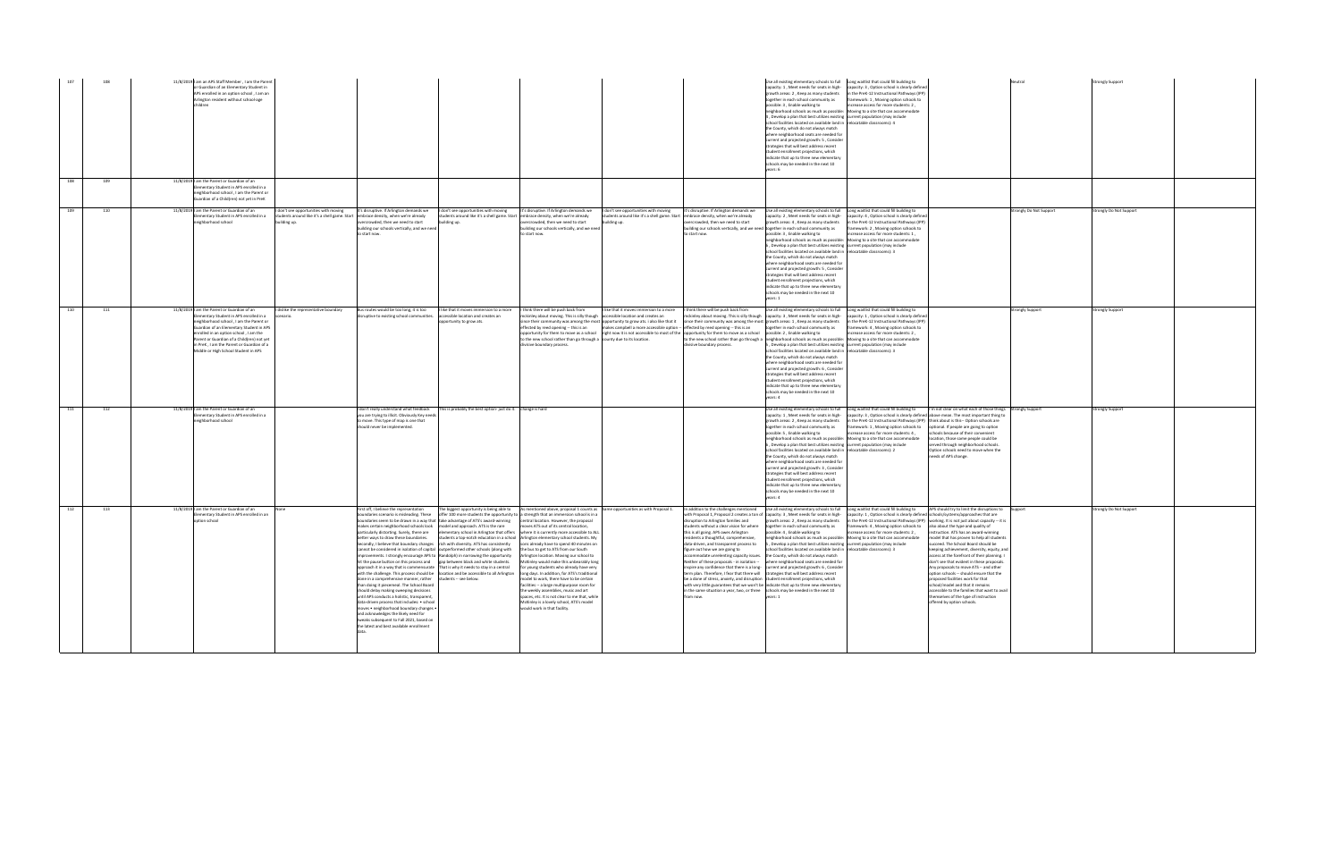| | | | | | | | | | | | | | |
|---|---|---|---|---|---|---|---|---|---|---|---|---|---|
| 107 | 108 | 11/8/2019 I am an APS Staff Member ; I am the Parent or Guardian of an Elementary Student in APS enrolled in an option school ; I am an Arlington resident without school-age children | | | | | | | Use all existing elementary schools to full capacity: 1 , Meet needs for seats in high growth areas: 2 , Keep as many students together in each school community as possible: 3 , Enable walking to neighborhood schools as much as possible: 4 , Develop a plan that best utilizes existing school facilities located on available land in the County, which do not always match where neighborhood seats are needed for current and projected growth: 5 , Consider strategies that will best address recent student enrollment projections, which indicate that up to three new elementary schools may be needed in the next 10 years: 6 | Long waitlist that could fill building to capacity: 3 , Option school is clearly defined in the PreK-12 Instructional Pathways (IPP) framework: 1 , Moving option schools to increase access for more students: 2 , Moving to a site that can accommodate current population (may include relocatable classrooms): 4 | | Neutral | Strongly Support |
| 108 | 109 | 11/8/2019 I am the Parent or Guardian of an Elementary Student in APS enrolled in a neighborhood school ; I am the Parent or Guardian of a Child(ren) not yet in PreK | | | | | | | | | | | |
| 109 | 110 | 11/8/2019 I am the Parent or Guardian of an Elementary Student in APS enrolled in a neighborhood school | I don't see opportunities with moving students around like it's a shell game. Start building up. | It's disruptive. If Arlington demands we embrace density, when we're already overcrowded, then we need to start building our schools vertically, and we need to start now. | I don't see opportunities with moving students around like it's a shell game. Start building up. | It's disruptive. If Arlington demands we embrace density, when we're already overcrowded, then we need to start building our schools vertically, and we need to start now. | I don't see opportunities with moving students around like it's a shell game. Start building up. | It's disruptive. If Arlington demands we embrace density, when we're already overcrowded, then we need to start building our schools vertically, and we need to start now. | Use all existing elementary schools to full capacity: 2 , Meet needs for seats in high growth areas: 4 , Keep as many students together in each school community as possible: 3 , Enable walking to neighborhood schools as much as possible: 6 , Develop a plan that best utilizes existing school facilities located on available land in the County, which do not always match where neighborhood seats are needed for current and projected growth: 5 , Consider strategies that will best address recent student enrollment projections, which indicate that up to three new elementary schools may be needed in the next 10 years: 1 | Long waitlist that could fill building to capacity: 4 , Option school is clearly defined in the PreK-12 Instructional Pathways (IPP) framework: 2 , Moving option schools to increase access for more students: 1 , Moving to a site that can accommodate current population (may include relocatable classrooms): 3 | | Strongly Do Not Support | Strongly Do Not Support |
| 110 | 111 | 11/8/2019 I am the Parent or Guardian of an Elementary Student in APS enrolled in a neighborhood school ; I am the Parent or Guardian of an Elementary Student in APS enrolled in an option school ; I am the Parent or Guardian of a Child(ren) not yet in PreK ; I am the Parent or Guardian of a Middle or High School Student in APS | I dislike the representative boundary scenario. | Bus routes would be too long, it is too disruptive to existing school communities. | I like that it moves immersion to a more accessible location and creates an opportunity to grow ats. | I think there will be push back from mckinley about moving. This is silly though since their community was among the most effected by need opening -- this is an opportunity for them to move as a school to the new school rather than go through a divisive boundary process. | I like that it moves immersion to a more accessible location and creates an opportunity to grow ats. I also like that it makes campbell a more accessible option -- right now it is not accessible to most of the county due to its location. | I think there will be push back from mckinley about moving. This is silly though since their community was among the most effected by need opening -- this is an opportunity for them to move as a school to the new school rather than go through a divisive boundary process. | Use all existing elementary schools to full capacity: 3 , Meet needs for seats in high growth areas: 1 , Keep as many students together in each school community as possible: 2 , Enable walking to neighborhood schools as much as possible: 5 , Develop a plan that best utilizes existing school facilities located on available land in the County, which do not always match where neighborhood seats are needed for current and projected growth: 6 , Consider strategies that will best address recent student enrollment projections, which indicate that up to three new elementary schools may be needed in the next 10 years: 4 | Long waitlist that could fill building to capacity: 2 , Option school is clearly defined in the PreK-12 Instructional Pathways (IPP) framework: 1 , Moving option schools to increase access for more students: 4 , Moving to a site that can accommodate current population (may include relocatable classrooms): 3 | | Strongly Support | Strongly Support |
| 111 | 112 | 11/8/2019 I am the Parent or Guardian of an Elementary Student in APS enrolled in a neighborhood school | | I don't really understand what feedback you are trying to illicit. Obviously Key needs to move. This type of map is one that should never be implemented. | This is probably the best option- just do it | Change is hard | | | Use all existing elementary schools to full capacity: 1 , Meet needs for seats in high growth areas: 2 , Keep as many students together in each school community as possible: 6 , Enable walking to neighborhood schools as much as possible: 5 , Develop a plan that best utilizes existing school facilities located on available land in the County, which do not always match where neighborhood seats are needed for current and projected growth: 3 , Consider strategies that will best address recent student enrollment projections, which indicate that up to three new elementary schools may be needed in the next 10 years: 4 | Long waitlist that could fill building to capacity: 3 , Option school is clearly defined in the PreK-12 Instructional Pathways (IPP) framework: 4 , Moving option schools to increase access for more students: 1 , Moving to a site that can accommodate current population (may include relocatable classrooms): 2 | I'm not clear on what each of those things above mean. The most important thing to think about is this-- Option schools are optional. If people are going to option schools because of their convenient location, those same people could be served through neighborhood schools. Option schools need to move when the needs of APS change. | Strongly Support | Strongly Support |
| 112 | 113 | 11/8/2019 I am the Parent or Guardian of an Elementary Student in APS enrolled in an option school | None | First off, I believe the representation boundaries scenario is misleading. These boundaries seem to be drawn in a way that makes certain neighborhood schools look particularly disturbing. Surely, there are better ways to draw these boundaries. Secondly, I believe that boundary changes cannot be considered in isolation of capital improvements. I strongly encourage APS to hit the pause button on this process and approach it in a way that is commensurate with the challenge. This process should be done in a comprehensive manner, rather than doing it piecemeal. The School Board should delay making sweeping decisions until APS conducts a holistic, transparent, data-driven process that includes: • school moves • neighborhood boundary changes • and acknowledges the likely need for bonds in subsequent to Fall 2021, based on the latest and best available enrollment data. | The biggest opportunity is being able to offer 100 more students the opportunity to take advantage of ATS's award-winning model and approach. ATS is the rare elementary school in Arlington that offers students a top-notch education in a school rich with diversity. ATS has consistently outperformed other schools (along with Randolph) in narrowing the opportunity gap between black and white students. That is why it needs to stay in a central location and be accessible to all Arlington students -- see below. | As mentioned above, proposal 1 counts as a strength that an immersion school is in a central location. However, the proposal moves ATS out of its central location, where it is currently more accessible to ALL Arlington elementary school students. My sons already have to spend 40 minutes on the bus to get to ATS from our South Arlington location. Moving our school to McKinley would make this unbearably long for young students who already have very long days. In addition, for ATS's traditional model to work, there have to be certain facilities -- a large multipurpose room for the weekly assemblies, music and art spaces, etc. It is not clear to me that, while McKinley is a lovely school, ATS's model would work in that facility. | Same opportunities as with Proposal 1. | In addition to the challenges mentioned with Proposal 1, Proposal 2 creates a ton of disruption to Arlington families and students without a clear vision for where this is all going. APS owes Arlington residents a thoughtful, comprehensive, data-driven, and transparent process to figure out how we are going to accommodate unrelenting capacity issues. Neither of these proposals -- in isolation -- inspire any confidence that there is a long-term plan. Therefore, I fear that there will be a slew of stress, anxiety, and disruption with very little guarantees that we won't be in the same situation a year, two, or three from now. | Use all existing elementary schools to full capacity: 3 , Meet needs for seats in high growth areas: 2 , Keep as many students together in each school community as possible: 4 , Enable walking to neighborhood schools as much as possible: 6 , Develop a plan that best utilizes existing school facilities located on available land in the County, which do not always match where neighborhood seats are needed for current and projected growth: 5 , Consider strategies that will best address recent student enrollment projections, which indicate that up to three new elementary schools may be needed in the next 10 years: 1 | Long waitlist that could fill building to capacity: 1 , Option school is clearly defined in the PreK-12 Instructional Pathways (IPP) framework: 2 , Moving option schools to increase access for more students: 4 , Moving to a site that can accommodate current population (may include relocatable classrooms): 3 | APS should try to limit the disruptions to schools/systems/approaches that are working. It is not just about capacity -- it is also about the type and quality of instruction. ATS has an award-winning model that has proven to help all students succeed. The School Board should be keeping achievement, diversity, equity, and access at the forefront of their planning. I don't see that evident in these proposals. Any proposals to move ATS -- and other option schools -- should ensure that the proposed facilities work for that school/model and that it remains accessible to the families that want to avail themselves of the type of instruction offered by option schools. | Support | Strongly Do Not Support |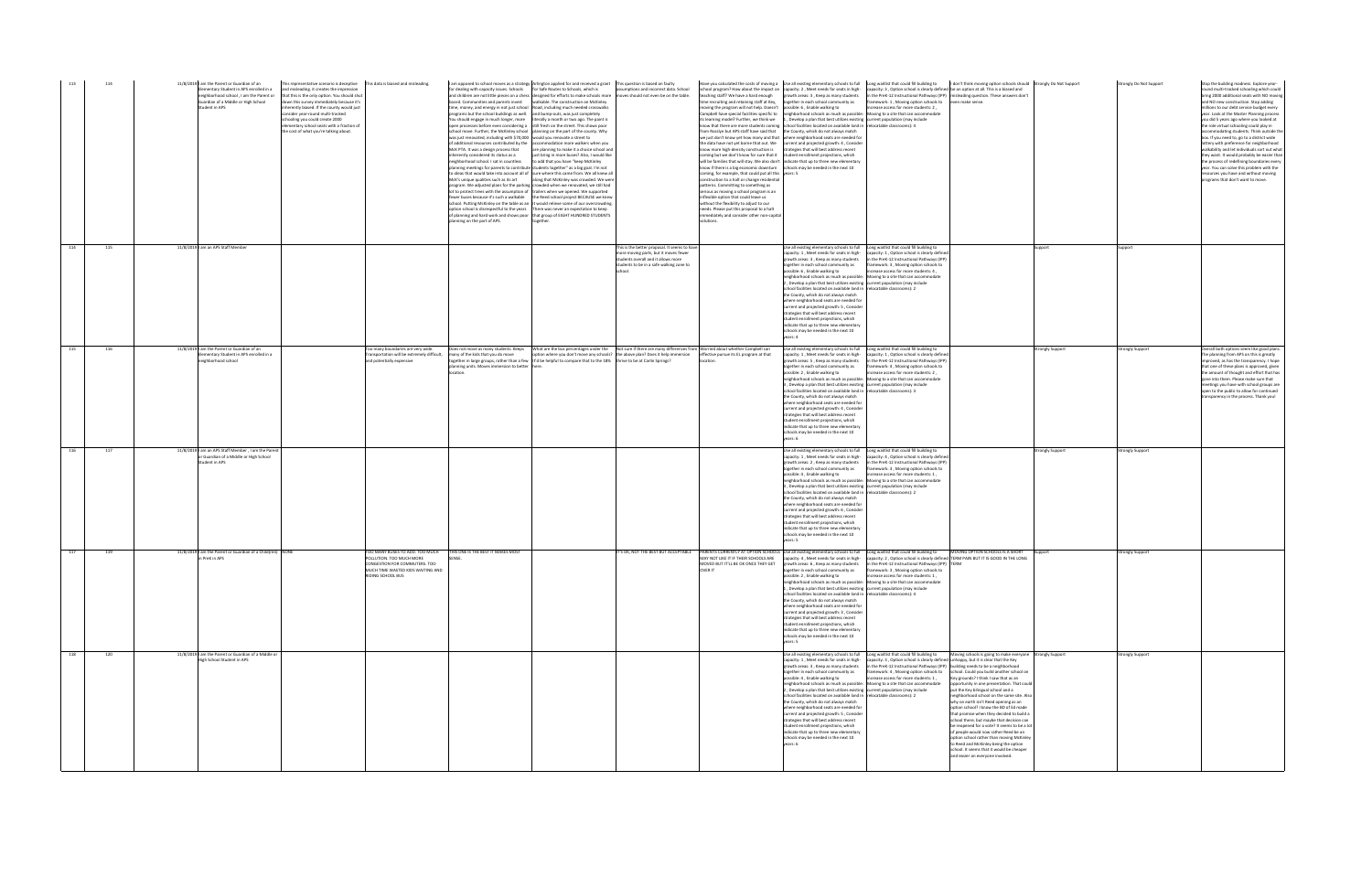| | | | | | | | | | | | | | | |
|---|---|---|---|---|---|---|---|---|---|---|---|---|---|---|
| 113 | 114 | 11/8/2019 I am the Parent or Guardian of an Elementary Student in APS enrolled in a neighborhood school , I am the Parent or Guardian of a Middle or High School Student in APS | This representative scenario is deceptive and misleading; it creates the impression that this is the only option. You should shut down this survey immediately because it's inherently biased. If the county would just consider year-round multi-tracked schooling you could create 2000 elementary school seats with a fraction of the cost of what you're talking about. | This data is biased and misleading. | I am opposed to school moves as a strategy for dealing with capacity issues. Schools and children are not little pieces on a chess board. Communities and parents invest time, money, and energy in not just school programs but the school buildings as well. You should engage in much longer, more open processes before even considering a school move. Further, the McKinley school was just renovated, including with $70,000 of additional resources contributed by the McK PTA. It was a design process that inherently considered its status as a neighborhood school. I sat in countless planning meetings for parents to contribute to ideas that would take into account all of McK's unique qualities such as its art program. We adjusted plans for the parking lot to protect trees with the assumption of fewer buses because it's such a walkable school. Putting McKinley on the table as an option school is disrespectful to the years of planning and hard work and shows poor planning on the part of APS. | Arlington applied for and received a grant for Safe Routes to Schools, which is designed for efforts to make schools more walkable. The construction on McKinley Road, including much needed crosswalks and bumpouts, was just completely literally a month or two ago. The paint is still fresh on the street. This shows poor planning on the part of the county. Why would you renovate a street to accommodation more walkers when you are planning to make it a choice school and just bring in more buses? Also, I would like to add that you have "keep McKinley students together" as a big goal. I'm not sure where this came from. We all knew all along that McKinley was crowded. We were crowded when we renovated, we still had trailers when we opened. We supported the Reed school project BECAUSE we knew it would relieve some of our overcrowding. There was never an expectation to keep that group of EIGHT HUNDRED STUDENTS together. | This question is based on faulty assumptions and incorrect data. School moves should not even be on the table. | Have you calculated the costs of moving a school program? How about the impact on teaching staff? We have a hard enough time recruiting and retaining staff at Key, moving the program will not help. Doesn't Campbell have special facilities specific to its learning model? Further, we think we know that there are more students coming from Rosslyn but APS staff have said that we just don't know yet how many and that the data have not yet borne that out. We know more high-density construction is coming but we don't know for sure that it will be families that will stay. We also don't know if there is a big economic downturn coming, for example, that could put all this construction to a halt or change residential patterns. Committing to something as serious as moving a school program is an inflexible option that could leave us without the flexibility to adjust to our needs. Please put this proposal to a halt immediately and consider other non-capital solutions. | Use all existing elementary schools to full capacity: 2 , Meet needs for seats in high-growth areas: 3 , Keep as many students together in each school community as possible: 6 , Enable walking to neighborhood schools as much as possible: 1 , Develop a plan that best utilizes existing school facilities located on available land in the County, which do not always match where neighborhood seats are needed for current and projected growth: 4 , Consider strategies that will best address recent student enrollment projections, which indicate that up to three new elementary schools may be needed in the next 10 years: 5 | Long waitlist that could fill building to capacity: 3 , Option school is clearly defined in the PreK-12 Instructional Pathways (IPP) framework: 1 , Moving option schools to increase access for more students: 2 , Moving to a site that can accommodate current population (may include relocatable classrooms): 4 | I don't think moving option schools should be an option at all. This is a biased and misleading question. These answers don't even make sense. | Strongly Do Not Support | Strongly Do Not Support | Stop the building madness. Explore year-round multi-tracked schooling which could bring 2000 additional seats with NO moving and NO new construction. Stop adding millions to our debt service budget every year. Look at the Master Planning process you did 5 years ago where you looked at the role virtual schooling could play in accommodating students. Think outside the box. If you need to, go to a district wide lottery with preference for neighborhood walkability and let individuals sort out what they want. It would probably be easier than the process of redefining boundaries every year. You can solve this problem with the resources you have and without moving programs that don't want to move. |
| 114 | 115 | 11/8/2019 I am an APS Staff Member | | | | | This is the better proposal. It seems to have more moving parts, but it moves fewer students overall and it allows more students to be in a safe walking zone to school. | | Use all existing elementary schools to full capacity: 1 , Meet needs for seats in high-growth areas: 3 , Keep as many students together in each school community as possible: 6 , Enable walking to neighborhood schools as much as possible: 2 , Develop a plan that best utilizes existing school facilities located on available land in the County, which do not always match where neighborhood seats are needed for current and projected growth: 5 , Consider strategies that will best address recent student enrollment projections, which indicate that up to three new elementary schools may be needed in the next 10 years: 4 | Long waitlist that could fill building to capacity: 1 , Option school is clearly defined in the PreK-12 Instructional Pathways (IPP) framework: 3 , Moving option schools to increase access for more students: 4 , Moving to a site that can accommodate current population (may include relocatable classrooms): 2 | | Support | Support | |
| 115 | 116 | 11/8/2019 I am the Parent or Guardian of an Elementary Student in APS enrolled in a neighborhood school | | Too many boundaries are very wide. Transportation will be extremely difficult, and potentially expensive | Does not move as many students. Keeps many of the kids that you do move together in large groups, rather than a few planning units. Moves immersion to better location. | What are the bus percentages under the option where you don't move any schools? It'd be helpful to compare that to the 18% here. | Not sure if there are many differences from the above plan? Does it keep immersion three-to-be at Carlin Springs? | Worried about whether Campbell can effective pursue its EL program at that location. | Use all existing elementary schools to full capacity: 1 , Meet needs for seats in high-growth areas: 5 , Keep as many students together in each school community as possible: 2 , Enable walking to neighborhood schools as much as possible: 4 , Develop a plan that best utilizes existing school facilities located on available land in the County, which do not always match where neighborhood seats are needed for current and projected growth: 3 , Consider strategies that will best address recent student enrollment projections, which indicate that up to three new elementary schools may be needed in the next 10 years: 6 | Long waitlist that could fill building to capacity: 1 , Option school is clearly defined in the PreK-12 Instructional Pathways (IPP) framework: 4 , Moving option schools to increase access for more students: 2 , Moving to a site that can accommodate current population (may include relocatable classrooms): 3 | | Strongly Support | Strongly Support | Overall both options seem like good plans. The planning from APS on this is greatly improved, as has the transparency. I hope that one of these plans is approved, given the amount of thought and effort that has gone into them. Please make sure that meetings you have with school groups are open to the public to allow for continued transparency in the process. Thank you! |
| 116 | 117 | 11/8/2019 I am an APS Staff Member , I am the Parent or Guardian of a Middle or High School Student in APS | | | | | | | Use all existing elementary schools to full capacity: 1 , Meet needs for seats in high-growth areas: 2 , Keep as many students together in each school community as possible: 3 , Enable walking to neighborhood schools as much as possible: 6 , Develop a plan that best utilizes existing school facilities located on available land in the County, which do not always match where neighborhood seats are needed for current and projected growth: 4 , Consider strategies that will best address recent student enrollment projections, which indicate that up to three new elementary schools may be needed in the next 10 years: 5 | Long waitlist that could fill building to capacity: 4 , Option school is clearly defined in the PreK-12 Instructional Pathways (IPP) framework: 3 , Moving option schools to increase access for more students: 1 , Moving to a site that can accommodate current population (may include relocatable classrooms): 2 | | Strongly Support | Strongly Support | |
| 117 | 119 | 11/8/2019 I am the Parent or Guardian of a Child(ren) in PreK in APS | NONE | TOO MANY BUSES TO ADD. TOO MUCH POLLUTION. TOO MUCH MORE CONGESTION FOR COMMUTERS. TOO MUCH TIME WASTED KIDS WAITING AND RIDING SCHOOL BUS | THIS ONE IS THE BEST IT MAKES MOST SENSE. | | IT'S OK, NOT THE BEST BUT ACCEPTABLE | PARENTS CURRENTLY AT OPTION SCHOOLS MAY NOT LIKE IT IF THEIR SCHOOLS ARE MOVED BUT IT'LL BE OK ONCE THEY GET OVER IT | Use all existing elementary schools to full capacity: 3 , Meet needs for seats in high-growth areas: 4 , Keep as many students together in each school community as possible: 6 , Enable walking to neighborhood schools as much as possible: 2 , Develop a plan that best utilizes existing school facilities located on available land in the County, which do not always match where neighborhood seats are needed for current and projected growth: 1 , Consider strategies that will best address recent student enrollment projections, which indicate that up to three new elementary schools may be needed in the next 10 years: 5 | Long waitlist that could fill building to capacity: 1 , Option school is clearly defined in the PreK-12 Instructional Pathways (IPP) framework: 2 , Moving option schools to increase access for more students: 3 , Moving to a site that can accommodate current population (may include relocatable classrooms): 4 | MOVING OPTION SCHOOLS IS A SHORT TERM PAIN BUT IT IS GOOD IN THE LONG TERM | Support | Strongly Support | |
| 118 | 120 | 11/8/2019 I am the Parent or Guardian of a Middle or High School Student in APS | | | | | | | Use all existing elementary schools to full capacity: 1 , Meet needs for seats in high-growth areas: 4 , Keep as many students together in each school community as possible: 3 , Enable walking to neighborhood schools as much as possible: 2 , Develop a plan that best utilizes existing school facilities located on available land in the County, which do not always match where neighborhood seats are needed for current and projected growth: 5 , Consider strategies that will best address recent student enrollment projections, which indicate that up to three new elementary schools may be needed in the next 10 years: 6 | Long waitlist that could fill building to capacity: 1 , Option school is clearly defined in the PreK-12 Instructional Pathways (IPP) framework: 3 , Moving option schools to increase access for more students: 4 , Moving to a site that can accommodate current population (may include relocatable classrooms): 2 | Moving schools is going to make everyone unhappy, but it is clear that the Key building needs to be a neighborhood school. Could you build another school on Key grounds? I think I saw that as an opportunity in one presentation. That could put the Key bilingual school and a neighborhood school on the same site. Also why on earth isn't Reed opening as an option school? I know the BD of Ed made that promise when they decided to build a school there, but maybe that decision can be reopened for a vote? It seems to be a lot of people would now rather Reed be an option school rather than moving McKinley to Reed and McKinley being the option school. It seems that it would be cheaper and easier on everyone involved. | Strongly Support | Strongly Support | |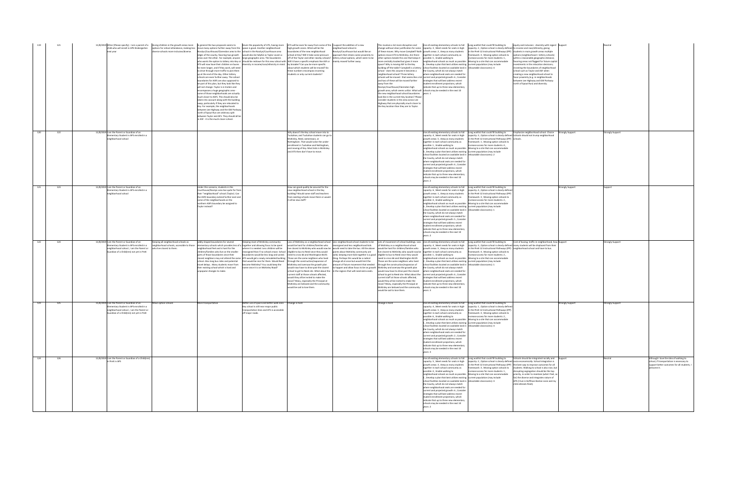| | | | | | | | | | | | | | | | |
|---|---|---|---|---|---|---|---|---|---|---|---|---|---|---|---|
| 119 | 121 | | 11/8/2019 Other (Please specify) : I am a parent of a child who will enroll in APS Kindergarten next year | Giving children in the growth areas more options for school attendance, making less diverse schools more inclusive/diverse. | In general the two proposals seem to move many options further away from the Rosslyn/Courthouse/Clarendon area to the edges of the county, favoring two growth areas over the other. For example, anyone who wants the option to lottery into Key or ATS will now have their children on buses for even longer, and if they want/need to drive through more traffic to pick them up at the end of the day. Other lottery schools are even further away. The school boundaries for ASFS are also supposed to be part of this plan, but they look like they will not change. Taylor is in trailers and encompasses a huge geographic area - some of those neighborhoods are actually much closer to ASFS. This should also be taken into account along with the building swap, particularly if they are relocated to Key. For example, the neighborhoods between Lee Highway and the GW Parkway north of Spout Run are arbitrary split between Taylor and ASFS. They should all be in ASF -- it is the much closer school. | Given the popularity of ATS, having more space is good. Another neighborhood school in the Rosslyn/Courthouse area would also be helpful as Taylor covers a large geographic area. The boundaries should be redrawn for this new school with diversity in income/race/ethnicity in mind. | ATS will be even far away from some of the high growth zones. What will be the boundaries of the new neighborhood school at Key? Will it take some pressure off of the Taylor and other nearby schools? Will it have a specific emphasis like ASFS or by lottery? Can you be more specific about which students will be moved? Do these numbers encompass incoming students or only current students? | I support the addition of a new neighborhood school in Rosslyn/Courthouse but would like an approach that retains some proximity to lottery school options, which seem to be mainly moved further away. | This involves a lot more disruption and change without clear justification for some of these moves. Why move Campbell? Both options move ATS to McKinley. Are there other options beside this one that keep it more centrally located but gives it more space? Why is moving ASF to the Key building off the table? Campbell is a lottery school - does this assume it becomes a neighborhood school? Three lottery schools will be moved - that seems like a lot and two of these will be moved further away from the Rosslyn/Courthouse/Clarendon high growth area, which seems unfair. What will the new neighborhood school boundaries look like in the current Key location? Please consider students in the area across Lee Highway that are physically much closer to the Key location than they are to Taylor. | Use all existing elementary schools to full capacity: 3 , Meet needs for seats in high-growth areas: 2 , Keep as many students together in each school community as possible: 5 , Enable walking to neighborhood schools as much as possible: 4 , Develop a plan that best utilizes existing school facilities located on available land in the County, which do not always match where neighborhood seats are needed for current and projected growth: 6 , Consider strategies that will best address recent student enrollment projections, which indicate that up to three new elementary schools may be needed in the next 10 years: 1 | Long waitlist that could fill building to capacity: 2 , Option school is clearly defined in the PreK-12 Instructional Pathways (IPP) framework: 3 , Moving option schools to increase access for more students: 1 , Moving to a site that can accommodate current population (may include relocatable classrooms): 4 | Equity and inclusion - diversity with regard to income and race/ethnicity, giving students in main growth areas multiple options (neighborhood + lottery schools) within a reasonable geographic distance. Favoring areas not flagged for future capital investments in the relocation decisions, revisiting the boundaries of neighborhood school such as Taylor and ASF when creating a new neighborhood school to favor proximity (e.g. in neighborhoods between Lee Highway and GW Parkway north of Spout Run) and diversity. | Support | Neutral | |
| 120 | 122 | | 11/8/2019 I am the Parent or Guardian of an Elementary Student in APS enrolled in a neighborhood school | | | | Why doesn't the Key school move into to Tuckahoe, and Tuckahoe students can go to McKinley, Reed, Jamestown, or Nottingham. That would solve the under-enrollment in Tuckahoe and Nottingham, and moving of Key. Most kids in McKinley and ATS then don't have to move. | | | Use all existing elementary schools to full capacity: 4 , Meet needs for seats in high-growth areas: 5 , Keep as many students together in each school community as possible: 1 , Enable walking to neighborhood schools as much as possible: 3 , Develop a plan that best utilizes existing school facilities located on available land in the County, which do not always match where neighborhood seats are needed for current and projected growth: 6 , Consider strategies that will best address recent student enrollment projections, which indicate that up to three new elementary schools may be needed in the next 10 years: 2 | Long waitlist that could fill building to capacity: 3 , Option school is clearly defined in the PreK-12 Instructional Pathways (IPP) framework: 4 , Moving option schools to increase access for more students: 1 , Moving to a site that can accommodate current population (may include relocatable classrooms): 2 | Emphasize neighborhood school. Choice Schools should not trump neighborhood schools. | Strongly Support | Strongly Support | |
| 121 | 123 | | 11/8/2019 I am the Parent or Guardian of an Elementary Student in APS enrolled in a neighborhood school | | Under this scenario, students in the Courthouse/Rosslyn area live quite far from their "neighborhood" school (Taylor). Can the ASFS boundary extend further east and some of the neighborhoods on the northern ASFS boundary be assigned to Taylor instead? | | How can good quality be assured for the new neighborhood school in the Key building? Would same staff and teachers from existing schools move there or would it all be new staff? | | | Use all existing elementary schools to full capacity: 4 , Meet needs for seats in high-growth areas: 3 , Keep as many students together in each school community as possible: 1 , Enable walking to neighborhood schools as much as possible: 6 , Develop a plan that best utilizes existing school facilities located on available land in the County, which do not always match where neighborhood seats are needed for current and projected growth: 5 , Consider strategies that will best address recent student enrollment projections, which indicate that up to three new elementary schools may be needed in the next 10 years: 2 | Long waitlist that could fill building to capacity: 4 , Option school is clearly defined in the PreK-12 Instructional Pathways (IPP) framework: 3 , Moving option schools to increase access for more students: 2 , Moving to a site that can accommodate current population (may include relocatable classrooms): 1 | | Strongly Support | Support | |
| 122 | 124 | | 11/8/2019 I am the Parent or Guardian of an Elementary Student in APS enrolled in a neighborhood school , I am the Parent or Guardian of a Child(ren) not yet in PreK | Keeping all neighborhood schools as neighborhood schools, accessible to those who live closest to them. | Oddly shaped boundaries for several elementary schools which provides less of a neighborhood feel and is hard for the children/families who live on the smaller parts of those boundaries since their closest neighbors may not attend the same school. Also long bus rides and potential travel delays. Many students move from their existing school which is hard and unpopular changes to make. | Keeping most of McKinley community together and allowing focus to be spent where it is needed. Less children will be reassigned than if no schools move. School boundaries would be less long and varied. ATS would get a newly remodeled building that would be nice for them. Would Reed become McKinley? You could keep the name since it is on McKinley Road? | Loss of McKinley as a neighborhood school would be hard for children/families who live closest to McKinley who would now be eligible to bus to Reed since they would need to cross 66 and Washington BLVD. Those are the same neighbors who lived through the construction/expansion of McKinley and overcame the growth plan would now have to drive past the closest school to get to Reed site. What about the current staff at those schools affected, would they all be invited to make the move? Many, especially the Principal at McKinley are beloved and the community would be sad to lose them. | Less neighborhood school students to be reassigned and less neighborhood kids would need to take the bus. All the above points about McKinley community are valid, keeping more kids together is a good thing. Perhaps this would be a radical change all at once but would limit the amount of future movement that needed to happen and allow focus to be on growth in the regions that will need extra seats. | Lots of movement of school buildings. Loss of McKinley as a neighborhood school would be hard for children/families who live closest to McKinley who would now be eligible to bus to Reed since they would need to cross 66 and Washington BLVD. Those are the same neighbors who lived through the construction/expansion of McKinley and overcame the growth plan would now have to drive past the closest school to get to Reed site. What about the current staff at those schools affected, would they all be invited to make the move? Many, especially the Principal at McKinley are beloved and the community would be sad to lose them. | Use all existing elementary schools to full capacity: 4 , Meet needs for seats in high-growth areas: 6 , Keep as many students together in each school community as possible: 5 , Enable walking to neighborhood schools as much as possible: 1 , Develop a plan that best utilizes existing school facilities located on available land in the County, which do not always match where neighborhood seats are needed for current and projected growth: 2 , Consider strategies that will best address recent student enrollment projections, which indicate that up to three new elementary schools may be needed in the next 10 years: 3 | Long waitlist that could fill building to capacity: 3 , Option school is clearly defined in the PreK-12 Instructional Pathways (IPP) framework: 4 , Moving option schools to increase access for more students: 2 , Moving to a site that can accommodate current population (may include relocatable classrooms): 1 | Cost of busing, traffic in neighborhood, how many students will be displaced from their neighborhood school and have to bus. | Support | Strongly Support | |
| 123 | 125 | | 11/8/2019 I am the Parent or Guardian of an Elementary Student in APS enrolled in a neighborhood school , I am the Parent or Guardian of a Child(ren) not yet in PreK | More option schools | More transportation | Better use of space and better walk zone. Key school is still near major public transportation lines and ATS is accessible off major roads. | Change is hard | | Change is hard | Use all existing elementary schools to full capacity: 6 , Meet needs for seats in high-growth areas: 5 , Keep as many students together in each school community as possible: 1 , Enable walking to neighborhood schools as much as possible: 2 , Develop a plan that best utilizes existing school facilities located on available land in the County, which do not always match where neighborhood seats are needed for current and projected growth: 3 , Consider strategies that will best address recent student enrollment projections, which indicate that up to three new elementary schools may be needed in the next 10 years: 4 | Long waitlist that could fill building to capacity: 3 , Option school is clearly defined in the PreK-12 Instructional Pathways (IPP) framework: 1 , Moving option schools to increase access for more students: 2 , Moving to a site that can accommodate current population (may include relocatable classrooms): 4 | | Strongly Support | Strongly Support | |
| 124 | 126 | | 11/8/2019 I am the Parent or Guardian of a Child(ren) in PreK in APS | | | | | | | Use all existing elementary schools to full capacity: 5 , Meet needs for seats in high-growth areas: 3 , Keep as many students together in each school community as possible: 4 , Enable walking to neighborhood schools as much as possible: 1 , Develop a plan that best utilizes existing school facilities located on available land in the County, which do not always match where neighborhood seats are needed for current and projected growth: 6 , Consider strategies that will best address recent student enrollment projections, which indicate that up to three new elementary schools may be needed in the next 10 years: 2 | Long waitlist that could fill building to capacity: 2 , Option school is clearly defined in the PreK-12 Instructional Pathways (IPP) framework: 3 , Moving option schools to increase access for more students: 1 , Moving to a site that can accommodate current population (may include relocatable classrooms): 4 | Schools should be integrated racially and socio-economically. School integration is the best way to improve outcomes for all students. Walking to school is also nice, but disrupting segregation should be the top priority, in order to maintain (what I feel, so far) the diverse and integrated nature of APS (I live in Hoffman Boston zone and my child attends there). | Support | Neutral | Although I love the idea of walking to school, if transportation is necessary to support better outcomes for all students, I welcome it. |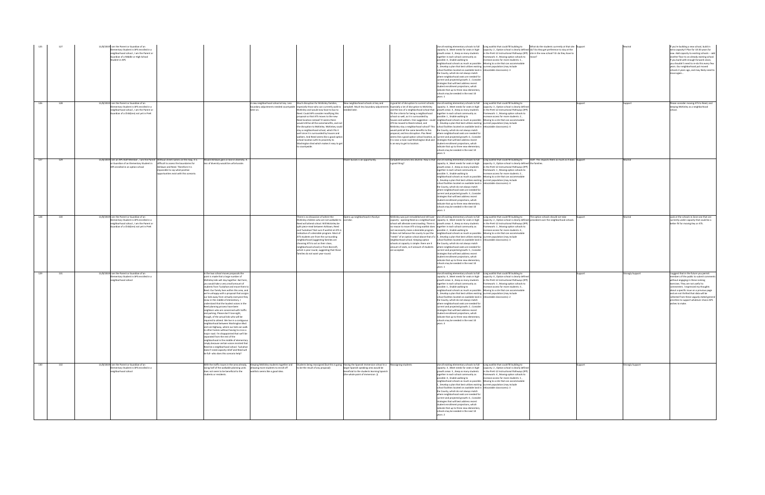| | | | | | | | | | | | | | | | |
|---|---|---|---|---|---|---|---|---|---|---|---|---|---|---|---|
| 125 | 127 | 11/8/2019 I am the Parent or Guardian of an Elementary Student in APS enrolled in a neighborhood school , I am the Parent or Guardian of a Middle or High School Student in APS | | | | | | | Use all existing elementary schools to full capacity: 6 , Meet needs for seats in high-growth areas: 3 , Keep as many students together in each school community as possible: 5 , Enable walking to neighborhood schools as much as possible: 4 , Develop a plan that best utilizes existing school facilities located on available land in the County, which do not always match where neighborhood seats are needed for current and projected growth: 2 , Consider strategies that will best address recent student enrollment projections, which indicate that up to three new elementary schools may be needed in the next 10 years: 1 | Long waitlist that could fill building to capacity: 3 , Option school is clearly defined in the PreK-12 Instructional Pathways (IPP) framework: 4 , Moving option schools to increase access for more students: 1 , Moving to a site that can accommodate current population (may include relocatable classrooms): 2 | What do the students currently at that site do? Do they get preference to stay at the site in the new school? Or do they have to move? | Support | | Neutral | If you're building a new school, build in extra capacity!! Plan for 10-20 years for now. Add capacity to existing schools -- add another floor to an already existing school. If you build with enough forward vision, you shouldn't need to re-do this every few years. Our neighborhood just moved schools 4 years ago, and may likely need to move again... |
| 126 | 128 | 11/8/2019 I am the Parent or Guardian of an Elementary Student in APS enrolled in a neighborhood school , I am the Parent or Guardian of a Child(ren) not yet in PreK | | | A new neighborhood school at Key. Less boundary adjustments needed countywide later on. | Much disruption for McKinley families, especially those who can currently walk to McKinley and would now have to bus to Reed. Could APS consider modifying this proposal so that ATS moves to the new Reed location instead? It seems there would still be all the same benefits, and not the disruption to McKinley. McKinley could stay a neighborhood school, which fits it well since it is surrounded by houses and walkers. And Reed seems like a good option school location with its proximity to Washington blvd which makes it easy to get to countywide. | New neighborhood schools at Key and Campbell. Much less boundary adjustments needed later. | A good lot of disruption to current schools. Especially a lot of disruption to McKinley and the loss of a neighborhood school that fits the criteria for being a neighborhood school so well, as it is surrounded by houses and walkers. One suggestion - could ATS be moved to Reed instead, and McKinley stay a neighborhood school? This would yield all the same benefits to this proposal, and less disruption. Plus Reed seems like a good option school location, as it is near a major road Washington blvd and is an easy to get to location. | Use all existing elementary schools to full capacity: 3 , Meet needs for seats in high-growth areas: 6 , Keep as many students together in each school community as possible: 1 , Enable walking to neighborhood schools as much as possible: 2 , Develop a plan that best utilizes existing school facilities located on available land in the County, which do not always match where neighborhood seats are needed for current and projected growth: 4 , Consider strategies that will best address recent student enrollment projections, which indicate that up to three new elementary schools may be needed in the next 10 years: 5 | Long waitlist that could fill building to capacity: 3 , Option school is clearly defined in the PreK-12 Instructional Pathways (IPP) framework: 1 , Moving option schools to increase access for more students: 2 , Moving to a site that can accommodate current population (may include relocatable classrooms): 4 | | | Support | Support | Please consider moving ATS to Reed, and keeping McKinley as a neighborhood school. |
| 127 | 129 | 11/8/2019 I am an APS Staff Member , I am the Parent or Guardian of an Elementary Student in APS enrolled in an option school | Without street names on the map, it is difficult to assess the boundaries for Ashlawn and Reed. Therefore it is impossible to say what positive opportunities exist with this scenario. | Would Ashlawn gain or lose in diversity. A loss of diversity would be unfortunate. | | | Fewer busses is an opportunity. | Campbell becomes less diverse. How is that a good thing? | Use all existing elementary schools to full capacity: 6 , Meet needs for seats in high-growth areas: 2 , Keep as many students together in each school community as possible: 5 , Enable walking to neighborhood schools as much as possible: 4 , Develop a plan that best utilizes existing school facilities located on available land in the County, which do not always match where neighborhood seats are needed for current and projected growth: 3 , Consider strategies that will best address recent student enrollment projections, which indicate that up to three new elementary schools may be needed in the next 10 years: 1 | Long waitlist that could fill building to capacity: 3 , Option school is clearly defined in the PreK-12 Instructional Pathways (IPP) framework: 1 , Moving option schools to increase access for more students: 2 , Moving to a site that can accommodate current population (may include relocatable classrooms): 4 | ASFR. This impacts them as much as it does the families. | Support | | Neutral | |
| 128 | 130 | 11/8/2019 I am the Parent or Guardian of an Elementary Student in APS enrolled in a neighborhood school , I am the Parent or Guardian of a Child(ren) not yet in PreK | | | | There is no discussion of where the McKinley children who are not walkable to Reed will attend school. Will McKinley be split piece-meal between Ashlawn, Reed and Tuckahoe? Not sure if waitlist at ATS is indicative of a desirable program. Most of ATS students are from the surrounding neighborhood (suggesting families are choosing ATS to act as their close, neighborhood school) or from Barcroft, which is year-round, suggesting that those families do not want year-round. | Opens up neighborhood to Rosslyn corridor. | McKinley was just remodeled and still over capacity - opening Reed as a neighborhood school will alleviate overcrowding. There is no reason to move ATS-a long waitlist does not necessarily mean a desirable program. It does not behoove the county to put the "need" of an option school above that of a neighborhood school. Keeping option schools at capacity is simple: there are X amount of seats, so X amount of students are accepted. | Use all existing elementary schools to full capacity: 6 , Meet needs for seats in high-growth areas: 4 , Keep as many students together in each school community as possible: 3 , Enable walking to neighborhood schools as much as possible: 2 , Develop a plan that best utilizes existing school facilities located on available land in the County, which do not always match where neighborhood seats are needed for current and projected growth: 5 , Consider strategies that will best address recent student enrollment projections, which indicate that up to three new elementary schools may be needed in the next 10 years: 1 | Long waitlist that could fill building to capacity: 2 , Option school is clearly defined in the PreK-12 Instructional Pathways (IPP) framework: 1 , Moving option schools to increase access for more students: 4 , Moving to a site that can accommodate current population (may include relocatable classrooms): 3 | The option schools should not take precedent over the neighborhood schools. | | Support | Neutral | Look at the schools in Zone one that are currently under capacity that could be a better fit for moving Key or ATS. |
| 129 | 131 | 11/8/2019 I am the Parent or Guardian of an Elementary Student in APS enrolled in a neighborhood school | | In the two school moves proposals the point is made that a large number of McKinley kids will stay together. But here, you would take a very small amount of students from Tuckahoe and move them to Reed. Our family lives within this area, and we're unhappy with a proposal that assigns our kids away from virtually everyone they know in the middle of elementary. I understand that the loudest voices in the Reed planning process have been neighbors who are concerned with traffic and parking. Please don't lose sight, though, of the actual kids who will be required to attend. We live in a contiguous neighborhood between Washington Blvd and Lee Highway, where our kids can walk to other homes without having to cross a major road. I'm disappointed that we'll be separated from the rest of the neighborhood in the middle of elementary simply because certain voices insisted that Reed be a neighborhood school. Tuckahoe doesn't need capacity relief and Reed will be full - who does this scenario help? | | | | | Use all existing elementary schools to full capacity: 4 , Meet needs for seats in high-growth areas: 6 , Keep as many students together in each school community as possible: 2 , Enable walking to neighborhood schools as much as possible: 1 , Develop a plan that best utilizes existing school facilities located on available land in the County, which do not always match where neighborhood seats are needed for current and projected growth: 5 , Consider strategies that will best address recent student enrollment projections, which indicate that up to three new elementary schools may be needed in the next 10 years: 3 | Long waitlist that could fill building to capacity: 4 , Option school is clearly defined in the PreK-12 Instructional Pathways (IPP) framework: 1 , Moving option schools to increase access for more students: 3 , Moving to a site that can accommodate current population (may include relocatable classrooms): 2 | | | Support | Strongly Support | I suggest that in the future you permit members of the public to submit comments without engaging in these ranking exercises. They are not useful to commenters. I expressed my thoughts about a specific issue on a previous page and am not thrilled that data will be collected from these vaguely stated general priorities to support whatever choice APS wishes to make. |
| 130 | 132 | 11/8/2019 I am the Parent or Guardian of an Elementary Student in APS enrolled in a neighborhood school | | With the traffic issues in the area already, losing half of the walkable planning units does not seem to be beneficial to the students or residents. | Keeping McKinley students together and allowing more students to enroll off waitlist seems like a good idea. | Students being reassigned (but this is going to be the result of any proposal) | Having the Spanish Immersion school in a larger Spanish speaking area would be beneficial to the students learning Spanish (the whole point of immersion :)) | Reassigning students | Use all existing elementary schools to full capacity: 4 , Meet needs for seats in high-growth areas: 5 , Keep as many students together in each school community as possible: 6 , Enable walking to neighborhood schools as much as possible: 3 , Develop a plan that best utilizes existing school facilities located on available land in the County, which do not always match where neighborhood seats are needed for current and projected growth: 1 , Consider strategies that will best address recent student enrollment projections, which indicate that up to three new elementary schools may be needed in the next 10 years: 2 | Long waitlist that could fill building to capacity: 2 , Option school is clearly defined in the PreK-12 Instructional Pathways (IPP) framework: 1 , Moving option schools to increase access for more students: 4 , Moving to a site that can accommodate current population (may include relocatable classrooms): 3 | | | Support | Strongly Support | |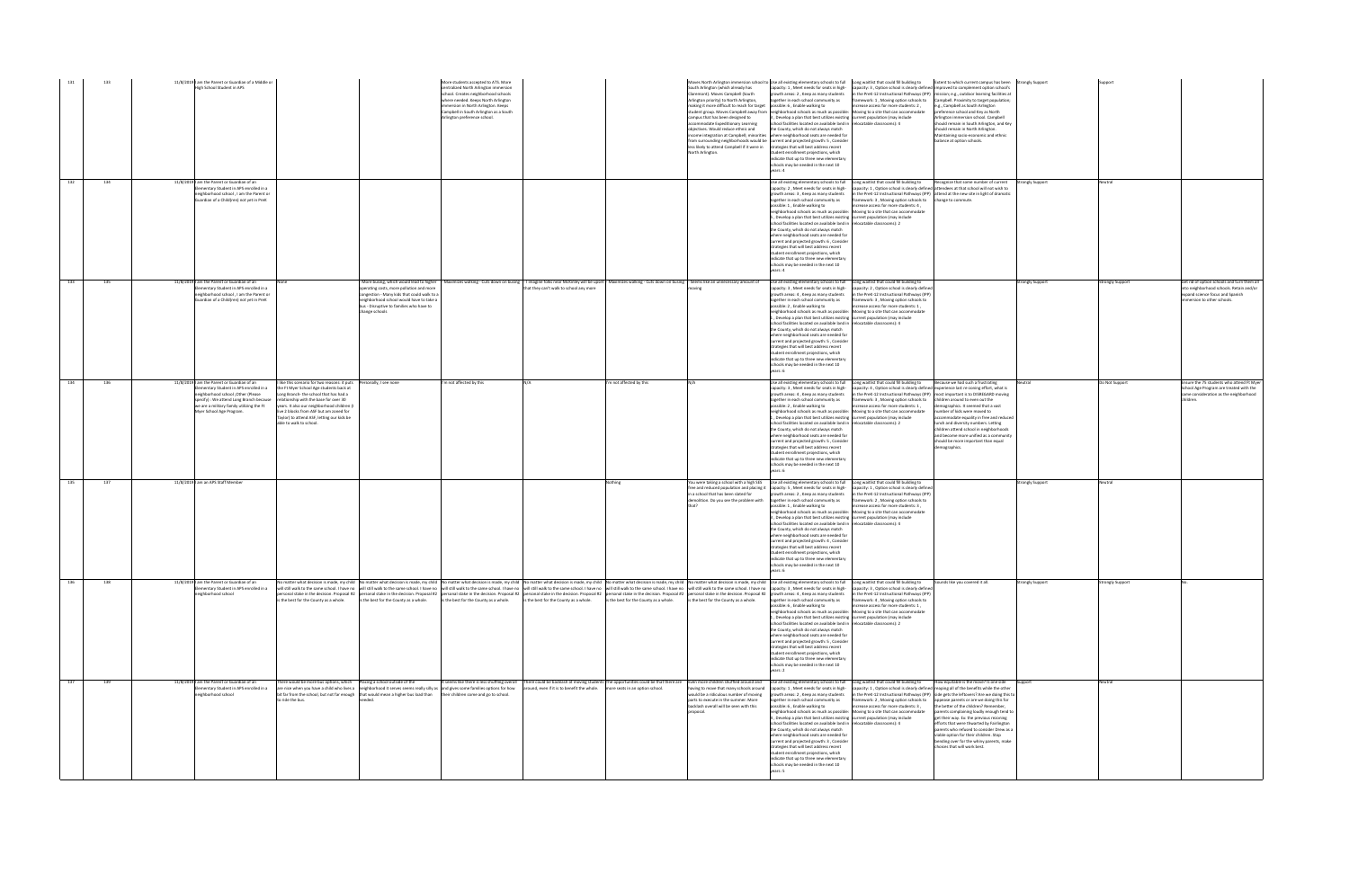| | | | | | | | | | | | | | | | | |
|---|---|---|---|---|---|---|---|---|---|---|---|---|---|---|---|---|
| 131 | 133 | 11/8/2019 | I am the Parent or Guardian of a Middle or High School Student in APS | | | More students accepted to ATS. More centralized North Arlington immersion school. Creates neighborhood schools where needed. Keeps North Arlington immersion in North Arlington. Keeps Campbell in South Arlington as a South Arlington preference school. | | | Moves North Arlington immersion school to South Arlington (which already has Claremont). Moves Campbell (South Arlington priority) to North Arlington, making it more difficult to reach for target student group. Moves Campbell away from campus that has been designed to accommodate Expeditionary Learning objectives. Would reduce ethnic and income integration at Campbell; minorities from surrounding neighborhoods would be less likely to attend Campbell if it were in North Arlington. | Use all existing elementary schools to full capacity: 1 , Meet needs for seats in high growth areas: 2 , Keep as many students together in each school community as possible: 6 , Enable walking to neighborhood schools as much as possible: 5 , Develop a plan that best utilizes existing school facilities located on available land in the County, which do not always match where neighborhood seats are needed for current and projected growth: 3 , Consider strategies that will best address recent student enrollment projections, which indicate that up to three new elementary schools may be needed in the next 10 years: 4 | Long waitlist that could fill building to capacity: 3 , Option school is clearly defined in the PreK-12 Instructional Pathways (IPP) framework: 1 , Moving option schools to increase access for more students: 2 , Moving to a site that can accommodate current population (may include relocatable classrooms): 4 | Extent to which current campus has been improved to complement option school's mission, e.g., outdoor learning facilities at Campbell. Proximity to target population, e.g., Campbell vs South Arlington preference school and Key as North Arlington immersion school. Campbell should remain in South Arlington, and Key should remain in North Arlington. Maintaining socio-economic and ethnic balance at option schools. | Strongly Support | Support | |
| 132 | 134 | 11/8/2019 | I am the Parent or Guardian of an Elementary Student in APS enrolled in a neighborhood school , I am the Parent or Guardian of a Child(ren) not yet in PreK | | | | | | | Use all existing elementary schools to full capacity: 2 , Meet needs for seats in high growth areas: 3 , Keep as many students together in each school community as possible: 1 , Enable walking to neighborhood schools as much as possible: 5 , Develop a plan that best utilizes existing school facilities located on available land in the County, which do not always match where neighborhood seats are needed for current and projected growth: 6 , Consider strategies that will best address recent student enrollment projections, which indicate that up to three new elementary schools may be needed in the next 10 years: 4 | Long waitlist that could fill building to capacity: 1 , Option school is clearly defined in the PreK-12 Instructional Pathways (IPP) framework: 3 , Moving option schools to increase access for more students: 4 , Moving to a site that can accommodate current population (may include relocatable classrooms): 2 | Recognize that some number of current attendees at that school will not wish to attend at the new site in light of dramatic change to commute. | Strongly Support | Neutral | |
| 133 | 135 | 11/8/2019 | I am the Parent or Guardian of an Elementary Student in APS enrolled in a neighborhood school , I am the Parent or Guardian of a Child(ren) not yet in PreK | None | - More busing, which would lead to higher operating costs, more pollution and more congestion - Many kids that could walk to a neighborhood school would have to take a bus - Disruptive to families who have to change schools | - Maximizes walking - Cuts down on busing | - I imagine folks near McKinley will be upset that they can't walk to school any more | - Maximizes walking - Cuts down on busing | - Seems like an unnecessary amount of moving | Use all existing elementary schools to full capacity: 2 , Meet needs for seats in high growth areas: 3 , Keep as many students together in each school community as possible: 4 , Enable walking to neighborhood schools as much as possible: 1 , Develop a plan that best utilizes existing school facilities located on available land in the County, which do not always match where neighborhood seats are needed for current and projected growth: 5 , Consider strategies that will best address recent student enrollment projections, which indicate that up to three new elementary schools may be needed in the next 10 years: 6 | Long waitlist that could fill building to capacity: 2 , Option school is clearly defined in the PreK-12 Instructional Pathways (IPP) framework: 3 , Moving option schools to increase access for more students: 1 , Moving to a site that can accommodate current population (may include relocatable classrooms): 4 | | Strongly Support | Strongly Support | Get rid of option schools and turn them all into neighborhood schools. Retain and/or expand science focus and Spanish immersion to other schools. |
| 134 | 136 | 11/8/2019 | I am the Parent or Guardian of an Elementary Student in APS enrolled in a neighborhood school ,Other (Please specify) - We attend Long Branch because we are a military family utilizing the Ft Myer School Age Program. | I like this scenario for two reasons: it puts the Ft Myer School Age students back at Long Branch- the school that has had a relationship with the base for over 30 years. It also our neighborhood children (I live 2 blocks from ASF but am zoned for Taylor) to attend ASF, letting our kids be able to walk to school. | Personally, I see none. | I'm not affected by this | N/A | I'm not affected by this | N/A | Use all existing elementary schools to full capacity: 3 , Meet needs for seats in high growth areas: 4 , Keep as many students together in each school community as possible: 1 , Enable walking to neighborhood schools as much as possible: 2 , Develop a plan that best utilizes existing school facilities located on available land in the County, which do not always match where neighborhood seats are needed for current and projected growth: 5 , Consider strategies that will best address recent student enrollment projections, which indicate that up to three new elementary schools may be needed in the next 10 years: 6 | Long waitlist that could fill building to capacity: 4 , Option school is clearly defined in the PreK-12 Instructional Pathways (IPP) framework: 3 , Moving option schools to increase access for more students: 1 , Moving to a site that can accommodate current population (may include relocatable classrooms): 2 | Because we had such a frustrating experience last re-zoning effort, what is most important is to DISREGARD moving children around to even out the demographics. It seemed that a vast number of kids were moved to accommodate equality in free and reduced lunch and diversity numbers. Letting children attend school in neighborhoods (and become more unified as a community) should be more important than equal demographics. | Neutral | Do Not Support | Ensure the 75 students who attend Ft Myer School Age Program are treated with the same consideration as the neighborhood children. |
| 135 | 137 | 11/8/2019 | I am an APS Staff Member | | | | | Nothing | You were taking a school with a high SES free and reduced population and placing it in a school that has been slated for demolition. Do you see the problem with that? | Use all existing elementary schools to full capacity: 5 , Meet needs for seats in high growth areas: 2 , Keep as many students together in each school community as possible: 1 , Enable walking to neighborhood schools as much as possible: 3 , Develop a plan that best utilizes existing school facilities located on available land in the County, which do not always match where neighborhood seats are needed for current and projected growth: 4 , Consider strategies that will best address recent student enrollment projections, which indicate that up to three new elementary schools may be needed in the next 10 years: 6 | Long waitlist that could fill building to capacity: 1 , Option school is clearly defined in the PreK-12 Instructional Pathways (IPP) framework: 2 , Moving option schools to increase access for more students: 3 , Moving to a site that can accommodate current population (may include relocatable classrooms): 4 | | Strongly Support | Neutral | |
| 136 | 138 | 11/8/2019 | I am the Parent or Guardian of an Elementary Student in APS enrolled in a neighborhood school | No matter what decision is made, my child will still walk to the same school. I have no personal stake in the decision. Proposal #2 is the best for the County as a whole. | No matter what decision is made, my child will still walk to the same school. I have no personal stake in the decision. Proposal #2 is the best for the County as a whole. | No matter what decision is made, my child will still walk to the same school. I have no personal stake in the decision. Proposal #2 is the best for the County as a whole. | No matter what decision is made, my child will still walk to the same school. I have no personal stake in the decision. Proposal #2 is the best for the County as a whole. | No matter what decision is made, my child will still walk to the same school. I have no personal stake in the decision. Proposal #2 is the best for the County as a whole. | No matter what decision is made, my child will still walk to the same school. I have no personal stake in the decision. Proposal #2 is the best for the County as a whole. | Use all existing elementary schools to full capacity: 1 , Meet needs for seats in high growth areas: 4 , Keep as many students together in each school community as possible: 3 , Enable walking to neighborhood schools as much as possible: 6 , Develop a plan that best utilizes existing school facilities located on available land in the County, which do not always match where neighborhood seats are needed for current and projected growth: 5 , Consider strategies that will best address recent student enrollment projections, which indicate that up to three new elementary schools may be needed in the next 10 years: 2 | Long waitlist that could fill building to capacity: 3 , Option school is clearly defined in the PreK-12 Instructional Pathways (IPP) framework: 4 , Moving option schools to increase access for more students: 1 , Moving to a site that can accommodate current population (may include relocatable classrooms): 2 | Sounds like you covered it all. | Strongly Support | Strongly Support | No. |
| 137 | 139 | 11/8/2019 | I am the Parent or Guardian of an Elementary Student in APS enrolled in a neighborhood school | There would be more bus options, which are nice when you have a child who lives a bit far from the school, but not far enough to ride the bus. | Moving a school outside of the neighborhood it serves seems really silly as that would mean a higher bus load than needed. | It seems like there is less shuffling overall and gives some families options for how their children come and go to school. | There could be backlash at moving students around, even if it is to benefit the whole. | The opportunities could be that there are more seats in an option school. | Even more children shuffled around and having to move that many schools around would be a ridiculous number of moving parts to execute in the summer. More backlash overall will be seen with this proposal. | Use all existing elementary schools to full capacity: 1 , Meet needs for seats in high growth areas: 3 , Keep as many students together in each school community as possible: 4 , Enable walking to neighborhood schools as much as possible: 6 , Develop a plan that best utilizes existing school facilities located on available land in the County, which do not always match where neighborhood seats are needed for current and projected growth: 2 , Consider strategies that will best address recent student enrollment projections, which indicate that up to three new elementary schools may be needed in the next 10 years: 5 | Long waitlist that could fill building to capacity: 4 , Option school is clearly defined in the PreK-12 Instructional Pathways (IPP) framework: 2 , Moving option schools to increase access for more students: 1 , Moving to a site that can accommodate current population (may include relocatable classrooms): 3 | How equitable is the move? Is one side reaping all of the benefits while the other side gets the leftovers? Are we doing this to appease parents or are we doing this for the better of the children? Remember, parents complaining loudly enough tend to get their way. Ex: the previous rezoning efforts that were thwarted by Arlington parents who refused to consider Drew as a viable option for their children. Stop bending over for the whiny parents, make choices that will work best. | Support | Neutral | |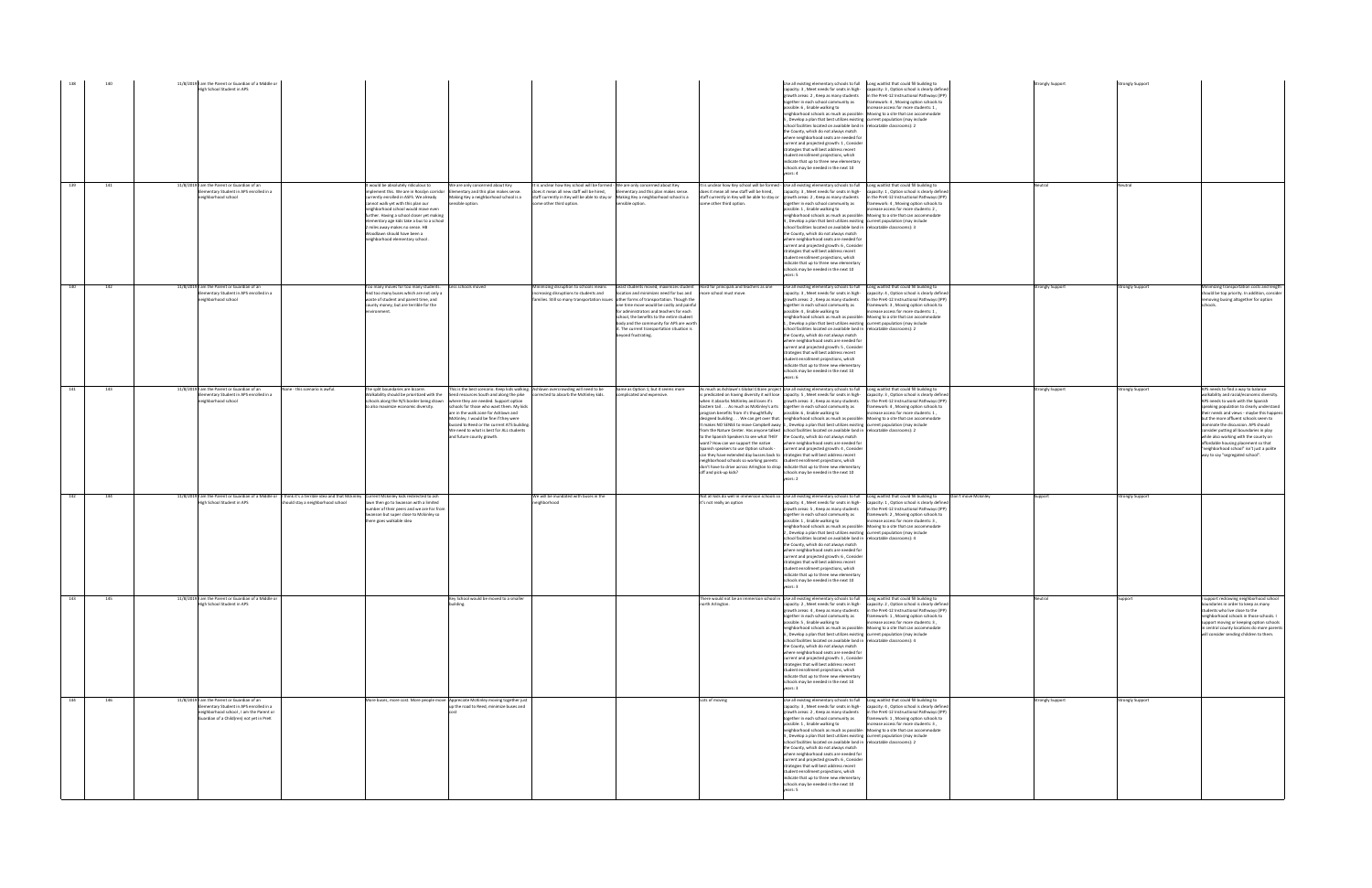| | | | | | | | | | | | | | | | |
|---|---|---|---|---|---|---|---|---|---|---|---|---|---|---|---|
| 138 | 140 | 11/8/2019 | I am the Parent or Guardian of a Middle or High School Student in APS | | | | | | | Use all existing elementary schools to full capacity: 3 , Meet needs for seats in high growth areas: 2 , Keep as many students together in each school community as possible: 6 , Enable walking to neighborhood schools as much as possible: 5 , Develop a plan that best utilizes existing school facilities located on available land in the County, which do not always match where neighborhood seats are needed for current and projected growth: 1 , Consider strategies that will best address recent student enrollment projections, which indicate that up to three new elementary schools may be needed in the next 10 years: 4 | Long waitlist that could fill building to capacity: 3 , Option school is clearly defined in the PreK-12 Instructional Pathways (IPP) framework: 4 , Moving option schools to increase access for more students: 1 , Moving to a site that can accommodate current population (may include relocatable classrooms): 2 | | Strongly Support | Strongly Support | |
| 139 | 141 | 11/8/2019 | I am the Parent or Guardian of an Elementary Student in APS enrolled in a neighborhood school | | It would be absolutely ridiculous to implement this. We are in Rosslyn corridor currently enrolled in ASFS. We already cannot walk yet with this plan our neighborhood school would move even further. Having a school closer yet making elementary age kids take a bus to a school 2 miles away makes no sense. HB Woodlawn should have been a neighborhood elementary school. | We are only concerned about Key Elementary and this plan makes sense. Making Key a neighborhood school is a sensible option. | It is unclear how Key school will be formed - does it mean all new staff will be hired, staff currently in Key will be able to stay or some other third option. | We are only concerned about Key elementary and this plan makes sense. Making Key a neighborhood school is a sensible option. | It is unclear how Key school will be formed - does it mean all new staff will be hired, staff currently in Key will be able to stay or some other third option. | Use all existing elementary schools to full capacity: 4 , Meet needs for seats in high growth areas: 2 , Keep as many students together in each school community as possible: 1 , Enable walking to neighborhood schools as much as possible: 3 , Develop a plan that best utilizes existing school facilities located on available land in the County, which do not always match where neighborhood seats are needed for current and projected growth: 6 , Consider strategies that will best address recent student enrollment projections, which indicate that up to three new elementary schools may be needed in the next 10 years: 5 | Long waitlist that could fill building to capacity: 1 , Option school is clearly defined in the PreK-12 Instructional Pathways (IPP) framework: 4 , Moving option schools to increase access for more students: 2 , Moving to a site that can accommodate current population (may include relocatable classrooms): 3 | | Neutral | Neutral | |
| 140 | 142 | 11/8/2019 | I am the Parent or Guardian of an Elementary Student in APS enrolled in a neighborhood school | | Too many moves for too many students. Bad too many buses which are not only a waste of student and parent time, and county money, but are terrible for the environment. | Less schools moved. | Minimizing disruption to schools means increasing disruptions to students and families. Still so many transportation issues. | Least students moved, maximizes student location and minimizes need for bus and other forms of transportation. Though the one time move would be costly and painful for administrators and teachers for each school, the benefits to the entire student body and the community for APS are worth it. The current transportation situation is beyond frustrating. | Hard for principals and teachers as one more school must move. | Use all existing elementary schools to full capacity: 3 , Meet needs for seats in high growth areas: 2 , Keep as many students together in each school community as possible: 4 , Enable walking to neighborhood schools as much as possible: 1 , Develop a plan that best utilizes existing school facilities located on available land in the County, which do not always match where neighborhood seats are needed for current and projected growth: 5 , Consider strategies that will best address recent student enrollment projections, which indicate that up to three new elementary schools may be needed in the next 10 years: 6 | Long waitlist that could fill building to capacity: 4 , Option school is clearly defined in the PreK-12 Instructional Pathways (IPP) framework: 3 , Moving option schools to increase access for more students: 1 , Moving to a site that can accommodate current population (may include relocatable classrooms): 2 | | Strongly Support | Strongly Support | Minimizing transportation costs and length should be top priority. In addition, consider removing busing altogether for option schools. |
| 141 | 143 | 11/8/2019 | I am the Parent or Guardian of an Elementary Student in APS enrolled in a neighborhood school | None - this scenario is awful. | The split boundaries are bizarre. Walkability should be prioritized with the schools along the N/S border being shown to also maximize economic diversity. | This is the best scenario. Keeps kids walking, feed resources South and along the pike where they are needed. Support option schools for those who want them. My kids are in the walk zone for Ashlawn and McKinley, I would be fine if they were bussed to Reed or the current ATS building. We need to what is best for ALL students and future county growth. | Ashlawn overcrowding will need to be corrected to absorb the McKinley kids. | Same as Option 1, but it seems more complicated and expensive. | As much as Ashlawn's Global Citizen project is predicated on having diversity it will lose where it absorbs McKinley and loses it's Eastern Sid... As much as McKinley's arts program benefits from it's thoughtfully designed building . . . We can get over that. It makes NO SENSE to move Campbell away from the Nature Center. Has anyone talked to the Spanish Speakers to see what THEY want? How can we support the native Spanish speakers to use Option schools - can they have extended day busses back to neighborhood schools so working parents don't have to drive across Arlington to drop off and pick up kids? | Use all existing elementary schools to full capacity: 5 , Meet needs for seats in high growth areas: 3 , Keep as many students together in each school community as possible: 6 , Enable walking to neighborhood schools as much as possible: 1 , Develop a plan that best utilizes existing school facilities located on available land in the County, which do not always match where neighborhood seats are needed for current and projected growth: 4 , Consider strategies that will best address recent student enrollment projections, which indicate that up to three new elementary schools may be needed in the next 10 years: 2 | Long waitlist that could fill building to capacity: 4 , Option school is clearly defined in the PreK-12 Instructional Pathways (IPP) framework: 3 , Moving option schools to increase access for more students: 1 , Moving to a site that can accommodate current population (may include relocatable classrooms): 2 | | Strongly Support | Strongly Support | APS needs to find a way to balance walkability and racial/economic diversity. APS needs to work with the Spanish speaking population to clearly understand their needs and views - maybe this happens but the more affluent schools seem to dominate the discussion. APS should consider putting all boundaries in play while also working with the county on affordable housing placement so that "neighborhood school" isn't just a polite way to say "segregated school". |
| 142 | 144 | 11/8/2019 | I am the Parent or Guardian of a Middle or High School Student in APS | I think it's a terrible idea and that McKinley should stay a neighborhood school | Current Mckinley kids redirected to ash lawn then go to Swanson with a limited number of their peers and we are far from Swanson but super close to McKinley so there goes walkable idea | | We will be inundated with buses in the neighborhood | | Not all kids do well in immersion schools so it's not really an option | Use all existing elementary schools to full capacity: 4 , Meet needs for seats in high growth areas: 5 , Keep as many students together in each school community as possible: 1 , Enable walking to neighborhood schools as much as possible: 2 , Develop a plan that best utilizes existing school facilities located on available land in the County, which do not always match where neighborhood seats are needed for current and projected growth: 6 , Consider strategies that will best address recent student enrollment projections, which indicate that up to three new elementary schools may be needed in the next 10 years: 3 | Long waitlist that could fill building to capacity: 1 , Option school is clearly defined in the PreK-12 Instructional Pathways (IPP) framework: 2 , Moving option schools to increase access for more students: 3 , Moving to a site that can accommodate current population (may include relocatable classrooms): 4 | Don't move McKinley | Support | Strongly Support | |
| 143 | 145 | 11/8/2019 | I am the Parent or Guardian of a Middle or High School Student in APS | | | Key School would be moved to a smaller building. | | | There would not be an immersion school in north Arlington. | Use all existing elementary schools to full capacity: 2 , Meet needs for seats in high growth areas: 4 , Keep as many students together in each school community as possible: 5 , Enable walking to neighborhood schools as much as possible: 6 , Develop a plan that best utilizes existing school facilities located on available land in the County, which do not always match where neighborhood seats are needed for current and projected growth: 1 , Consider strategies that will best address recent student enrollment projections, which indicate that up to three new elementary schools may be needed in the next 10 years: 3 | Long waitlist that could fill building to capacity: 2 , Option school is clearly defined in the PreK-12 Instructional Pathways (IPP) framework: 1 , Moving option schools to increase access for more students: 3 , Moving to a site that can accommodate current population (may include relocatable classrooms): 4 | | Neutral | Support | I support redrawing neighborhood school boundaries in order to keep as many students who live close to the neighborhood schools in those schools. I support moving or keeping option schools in central county locations do more parents will consider sending children to them. |
| 144 | 146 | 11/8/2019 | I am the Parent or Guardian of an Elementary Student in APS enrolled in a neighborhood school , I am the Parent or Guardian of a Child(ren) not yet in PreK | | More buses, more cost. More people move. | Appreciate McKinley moving together just up the road to Reed, minimize buses and cost. | | | Lots of moving | Use all existing elementary schools to full capacity: 3 , Meet needs for seats in high growth areas: 2 , Keep as many students together in each school community as possible: 1 , Enable walking to neighborhood schools as much as possible: 4 , Develop a plan that best utilizes existing school facilities located on available land in the County, which do not always match where neighborhood seats are needed for current and projected growth: 6 , Consider strategies that will best address recent student enrollment projections, which indicate that up to three new elementary schools may be needed in the next 10 years: 5 | Long waitlist that could fill building to capacity: 4 , Option school is clearly defined in the PreK-12 Instructional Pathways (IPP) framework: 1 , Moving option schools to increase access for more students: 3 , Moving to a site that can accommodate current population (may include relocatable classrooms): 2 | | Strongly Support | Strongly Support | |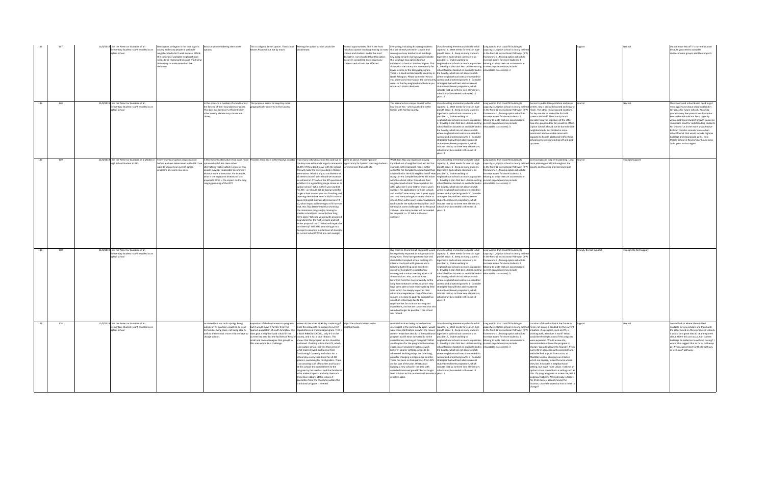| | | | | | | | | | | | | | | | |
|---|---|---|---|---|---|---|---|---|---|---|---|---|---|---|---|
| 145 | 147 | 11/8/2019 | I am the Parent or Guardian of an Elementary Student in APS enrolled in an option school | Best option. Arlington is not that big of a county and many people in walkable neighborhoods don't walk anyway. I think this concept of walkable neighborhoods needs to be reassessed because it's driving the county to make some horrible decisions. | Not as many considering their other options. | This is a slightly better option. That School Moves Proposal but not by much. | Moving the option schools would be problematic | No real opportunities. This is the most ridiculous option involving moving so many schools and students and is the most disruptive. I am shocked that this option was even considered even how many students and schools are affected. | Everything, including disrupting students that are already settled in schools and moving so many teachers and buildings. Key going to Carlin Springs would indicate that you have two option Spanish immersion schools in South Arlington. This shows that the county has no empathy for lower income or the bilingual program. There is a need and demand to keep Key in North Arlington. Please come visit Key so you understand more about the community needs in the Key neighborhood before you make such drastic decisions. | Use all existing elementary schools to full capacity: 2 , Meet needs for seats in high-growth areas: 3 , Keep as many students together in each school community as possible: 1 , Enable walking to neighborhood schools as much as possible: 6 , Develop a plan that best utilizes existing school facilities located on available land in the County, which do not always match where neighborhood seats are needed for current and projected growth: 4 , Consider strategies that will best address recent student enrollment projections, which indicate that up to three new elementary schools may be needed in the next 10 years: 5 | Long waitlist that could fill building to capacity: 2 , Option school is clearly defined in the PreK-12 Instructional Pathways (IPP) framework: 1 , Moving option schools to increase access for more students: 4 , Moving to a site that can accommodate current population (may include relocatable classrooms): 3 | | Support | Neutral | Do not move Key off it's current location because you need to consider socioeconomic groups and their impacts |
| 146 | 148 | 11/8/2019 | I am the Parent or Guardian of an Elementary Student in APS enrolled in an option school | | In this scenario a number of schools are at the far end of their boundaries or zones. This does not seem very efficient when other nearby elementary schools are closer. | This proposal seems to keep more geographically centered in the County. | | | This scenario has a major impact to the location of Key - which pushed it to the border with Fairfax County. | Use all existing elementary schools to full capacity: 5 , Meet needs for seats in high-growth areas: 6 , Keep as many students together in each school community as possible: 1 , Enable walking to neighborhood schools as much as possible: 3 , Develop a plan that best utilizes existing school facilities located on available land in the County, which do not always match where neighborhood seats are needed for current and projected growth: 4 , Consider strategies that will best address recent student enrollment projections, which indicate that up to three new elementary schools may be needed in the next 10 years: 2 | Long waitlist that could fill building to capacity: 4 , Option school is clearly defined in the PreK-12 Instructional Pathways (IPP) framework: 1 , Moving option schools to increase access for more students: 2 , Moving to a site that can accommodate current population (may include relocatable classrooms): 3 | Access to public transportation and major streets. Key is centrally located and easy to reach. The other two proposed locations for Key are not as accessible for both parents and staff. The county should consider how the negatives of the other two sites proposed for Key could be offset. Option schools should not be buried inside neighborhoods, but located in more prominent and accessible areas with capacity to handle additional traffic these schools generate during drop off and pick up times. | Neutral | Neutral | The County and school board need to get more aggressive about obtaining land in key areas for future schools. Rezoning process every few years is too disruptive. Every school should not be at capacity when additional student growth causes an immediate need for redistributing students. For those of us in the more urban Rosslyn-Ballston corridor consider more urban school format that would include highrise buildings and repurposed parks. New Middle School in Rosslyn/Courthouse area looks great in that regard. |
| 147 | 149 | 11/8/2019 | I am the Parent or Guardian of a Middle or High School Student in APS | Fewer moves of option programs now before we have determined in the IPP if we want to keep all our current option programs or create new ones. | Is this the only alternative if we don't move option schools? Are there other alternatives that resulted in more or less people moving? Impossible to comment without more information. For example, what is the impact on diversity of this proposal? What is the impact on the long ranging planning of the IPP? | Provides more seats in the Rosslyn corridor | How many kids who attend Key and live in the Key zone will decide to go to Immersion at ATS? If they don't move with the school this will make the overcrowding in Rosslyn even worse. What is impact on diversity at all these schools? Why should we increase enrollment at ATS when the IPP questioned whether it is a good long range choice as an option school? What is the 5 year waitlist for ATS - we should not be basing need for larger school on one-year Has Teaching and Learning decided we need a 50/50 cohort of Spanish/English learners at immersion? If so, what impact will moving to ATS have on that. Has T&L determined that shrinking the immersion program (by moving to smaller school) is in line with their long term plans? Why did you provide proposed boundaries for the first scenario and not either proposal 1 or 2? What will impact be on diversity? Will ASFS boundary go into Rosslyn to maintain similar level of diversity as current school? What are cost savings? | Same as above. Possibly greater opportunity for Spanish speaking students for immersion than ATS site | What does T&L say impact on moving Campbell out of neighborhood will be? For example, is the Campbell model better suited for the Campbell neighborhood than it would be for the ATS neighborhood? How many current Campbell students will move with the school rather than chose their neighborhood school? Same question for ATS? What are 5-year (rather than 1 year) numbers for applications to these schools and waitlist? How many over 5 years apply and how many who get accepted chose to attend, from within each school's walkzone (and outside the walkzone but within 1mi)? Otherwise, same challenges as for Proposal 2 above. How many buses will be needed for proposal 1 v. 2? What is the cost analysis? | Use all existing elementary schools to full capacity: 6 , Meet needs for seats in high-growth areas: 1 , Keep as many students together in each school community as possible: 3 , Enable walking to neighborhood schools as much as possible: 5 , Develop a plan that best utilizes existing school facilities located on available land in the County, which do not always match where neighborhood seats are needed for current and projected growth: 2 , Consider strategies that will best address recent student enrollment projections, which indicate that up to three new elementary schools may be needed in the next 10 years: 4 | Long waitlist that could fill building to capacity: 4 , Option school is clearly defined in the PreK-12 Instructional Pathways (IPP) framework: 3 , Moving option schools to increase access for more students: 1 , Moving to a site that can accommodate current population (may include relocatable classrooms): 2 | Cost savings and long term planning. Long term planning on all ES throughout the county and teaching and learning input | Neutral | Strongly Support | |
| 148 | 150 | 11/8/2019 | I am the Parent or Guardian of an Elementary Student in APS enrolled in an option school | | | | | | Our children (K and 3rd at Campbell) would be negatively impacted by the proposal in many ways. They have grown to love and cherish the Campbell school building. It's internal courtyard with gardens and a beautiful turtle/frog pond have been crucial for Campbell's expeditionary learning and outdoor learning aspects of the curriculum. Also, our kids have benefited from the close proximity to the Long Branch Nature center, to which they have been able to have many walking field trips, which has deeply impacted their educational experience. One of the main reasons we chose to apply to Campbell as an option school was due to the opportunities for outdoor learning and expeditions, and we are concerned that this would no longer be possible if the school was moved. | Use all existing elementary schools to full capacity: 6 , Meet needs for seats in high-growth areas: 3 , Keep as many students together in each school community as possible: 1 , Enable walking to neighborhood schools as much as possible: 4 , Develop a plan that best utilizes existing school facilities located on available land in the County, which do not always match where neighborhood seats are needed for current and projected growth: 5 , Consider strategies that will best address recent student enrollment projections, which indicate that up to three new elementary schools may be needed in the next 10 years: 2 | Long waitlist that could fill building to capacity: 1 , Option school is clearly defined in the PreK-12 Instructional Pathways (IPP) framework: 2 , Moving option schools to increase access for more students: 4 , Moving to a site that can accommodate current population (may include relocatable classrooms): 3 | | Strongly Do Not Support | Strongly Do Not Support | |
| 149 | 120 | 11/8/2019 | I am the Parent or Guardian of an Elementary Student in APS enrolled in an option school | | Increased bus use can be a concern: Carlin springs being outside of its boundary could be an issue for families being close, not being able to walk to their school. more children have to change schools | expansion of the key immersion program but it would move it further from the Spanish population of south Arlington. This does give a neighborhood school in the current key area but the facilities of Key are small and I would imagine that growth in this area would be a challenge. | where do the other McKinley students go? Given this allows ATS to sustain its current capabilities as a traditional program. THIS is a BLUE RIBBON SCHOOL, only K-5 in the county, and it has 3 blue ribbons. This shows that this program as it is should be sustained. If adding kids to the ATS, which is an option school, will this then prevent what makes it work and special from functioning? Currently each class has a school play every year. Band for all 4th graders, swimming for third graders. There is an amazing staff of teachers and faculty at this school. the commitment to the program by the teachers and the families is what makes it special and why there are three blue ribbons at this school. A guarantee from the county to sustain this traditional program is needed. | Aligns the schools better to the neighborhoods. | multiple locations being moved creates more upset in the community again- would want more clarification on what the moves mean-- what does this do to the traditional program at ATS what does this do to the expeditionary learning at Campbell? What are the plans for the programs themselves. expansion of programs that may work better in smaller settings; needs to be addressed. Building swaps are one thing, plans for changing a program are another. There has been no transparency from APS on this part of the plan. What about building a new school in the area with expected increased growth? better longer term solution as the numbers will become a problem again. | Use all existing elementary schools to full capacity: 5 , Meet needs for seats in high-growth areas: 3 , Keep as many students together in each school community as possible: 2 , Enable walking to neighborhood schools as much as possible: 6 , Develop a plan that best utilizes existing school facilities located on available land in the County, which do not always match where neighborhood seats are needed for current and projected growth: 4 , Consider strategies that will best address recent student enrollment projections, which indicate that up to three new elementary schools may be needed in the next 10 years: 1 | Long waitlist that could fill building to capacity: 4 , Option school is clearly defined in the PreK-12 Instructional Pathways (IPP) framework: 1 , Moving option schools to increase access for more students: 2 , Moving to a site that can accommodate current population (may include relocatable classrooms): 3 | Location of the school with the future in mind, not simply a bandaid for the current situation. If a program, such as ATS, is working well, why does it work? What would be the implications if this program were expanded. Would a new site, accommodate or force the program to change. Would it allow it to flourish? ATS is currently in a location with accessible and walkable field trips to Fern station, to Meditar temples, allowing our children which are diverse, to see the area where they live. It is not in a neighborhood setting, but much more urban. I believe an option school should be in a setting such as this. If a program grows in a new site, will it outgrow that site? ATS is already in trailers for 2 full classes. Would moving the location, cause the diversity that is there to change? | Support | Neutral | I would look at where there is land available for new schools and then build the plans based on these proposed schools. It would be a great idea to be transparent about where this can occur. Can current buildings be added on to without closing? I would also suggest that as far as pathways go- ATS is a great start for the IB pathway as well as AP pathway. |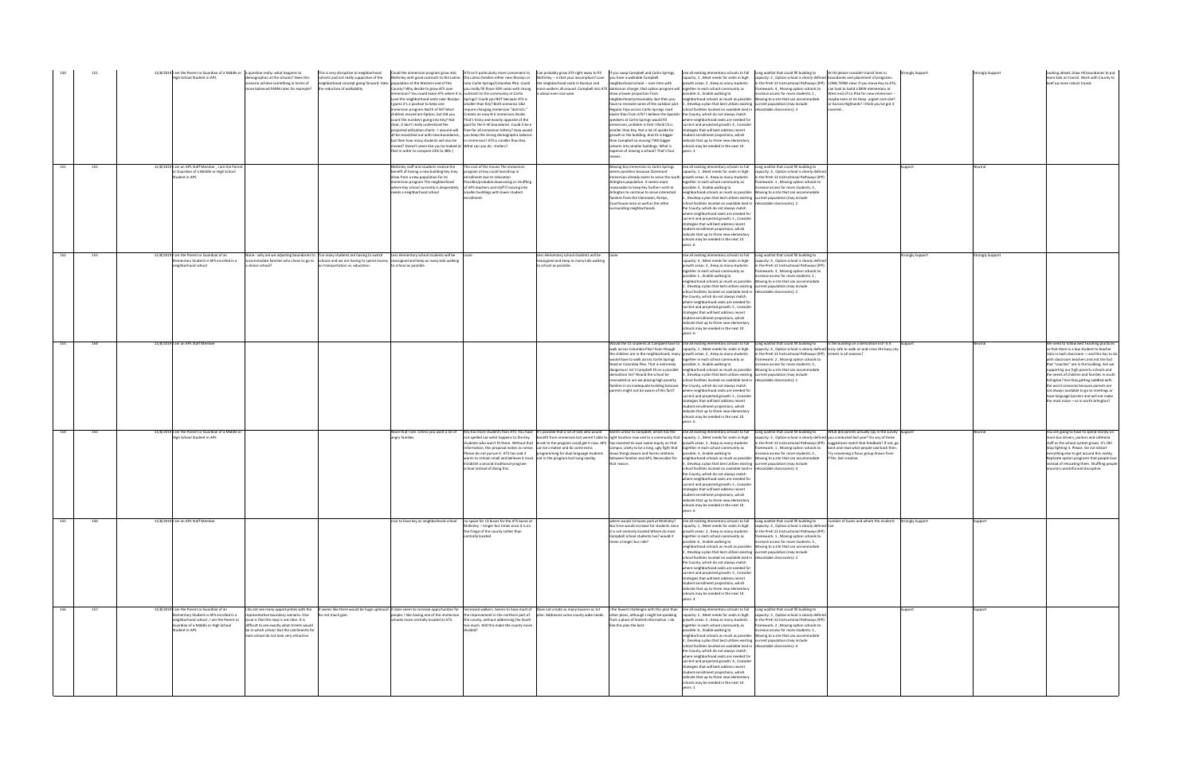| | | | | | | | | | | | | | | | |
|---|---|---|---|---|---|---|---|---|---|---|---|---|---|---|---|
| 150 | 151 | 11/8/2019 | I am the Parent or Guardian of a Middle or High School Student in APS | a question really: what happens to demographics at the schools? Does this scenario achieve something in terms of more balanced FARM rates for example? | This is very disruptive to neighborhood schools and not really supportive of the neighborhood concept going forward. Hate the reduction of walkability | Could the immersion program grow into McKinley with good outreach to the Latino population at the Western end of the County? Why decide to grow ATS over immersion? You could leave ATS where it is, cover the neighborhood seats near Rosslyn (guess it's a positive to keep one immersion program North of 50)? Most children moved are Option, but did you count the numbers going into Key? Not clear. (I don't really understand the projected utilization charts – I assume will all be smoothed out with new boundaries, but then how many students will also be moved? Doesn't seem like you've looked at that in order to compare 35% to 38%.) | ATS isn't particularly more convenient to the Latino families either near Rosslyn or near Carlin Springs/Columbia Pike. Could you really fill those 50% seats with strong outreach to the community at Carlin Springs? Could you NOT because ATS is smaller than Key? Both scenarios 1&2 require changing immersion "districts." Creates an easy N-S immersion divide. That's tricky and exactly opposite of the goal for the E-W boundaries. Could it be a 'free-for all immersion lottery? How would you keep the strong demographic balance in immersion? ATS is smaller than Key. What can you do - trailers? | Can probably grow ATS right away to fill McKinley – is that your assumption? Love the neighborhood seats in Rosslyn and more walkers all around. Campbell into ATS is about even size-wise. | If you swap Campbell and Carlin Springs, you have a walkable Campbell neighborhood school – over time with admission change. that option program will draw a lower proportion from neighborhood presumably. But then you have to recreate some of the outdoor part. Regular trips across Carlin Springs road easier than from ATS? I believe the Spanish speakers at Carlin Springs would fill immersion, problem is that I think CS is smaller than Key. Not a lot of upside for growth in the building. And CS is bigger than Campbell so moving TWO bigger cohorts into smaller buildings. What is expense of moving a school? That's four moves. | Use all existing elementary schools to full capacity: 2 , Meet needs for seats in high growth areas: 2 , Keep as many students together in each school community as possible: 6 , Enable walking to neighborhood schools as much as possible: 5 , Develop a plan that best utilizes existing school facilities located on available land in the County, which do not always match where neighborhood seats are needed for current and projected growth: 4 , Consider strategies that will best address recent student enrollment projections, which indicate that up to three new elementary schools may be needed in the next 10 years: 3 | Long waitlist that could fill building to capacity: 2 , Option school is clearly defined in the PreK-12 Instructional Pathways (IPP) framework: 4 , Moving option schools to increase access for more students: 1 , Moving to a site that can accommodate current population (may include relocatable classrooms): 3 | In HS please consider transit lines in boundaries and placement of programs. LONG TERM view: If you move Key to ATS, can look to build a NEW elementary at West end of Co Pike for new immersion – maybe even at its Heigt. urgent care site? or Aurora Highlands? I think you've got it covered... | Strongly Support | Strongly Support | Looking ahead, draw HS boundaries to put more kids on transit. Work with County to beef up more robust transit. |
| 151 | 152 | 11/8/2019 | I am an APS Staff Member , I am the Parent or Guardian of a Middle or High School Student in APS | | | McKinley staff and students receive the benefit of having a new building Key may draw from a new population for its immersion program The neighborhood where Key school currently is desperately needs a neighborhood school | The cost of the moves The immersion program at key could lose/drop in enrollment due to relocation Possible/probable downsizing or shuffling of APS teachers and staff if moving into smaller buildings with lower student enrollment. | | Moving Key immersion to Carlin Springs seems pointless because Claremont immersion already exists to serve the south Arlington population. It seems more reasonable to keep Key further north in Arlington to continue to serve interested families from the Clarendon, Roslyn, Courthouse area as well as the other surrounding neighborhoods. | Use all existing elementary schools to full capacity: 1 , Meet needs for seats in high growth areas: 4 , Keep as many students together in each school community as possible: 3 , Enable walking to neighborhood schools as much as possible: 2 , Develop a plan that best utilizes existing school facilities located on available land in the County, which do not always match where neighborhood seats are needed for current and projected growth: 5 , Consider strategies that will best address recent student enrollment projections, which indicate that up to three new elementary schools may be needed in the next 10 years: 6 | Long waitlist that could fill building to capacity: 4 , Option school is clearly defined in the PreK-12 Instructional Pathways (IPP) framework: 1 , Moving option schools to increase access for more students: 3 , Moving to a site that can accommodate current population (may include relocatable classrooms): 2 | | Support | Neutral | |
| 152 | 153 | 11/8/2019 | I am the Parent or Guardian of an Elementary Student in APS enrolled in a neighborhood school | None - why are we adjusting boundaries to accommodate families who chose to go to a choice school? | Too many students are having to switch schools and we are having to spend money on transportation vs. education. | Less elementary students will be reassigned and keep as many kids walking to school as possible. | none | Less elementary school students will be reassigned and keep as many kids walking to school as possible. | none | Use all existing elementary schools to full capacity: 4 , Meet needs for seats in high growth areas: 3 , Keep as many students together in each school community as possible: 1 , Enable walking to neighborhood schools as much as possible: 2 , Develop a plan that best utilizes existing school facilities located on available land in the County, which do not always match where neighborhood seats are needed for current and projected growth: 5 , Consider strategies that will best address recent student enrollment projections, which indicate that up to three new elementary schools may be needed in the next 10 years: 6 | Long waitlist that could fill building to capacity: 4 , Option school is clearly defined in the PreK-12 Instructional Pathways (IPP) framework: 2 , Moving option schools to increase access for more students: 3 , Moving to a site that can accommodate current population (may include relocatable classrooms): 1 | | Strongly Support | Strongly Support | |
| 153 | 154 | 11/8/2019 | I am an APS Staff Member | | | | | | Would the CS students at Campbell have to walk across Columbia Pike? Even though the children are in the neighborhood, many would have to walk across Carlin Springs Road or Columbia Pike. That is extremely dangerous! Isn't Campbell ES on a possible demolition list? Would the school be renovated or are we placing high poverty families in an inadequate building because parents might not be aware of this fact? | Use all existing elementary schools to full capacity: 1 , Meet needs for seats in high growth areas: 2 , Keep as many students together in each school community as possible: 5 , Enable walking to neighborhood schools as much as possible: 3 , Develop a plan that best utilizes existing school facilities located on available land in the County, which do not always match where neighborhood seats are needed for current and projected growth: 4 , Consider strategies that will best address recent student enrollment projections, which indicate that up to three new elementary schools may be needed in the next 10 years: 6 | Long waitlist that could fill building to capacity: 4 , Option school is clearly defined in the PreK-12 Instructional Pathways (IPP) framework: 3 , Moving option schools to increase access for more students: 2 , Moving to a site that can accommodate current population (may include relocatable classrooms): 1 | Is the building on a demolition list? Is it truly safe to walk and cross the busy city streets in all seasons? | Support | Neutral | We need to follow best teaching practices so that there is a low student to teacher ratio in each classroom —and this has to do with classroom teachers and not the fact that "coaches" are in the building. Are we supporting our high poverty schools and the needs of children and families in south Arlington? Are they getting saddled with the worst scenarios because parents are not always available to go to meetings or have language barriers and will not make the most noise —as in north Arlington? |
| 154 | 155 | 11/8/2019 | I am the Parent or Guardian of a Middle or High School Student in APS | | | None that I see. Unless you want a lot of angry families | Key has more students than ATS. You have not spelled out what happens to the Key students who won't fit there. Without that information, this proposal makes no sense. Please do not pursue it. ATS has said it wants to remain small and believes it must. Establish a second traditional program school instead of doing this. | It's possible that a lot of kids who would benefit from immersion but weren't able to enroll in the program could get it now. APS can be creative and do some extra programming for dual-language students. not in the program but living nearby. | Seems unfair to Campbell, which has the right location now and to a community that has invested its own sweat equity on that campus. Likely to be a long, ugly fight that slows things down and harms relations between families and APS. Reconsider for that reason. | Use all existing elementary schools to full capacity: 1 , Meet needs for seats in high growth areas: 2 , Keep as many students together in each school community as possible: 4 , Enable walking to neighborhood schools as much as possible: 5 , Develop a plan that best utilizes existing school facilities located on available land in the County, which do not always match where neighborhood seats are needed for current and projected growth: 3 , Consider strategies that will best address recent student enrollment projections, which indicate that up to three new elementary schools may be needed in the next 10 years: 6 | Long waitlist that could fill building to capacity: 2 , Option school is clearly defined in the PreK-12 Instructional Pathways (IPP) framework: 4 , Moving option schools to increase access for more students: 1 , Moving to a site that can accommodate current population (may include relocatable classrooms): 3 | What did parents actually say in the survey you conducted last year? Do any of these suggestions match that feedback? If not, go back and read what people said back then. Try convening a focus group drawn from PTAs. Get creative. | Support | Neutral | You are going to have to spend money on more bus drivers, janitors and cafeteria staff as the school system grows. It's OK! Stop fighting it. Please. Do not distort everything else to get around this reality. Replicate option programs that people love instead of relocating them. Shuffling people around is wasteful and disruptive. |
| 155 | 156 | 11/8/2019 | I am an APS Staff Member | | | nice to have key as neighborhood school | no space for 13 buses for the ATS buses at McKinley – longer bus times since it is on the fringe of the county rather than centrally located | | where would 13 buses park at McKinley? Bus time would increase for students since it is not centrally located Where do most Campbell school students live? would it mean a longer bus ride? | Use all existing elementary schools to full capacity: 1 , Meet needs for seats in high growth areas: 2 , Keep as many students together in each school community as possible: 3 , Enable walking to neighborhood schools as much as possible: 6 , Develop a plan that best utilizes existing school facilities located on available land in the County, which do not always match where neighborhood seats are needed for current and projected growth: 5 , Consider strategies that will best address recent student enrollment projections, which indicate that up to three new elementary schools may be needed in the next 10 years: 4 | Long waitlist that could fill building to capacity: 4 , Option school is clearly defined in the PreK-12 Instructional Pathways (IPP) framework: 3 , Moving option schools to increase access for more students: 1 , Moving to a site that can accommodate current population (may include relocatable classrooms): 2 | number of buses and where the students live | Strongly Support | Support | |
| 156 | 157 | 11/8/2019 | I am the Parent or Guardian of an Elementary Student in APS enrolled in a neighborhood school , I am the Parent or Guardian of a Middle or High School Student in APS | I do not see many opportunities with the representative boundary scenario. One issue is that the map is not clear. It is difficult to see exactly what streets would be in which school. But the catchments for each school do not look very attractive. | It seems like there would be huge upheaval for not much gain. | It does seem to increase opportunities for people. I like having one of the immersion schools more centrally located at ATS. | Increased walkers. Seems to have most of the improvement in the northern part of the county, without addressing the south too much. Will this make the county more divided? | Does not create as many busses as 1st plan. Addresses some county wide needs. | The fewest challenges with this plan than other plans, although I might be speaking from a place of limited information. I do like this plan the best. | Use all existing elementary schools to full capacity: 2 , Meet needs for seats in high growth areas: 5 , Keep as many students together in each school community as possible: 3 , Enable walking to neighborhood schools as much as possible: 6 , Develop a plan that best utilizes existing school facilities located on available land in the County, which do not always match where neighborhood seats are needed for current and projected growth: 4 , Consider strategies that will best address recent student enrollment projections, which indicate that up to three new elementary schools may be needed in the next 10 years: 1 | Long waitlist that could fill building to capacity: 3 , Option school is clearly defined in the PreK-12 Instructional Pathways (IPP) framework: 2 , Moving option schools to increase access for more students: 1 , Moving to a site that can accommodate current population (may include relocatable classrooms): 4 | | Support | Support | |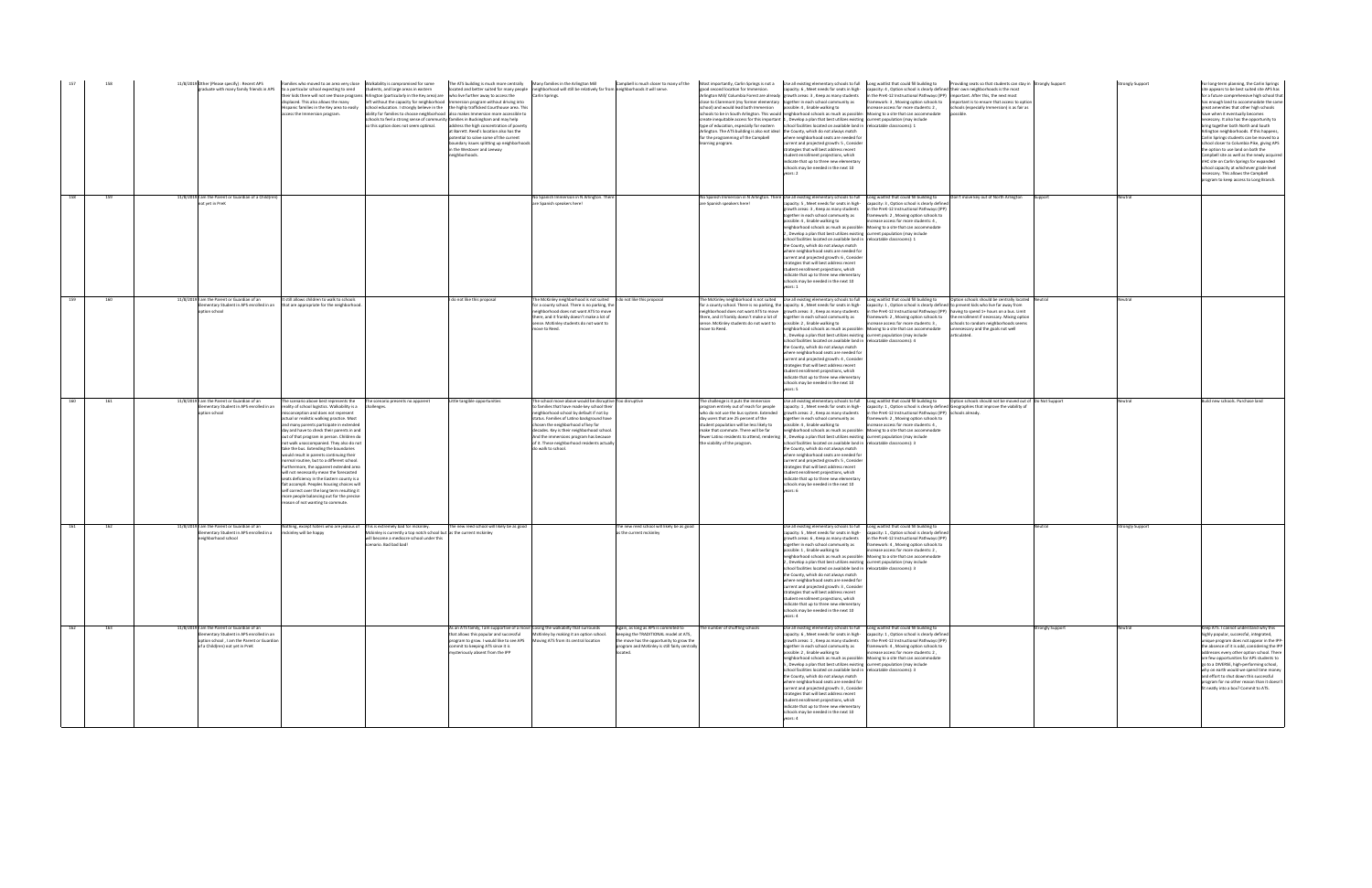| | | | | | | | | | | | | | | | |
|---|---|---|---|---|---|---|---|---|---|---|---|---|---|---|---|
| 157 | 158 | 11/8/2019 Other (Please specify) : Recent APS graduate with many family friends in APS | Families who moved to an area very close to a particular school expecting to send their kids there will not see those programs displaced. This also allows the many Hispanic families in the Key area to easily access the immersion program. | Walkability is compromised for some students, and large areas in eastern Arlington (particularly in the Key area) are left without the capacity for neighborhood school education. I strongly believe in the ability for families to choose neighborhood schools to feel a strong sense of community, so this option does not seem optimal. | The ATS building is much more centrally located and better suited for many people who live farther away to access the immersion program without driving into the highly trafficked Courthouse area. This also makes immersion more accessible to families in Buckingham and may help address the high concentration of poverty at Barrett. Reed's location also has the potential to solve some of the current boundary issues splitting up neighborhoods in the Westover and Leeway neighborhoods. | Many families in the Arlington Mill neighborhood will still be relatively far from Carlin Springs. | Campbell is much closer to many of the neighborhoods it will serve. | Most importantly, Carlin Springs is not a good second location for immersion. Arlington Mill/ Columbia Forest are already close to Claremont (my former elementary school) and would lead both immersion schools to be in South Arlington. This would create inequitable access for this important type of education, especially for eastern Arlington. The ATS building is also not ideal for the programming of the Campbell learning program. | Use all existing elementary schools to full capacity: 4 , Meet needs for seats in high-growth areas: 3 , Keep as many students together in each school community as possible: 6 , Enable walking to neighborhood schools as much as possible: 1 , Develop a plan that best utilizes existing school facilities located on available land in the County, which do not always match where neighborhood seats are needed for current and projected growth: 5 , Consider strategies that will best address recent student enrollment projections, which indicate that up to three new elementary schools may be needed in the next 10 years: 2 | Long waitlist that could fill building to capacity: 4 , Option school is clearly defined in the PreK-12 Instructional Pathways (IPP) framework: 3 , Moving option schools to increase access for more students: 2 , Moving to a site that can accommodate current population (may include relocatable classrooms): 1 | Providing seats so that students can stay in their own neighborhoods is the most important. After this, the next most important is to ensure that access to option schools (especially immersion) is as far as possible. | Strongly Support | | Strongly Support | For long-term planning, the Carlin Springs site appears to be best suited site APS has for a future comprehensive high school that has enough land to accommodate the same great amenities that other high schools have when it eventually becomes necessary. It also has the opportunity to bring together both North and South Arlington neighborhoods. If this happens, Carlin Springs students can be moved to a school closer to Columbia Pike, giving APS the option to use land on both the Campbell site as well as the newly acquired ARC site on Carlin Springs for expanded school capacity at whichever grade level necessary. This allows the Campbell program to keep access to Long Branch. |
| 158 | 159 | 11/8/2019 I am the Parent or Guardian of a Child(ren) not yet in PreK | | | | No Spanish immersion in N Arlington. There are Spanish speakers here! | | No Spanish immersion in N Arlington. There are Spanish speakers here! | Use all existing elementary schools to full capacity: 5 , Meet needs for seats in high-growth areas: 3 , Keep as many students together in each school community as possible: 4 , Enable walking to neighborhood schools as much as possible: 2 , Develop a plan that best utilizes existing school facilities located on available land in the County, which do not always match where neighborhood seats are needed for current and projected growth: 6 , Consider strategies that will best address recent student enrollment projections, which indicate that up to three new elementary schools may be needed in the next 10 years: 1 | Long waitlist that could fill building to capacity: 3 , Option school is clearly defined in the PreK-12 Instructional Pathways (IPP) framework: 2 , Moving option schools to increase access for more students: 4 , Moving to a site that can accommodate current population (may include relocatable classrooms): 1 | Don't move key out of North Arlington | Support | | Neutral | |
| 159 | 160 | 11/8/2019 I am the Parent or Guardian of an Elementary Student in APS enrolled in an option school | It still allows children to walk to schools that are appropriate for the neighborhood. | | I do not like this proposal | The McKinley neighborhood is not suited for a county school. There is no parking, the neighborhood does not want ATS to move there, and it frankly doesn't make a lot of sense. McKinley students do not want to move to Reed. | I do not like this proposal | The McKinley neighborhood is not suited for a county school. There is no parking, the neighborhood does not want ATS to move there, and it frankly doesn't make a lot of sense. McKinley students do not want to move to Reed. | Use all existing elementary schools to full capacity: 2 , Meet needs for seats in high-growth areas: 4 , Keep as many students together in each school community as possible: 3 , Enable walking to neighborhood schools as much as possible: 1 , Develop a plan that best utilizes existing school facilities located on available land in the County, which do not always match where neighborhood seats are needed for current and projected growth: 6 , Consider strategies that will best address recent student enrollment projections, which indicate that up to three new elementary schools may be needed in the next 10 years: 5 | Long waitlist that could fill building to capacity: 1 , Option school is clearly defined in the PreK-12 Instructional Pathways (IPP) framework: 2 , Moving option schools to increase access for more students: 3 , Moving to a site that can accommodate current population (may include relocatable classrooms): 4 | Option schools should be centrally located to prevent kids who live far away from having to spend 1+ hours on a bus. Limit the enrollment if necessary. Moving option schools to random neighborhoods seems unnecessary and the goals not well articulated. | Neutral | | Neutral | |
| 160 | 161 | 11/8/2019 I am the Parent or Guardian of an Elementary Student in APS enrolled in an option school | The scenario above best represents the reality of school logistics. Walkability is a misconception and does not represent actual or realistic walking practice. Most and many parents participate in extended day and have to check their parents in and out of that program in person. Children do not walk unaccompanied. They also do not take the bus. Extending the boundaries would result in parents continuing their normal routine, but to a different school. Furthermore, the apparent extended area will not necessarily mean the forecasted seats deficiency in the Eastern county is a fait accompli. Peoples housing choices will self correct over the long term resulting it more people balancing out for the precise reason of not wanting to commute. | The scenario presents no apparent challenges. | Little tangible opportunities | The school move above would be disruptive to families that have made key school their neighborhood school by default if not by status. Families of Latino background have chosen the neighborhood of key for decades. Key is their neighborhood school. And the immersion program has because of it. These neighborhood residents actually do walk to school. | Too disruptive | The challenge is it puts the immersion program entirely out of reach for people who do not use the bus system. Extended day users that are 25 percent of the student population will be less likely to make that commute. There will be far fewer Latino residents to attend, rendering the viability of the program. | Use all existing elementary schools to full capacity: 1 , Meet needs for seats in high-growth areas: 2 , Keep as many students together in each school community as possible: 3 , Enable walking to neighborhood schools as much as possible: 4 , Develop a plan that best utilizes existing school facilities located on available land in the County, which do not always match where neighborhood seats are needed for current and projected growth: 5 , Consider strategies that will best address recent student enrollment projections, which indicate that up to three new elementary schools may be needed in the next 10 years: 6 | Long waitlist that could fill building to capacity: 1 , Option school is clearly defined in the PreK-12 Instructional Pathways (IPP) framework: 2 , Moving option schools to increase access for more students: 4 , Moving to a site that can accommodate current population (may include relocatable classrooms): 3 | Option schools should not be moved out of geographies that improve the viability of schools already. | Do Not Support | | Neutral | Build new schools. Purchase land |
| 161 | 162 | 11/8/2019 I am the Parent or Guardian of an Elementary Student in APS enrolled in a neighborhood school | Nothing, except haters who are jealous of mckinley will be happy. | This is extremely bad for mckinley. Mckinley is currently a top notch school but will become a mediocre school under this scenario. Bad bad bad! | The new reed school will likely be as good as the current mckinley | | The new reed school will likely be as good as the current mckinley | | Use all existing elementary schools to full capacity: 5 , Meet needs for seats in high-growth areas: 1 , Keep as many students together in each school community as possible: 6 , Enable walking to neighborhood schools as much as possible: 2 , Develop a plan that best utilizes existing school facilities located on available land in the County, which do not always match where neighborhood seats are needed for current and projected growth: 3 , Consider strategies that will best address recent student enrollment projections, which indicate that up to three new elementary schools may be needed in the next 10 years: 4 | Long waitlist that could fill building to capacity: 1 , Option school is clearly defined in the PreK-12 Instructional Pathways (IPP) framework: 4 , Moving option schools to increase access for more students: 2 , Moving to a site that can accommodate current population (may include relocatable classrooms): 3 | | | Neutral | Strongly Support | |
| 162 | 163 | 11/8/2019 I am the Parent or Guardian of an Elementary Student in APS enrolled in an option school , I am the Parent or Guardian of a Child(ren) not yet in PreK | | | As an ATS family, I am supportive of a model that allows this popular and successful program to grow. I would like to see APS commit to keeping ATS since it is mysteriously absent from the IPP. | Losing the walkability that surrounds McKinley by making it an option school. Moving ATS from its central location | Again, as long as APS is committed to keeping the TRADITIONAL model at ATS, the move has the opportunity to grow the program and McKinley is still fairly centrally located. | The number of shuffling schools | Use all existing elementary schools to full capacity: 6 , Meet needs for seats in high-growth areas: 1 , Keep as many students together in each school community as possible: 2 , Enable walking to neighborhood schools as much as possible: 3 , Develop a plan that best utilizes existing school facilities located on available land in the County, which do not always match where neighborhood seats are needed for current and projected growth: 5 , Consider strategies that will best address recent student enrollment projections, which indicate that up to three new elementary schools may be needed in the next 10 years: 4 | Long waitlist that could fill building to capacity: 1 , Option school is clearly defined in the PreK-12 Instructional Pathways (IPP) framework: 4 , Moving option schools to increase access for more students: 2 , Moving to a site that can accommodate current population (may include relocatable classrooms): 3 | | | Strongly Support | Neutral | Keep ATS. I cannot understand why this highly popular, successful, integrated, unique program does not appear in the IPP. The absence of it is odd, considering the IPP addresses every other option school. There are few opportunities for APS students to go to a DIVERSE, high-performing school, why on earth would we spend time money and effort to shut down this successful program for no other reason than it doesn't fit neatly into a box? Commit to ATS. |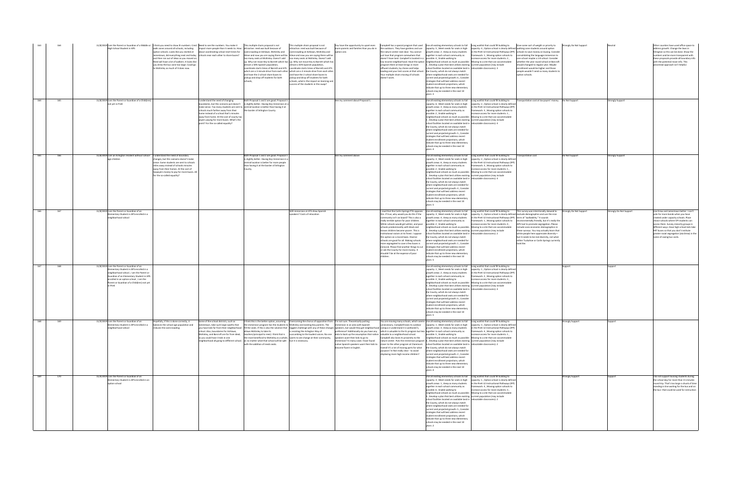| | | | | | | | | | | | | | | | |
|---|---|---|---|---|---|---|---|---|---|---|---|---|---|---|---|
| 163 | 164 | 11/8/2019 | I am the Parent or Guardian of a Middle or High School Student in APS | I think you need to show the numbers. Create walk zones around all schools, including option schools. Looks like you started at Jamestown, did everything east and today and then ran out of ideas as you moved on. Reed will have a lot of walkers. It looks like you drew the bus zone too large. Could go to McKinley as much of it does now. | Need to see the numbers. You make it impact more people than it needs to. How about coordinating school start times for schools near each other to share buses? | This multiple choice proposal is not attractive. need was built because of overcrowding at Ashlawn, McKinley and Glebe and now you are saying there will be too many seats at McKinley. Doesn't add up. Why not move Key to Barrett which has almost a 50% Spanish population, coordinate starts times of Barrett and ATS which are a 3 minute drive from each other and have the 2 school share buses to pickup and drop off students for both schools, | This multiple choice proposal is not attractive. need was built because of overcrowding at Ashlawn, McKinley and Glebe and now you are saying there will be too many seats at McKinley. Doesn't add up. Why not move Key to Barrett which has almost a 50% Spanish population, coordinate starts times of Barrett and ATS which are a 3 minute drive from each other and have the 2 school share buses to pickup and drop off students for both schools, what is the impact on learning and success of the students in this swap? | You have the opportunity to upset even more parents and families than you do in option one. | Campbell has a special program that used the outdoors. They have gardens and use the nature center next door. You cannot just love that program somewhere that doesn't have land. Campbell is located in a low income neighborhood. Have the option program there at least brings in more affluent students, by choice and helps leading and your test scores at that school. Your multiple chairs moving of schools doesn't work. | Use all existing elementary schools to full capacity: 5 , Meet needs for seats in high growth areas: 2 , Keep as many students together in each school community as possible: 6 , Enable walking to neighborhood schools as much as possible: 1 , Develop a plan that best utilizes existing school facilities located on available land in the County, which do not always match where neighborhood seats are needed for current and projected growth: 4 , Consider strategies that will best address recent student enrollment projections, which indicate that up to three new elementary schools may be needed in the next 10 years: 3 | Long waitlist that could fill building to capacity: 4 , Option school is clearly defined in the PreK-12 Instructional Pathways (IPP) framework: 1 , Moving option schools to increase access for more students: 2 , Moving to a site that can accommodate current population (may include relocatable classrooms): 3 | Give some sort of weight or priority to walking zone students around option schools to save money on busing. Consider consolidating the language immersion to one school maybe a 1-8 school. Consider whether the year round school at Barcroft should changed to regular year. Maybe enrollment would be higher and those people wouldn't send so many students to option schools. | Strongly Do Not Support | Neutral | Other counties have used office space to address growth. Change the laws in Arlington so this can be done. Show the numbers and be more transparent with these proposals provide all boundary info with the potential move info. This piecemeal approach isn't helpful. |
| 164 | 165 | 11/8/2019 | I am the Parent or Guardian of a Child(ren) not yet in PreK | | I understand the need of changing boundaries, but this scenario just doesn't make sense. Too many students are sent to schools much further away from their home instead of a school that's minutes away from home. At the cost of county tax payers paying for more buses. What's the point? For the so-called equality? | Both Proposal 1 and 2 are good. Proposal 1 is slightly better. Having Key Immersion at a central location is better than having it at the border of Arlington County. | | See my comment about Proposal 1 | | Use all existing elementary schools to full capacity: 6 , Meet needs for seats in high growth areas: 3 , Keep as many students together in each school community as possible: 2 , Enable walking to neighborhood schools as much as possible: 1 , Develop a plan that best utilizes existing school facilities located on available land in the County, which do not always match where neighborhood seats are needed for current and projected growth: 5 , Consider strategies that will best address recent student enrollment projections, which indicate that up to three new elementary schools may be needed in the next 10 years: 4 | Long waitlist that could fill building to capacity: 2 , Option school is clearly defined in the PreK-12 Instructional Pathways (IPP) framework: 3 , Moving option schools to increase access for more students: 1 , Moving to a site that can accommodate current population (may include relocatable classrooms): 4 | Transportation cost at tax payers' money. | Do Not Support | Strongly Support | |
| 165 | 166 | 11/8/2019 | I am an Arlington resident without school-age children | I understand the need of boundary changes, but this scenario doesn't make sense. Some students are sent to schools miles away instead of schools minutes away from their homes. At the cost of taxpayers money to pay for more buses. All for the so-called equality? | | Both Proposal 1 and 2 are good. Proposal 1 is slightly better. Having Key Immersion in a central location is better for more people than having it at the border of Arlington County. | | See my comment above | | Use all existing elementary schools to full capacity: 3 , Meet needs for seats in high growth areas: 4 , Keep as many students together in each school community as possible: 2 , Enable walking to neighborhood schools as much as possible: 1 , Develop a plan that best utilizes existing school facilities located on available land in the County, which do not always match where neighborhood seats are needed for current and projected growth: 6 , Consider strategies that will best address recent student enrollment projections, which indicate that up to three new elementary schools may be needed in the next 10 years: 5 | Long waitlist that could fill building to capacity: 2 , Option school is clearly defined in the PreK-12 Instructional Pathways (IPP) framework: 3 , Moving option schools to increase access for more students: 1 , Moving to a site that can accommodate current population (may include relocatable classrooms): 4 | Transportation cost | Do Not Support | Strongly Support | |
| 166 | 167 | 11/8/2019 | I am the Parent or Guardian of an Elementary Student in APS enrolled in a neighborhood school | | | | Will immersion at ATS draw Spanish speakers? Costs of relocation | | I read that the Carlin Springs PTA opposes this. If true, why would you do this if the community isn't on board? This is also a really terrible option for poor children. White schools would get whiter, and poor schools predominantly with black and brown children become poorer. This is institutional racism at its finest. I oppose this option on a moral basis. Diverse schools are good for all. Making schools more segregated to save a few buses is immoral. Please find another things to cut or ask the County for more money. It shouldn't be at the expense of poor children. | Use all existing elementary schools to full capacity: 3 , Meet needs for seats in high growth areas: 4 , Keep as many students together in each school community as possible: 6 , Enable walking to neighborhood schools as much as possible: 2 , Develop a plan that best utilizes existing school facilities located on available land in the County, which do not always match where neighborhood seats are needed for current and projected growth: 1 , Consider strategies that will best address recent student enrollment projections, which indicate that up to three new elementary schools may be needed in the next 10 years: 5 | Long waitlist that could fill building to capacity: 3 , Option school is clearly defined in the PreK-12 Instructional Pathways (IPP) framework: 1 , Moving option schools to increase access for more students: 4 , Moving to a site that can accommodate current population (may include relocatable classrooms): 2 | This survey was intentionally skewed to include demographics and use the nice term of "walkability." It sounds environmentally friendly, but it's really the APS tool to promote segregation. Please include socio economic demographics in these surveys. You may actually learn that white people here appreciate diversity—but it needs to be real diversity, not what either Tuckahoe or Carlin Springs currently look like. | Strongly Do Not Support | Strongly Do Not Support | Use Drew and Jamestown better-- can't vote for more bonds when you have created under capacity schools. Place choice schools where VPI students can access them. Survey minority groups in different ways. Have high school kids take ART buses so that you don't institute greater racial segregation (via Drew) in the name of saving bus costs. |
| 167 | 168 | 11/8/2019 | I am the Parent or Guardian of an Elementary Student in APS enrolled in a neighborhood school , I am the Parent or Guardian of an Elementary Student in APS enrolled in an option school , I am the Parent or Guardian of a Child(ren) not yet in PreK | | | | | | | Use all existing elementary schools to full capacity: 1 , Meet needs for seats in high growth areas: 2 , Keep as many students together in each school community as possible: 3 , Enable walking to neighborhood schools as much as possible: 4 , Develop a plan that best utilizes existing school facilities located on available land in the County, which do not always match where neighborhood seats are needed for current and projected growth: 6 , Consider strategies that will best address recent student enrollment projections, which indicate that up to three new elementary schools may be needed in the next 10 years: 5 | Long waitlist that could fill building to capacity: 1 , Option school is clearly defined in the PreK-12 Instructional Pathways (IPP) framework: 2 , Moving option schools to increase access for more students: 3 , Moving to a site that can accommodate current population (may include relocatable classrooms): 4 | | Support | Support | |
| 168 | 169 | 11/8/2019 | I am the Parent or Guardian of an Elementary Student in APS enrolled in a neighborhood school | Hopefully, if this is done correctly, it balances the school age population and reduces the overcrowding | Some of the school districts, such as Jamestown, take such large swaths that you have kids far from their neighborhood school. Also, boundaries for Ashlawn, McKinley, and Barcroft are far from ideal, as you could have 3 kids at one neighborhood all going to different school | I think this is the better option, assuming the immersion program has the students to fill the seats. If this is also the solution that allows McKinley to take its teachers/principal to Reed, I think that is the most beneficial to McKinley as a whole, as no matter what that school will be split with the addition of Reed's seats. | Overcoming the chorus of opposition from McKinley and existing Key parents. The biggest challenge with any of these changes is resisting the Arlington Way of succumbing to the loudest voices. No one wants to see change at their community, but it is necessary. | I'm not sure. Theoretically putting immersion in an area with Spanish speakers, but would they get neighborhood preference? Additionally do you have any data to back up the assumption that native Spanish speakers want their kids to go to immersion? In many cases I have found native Spanish speakers want their kids to become fluent in English. | You are moving many schools, which seems unnecessary. Campbell loses its outdoor campus (I understand it is wetlands?), which is valuable to the EL program but less valuable to a neighborhood school. Campbell also loses its proximity to the nature center. Puts the immersion program closer to the other program at Claremont. Overall it's a lot of moving parts for what purpose I'm not really clear - to avoid displacing more high income children? | Use all existing elementary schools to full capacity: 1 , Meet needs for seats in high growth areas: 3 , Keep as many students together in each school community as possible: 4 , Enable walking to neighborhood schools as much as possible: 5 , Develop a plan that best utilizes existing school facilities located on available land in the County, which do not always match where neighborhood seats are needed for current and projected growth: 6 , Consider strategies that will best address recent student enrollment projections, which indicate that up to three new elementary schools may be needed in the next 10 years: 4 | Long waitlist that could fill building to capacity: 4 , Option school is clearly defined in the PreK-12 Instructional Pathways (IPP) framework: 3 , Moving option schools to increase access for more students: 1 , Moving to a site that can accommodate current population (may include relocatable classrooms): 2 | | Strongly Support | Support | |
| 169 | 170 | 11/8/2019 | I am the Parent or Guardian of an Elementary Student in APS enrolled in an option school | | | | | | | Use all existing elementary schools to full capacity: 3 , Meet needs for seats in high growth areas: 1 , Keep as many students together in each school community as possible: 6 , Enable walking to neighborhood schools as much as possible: 5 , Develop a plan that best utilizes existing school facilities located on available land in the County, which do not always match where neighborhood seats are needed for current and projected growth: 1 , Consider strategies that will best address recent student enrollment projections, which indicate that up to three new elementary schools may be needed in the next 10 years: 2 | Long waitlist that could fill building to capacity: 1 , Option school is clearly defined in the PreK-12 Instructional Pathways (IPP) framework: 4 , Moving option schools to increase access for more students: 3 , Moving to a site that can accommodate current population (may include relocatable classrooms): 2 | | Strongly Support | Support | I do not support busing students during the school day for more than 15 minutes round trip. That's too large a chunk of time standing in line waiting for the bus and on the bus--that could be used for instruction |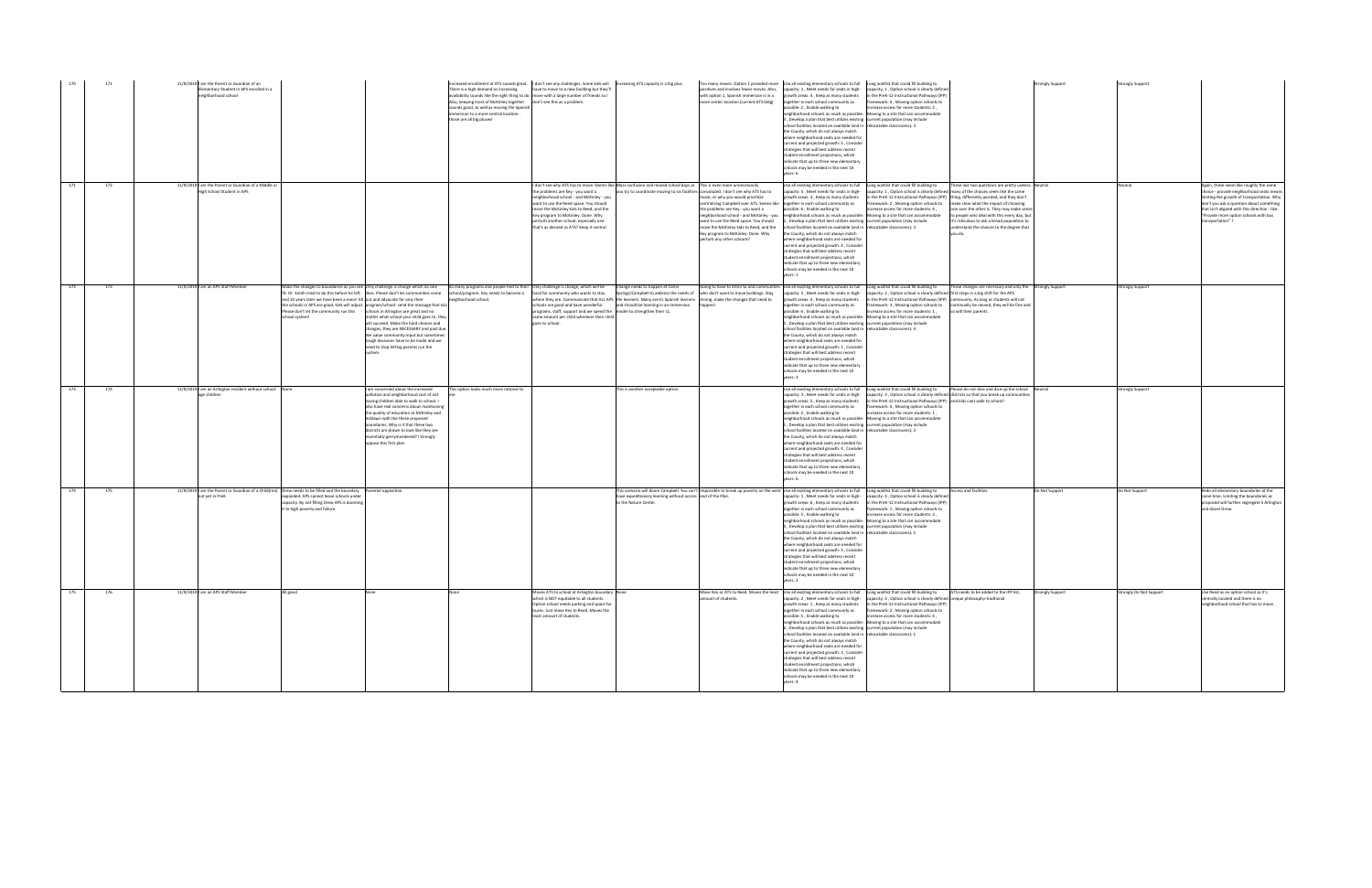| | | | | | | | | | | | | | | |
|---|---|---|---|---|---|---|---|---|---|---|---|---|---|---|
| 170 | 171 | 11/8/2019 I am the Parent or Guardian of an Elementary Student in APS enrolled in a neighborhood school | | | Increased enrollment at ATS sounds great. There is a high demand so increasing availability sounds like the right thing to do. Also, keeping most of McKinley together sounds good, as well as moving the Spanish immersion to a more central location - those are all big pluses! | I don't see any challenges. Some kids will have to move to a new building but they'll move with a large number of friends so I don't see this as a problem. | Increasing ATS capacity is a big plus. | Too many moves. Option 1 provided more positives and involves fewer moves. Also, with option 1, Spanish immersion is in a more center location (current ATS bldg) | Use all existing elementary schools to full capacity: 1 , Meet needs for seats in high-growth areas: 4 , Keep as many students together in each school community as possible: 2 , Enable walking to neighborhood schools as much as possible: 5 , Develop a plan that best utilizes existing school facilities located on available land in the County, which do not always match where neighborhood seats are needed for current and projected growth: 3 , Consider strategies that will best address recent student enrollment projections, which indicate that up to three new elementary schools may be needed in the next 10 years: 6 | Long waitlist that could fill building to capacity: 1 , Option school is clearly defined in the PreK-12 Instructional Pathways (IPP) framework: 4 , Moving option schools to increase access for more students: 2 , Moving to a site that can accommodate current population (may include relocatable classrooms): 3 | | Strongly Support | Strongly Support | |
| 171 | 172 | 11/8/2019 I am the Parent or Guardian of a Middle or High School Student in APS | | | | I don't see why ATS has to move. Seems like the problems are Key - you want a neighborhood school - and McKinley - you want to use the Reed space. You should move the McKinley kids to Reed, and the Key program to McKinley. Done. Why perturb another school, especially one that's as desired as ATS? Keep it central. | Mass confusion and missed school days as you try to coordinate moving to six facilities. | This is even more unnecessarily convoluted. I don't see why ATS has to move, or why you would prioritize centralizing Campbell over ATS. Seems like the problems are Key - you want a neighborhood school - and McKinley - you want to use the Reed space. You should move the McKinley kids to Reed, and the Key program to McKinley. Done. Why perturb any other schools? | Use all existing elementary schools to full capacity: 5 , Meet needs for seats in high-growth areas: 3 , Keep as many students together in each school community as possible: 4 , Enable walking to neighborhood schools as much as possible: 2 , Develop a plan that best utilizes existing school facilities located on available land in the County, which do not always match where neighborhood seats are needed for current and projected growth: 6 , Consider strategies that will best address recent student enrollment projections, which indicate that up to three new elementary schools may be needed in the next 10 years: 1 | Long waitlist that could fill building to capacity: 1 , Option school is clearly defined in the PreK-12 Instructional Pathways (IPP) framework: 4 , Moving option schools to increase access for more students: 2 , Moving to a site that can accommodate current population (may include relocatable classrooms): 3 | These last two questions are pretty useless - many of the choices seem like the same thing, differently worded, and they don't make clear what the impact of choosing one over the other is. They may make sense to people who deal with this every day, but it's ridiculous to ask a broad population to understand the choices to the degree that you do. | Neutral | Neutral | Again, these seem like roughly the same choice - provide neighborhood seats means limiting the growth of transportation. Why don't you ask a question about something that isn't aligned with this direction - like "Provide more option schools with bus transportation"? |
| 172 | 173 | 11/8/2019 I am an APS Staff Member | Make the changes to boundaries as you see fit. Dr. Smith tried to do this before he left and 10 years later we have been a mess! All the schools in APS are good, kids will adjust. Please don't let the community run this school system! | Only challenge is change which no one likes. Please don't let communities come out and advocate for only their program/school- send the message that ALL schools in Arlington are great and no matter what school your child goes to, they will succeed. Make the hard choices and changes, they are NECESSARY and past due. We value community input but sometimes tough decisions have to be made and we need to stop letting parents run the system. | So many programs and people tied to their school/program. Key needs to become a neighborhood school. | Only challenge is change, which will be hard for community who wants to stay where they are. Communicate that ALL APS schools are good and have wonderful programs, staff, support and we spend the same amount per child wherever their child goes to school. | Change needs to happen at Carlin Springs/Campbell to address the needs of the learners. Many are EL Spanish learners and should be learning in an immersion model to strengthen their L1. | Going to have to listen to and communities who don't want to move buildings. Stay strong, make the changes that need to happen! | Use all existing elementary schools to full capacity: 5 , Meet needs for seats in high-growth areas: 6 , Keep as many students together in each school community as possible: 4 , Enable walking to neighborhood schools as much as possible: 2 , Develop a plan that best utilizes existing school facilities located on available land in the County, which do not always match where neighborhood seats are needed for current and projected growth: 1 , Consider strategies that will best address recent student enrollment projections, which indicate that up to three new elementary schools may be needed in the next 10 years: 3 | Long waitlist that could fill building to capacity: 2 , Option school is clearly defined in the PreK-12 Instructional Pathways (IPP) framework: 4 , Moving option schools to increase access for more students: 1 , Moving to a site that can accommodate current population (may include relocatable classrooms): 3 | These changes are necessary and only the first steps in a big shift for the APS community. As long as students will not continually be moved, they will be fine and so will their parents. | Strongly Support | Strongly Support | |
| 173 | 174 | 11/8/2019 I am an Arlington resident without school-age children | None | I am concerned about the increased pollution and neighborhood cost of not having children able to walk to school. I also have real concerns about maintaining the quality of education at McKinley and Ashlawn with the these proposed boundaries. Why is it that these two districts are drawn to look like they are essentially gerrymandered? I strongly oppose this first plan. | This option looks much more rational to me. | | This is another acceptable option. | | Use all existing elementary schools to full capacity: 3 , Meet needs for seats in high-growth areas: 5 , Keep as many students together in each school community as possible: 1 , Enable walking to neighborhood schools as much as possible: 2 , Develop a plan that best utilizes existing school facilities located on available land in the County, which do not always match where neighborhood seats are needed for current and projected growth: 4 , Consider strategies that will best address recent student enrollment projections, which indicate that up to three new elementary schools may be needed in the next 10 years: 6 | Long waitlist that could fill building to capacity: 1 , Option school is clearly defined in the PreK-12 Instructional Pathways (IPP) framework: 3 , Moving option schools to increase access for more students: 4 , Moving to a site that can accommodate current population (may include relocatable classrooms): 2 | Please do not slice and dice up the school districts so that you break up communities and kids cant walk to school! | Neutral | Strongly Support | |
| 174 | 175 | 11/8/2019 I am the Parent or Guardian of a Child(ren) not yet in PreK | Drew needs to be filled and the boundary expanded. APS cannot leave schools under capacity. Its not filling Drew APS is dooming it to high poverty and failure. | Parental opposition | | | This scenario will doom Campbell. You can't have expeditionary learning without access to the Nature Center. | Impossible to break up poverty on the west end of the Pike. | Use all existing elementary schools to full capacity: 1 , Meet needs for seats in high-growth areas: 6 , Keep as many students together in each school community as possible: 5 , Enable walking to neighborhood schools as much as possible: 3 , Develop a plan that best utilizes existing school facilities located on available land in the County, which do not always match where neighborhood seats are needed for current and projected growth: 4 , Consider strategies that will best address recent student enrollment projections, which indicate that up to three new elementary schools may be needed in the next 10 years: 2 | Long waitlist that could fill building to capacity: 4 , Option school is clearly defined in the PreK-12 Instructional Pathways (IPP) framework: 1 , Moving option schools to increase access for more students: 3 , Moving to a site that can accommodate current population (may include relocatable classrooms): 2 | Access and facilities | Do Not Support | Do Not Support | Redo all elementary boundaries at the same time. Limiting the boundaries as proposed will further segregate S Arlington and doom Drew. |
| 175 | 176 | 11/8/2019 I am an APS Staff Member | All good | None | None | Moves ATS to school at Arlington boundary which is NOT equitable to all students. Option school needs parking and space for buses. Just move Key to Reed. Moves the least amount of students. | None | Move Key or ATS to Reed. Moves the least amount of students. | Use all existing elementary schools to full capacity: 2 , Meet needs for seats in high-growth areas: 1 , Keep as many students together in each school community as possible: 5 , Enable walking to neighborhood schools as much as possible: 6 , Develop a plan that best utilizes existing school facilities located on available land in the County, which do not always match where neighborhood seats are needed for current and projected growth: 3 , Consider strategies that will best address recent student enrollment projections, which indicate that up to three new elementary schools may be needed in the next 10 years: 4 | Long waitlist that could fill building to capacity: 3 , Option school is clearly defined in the PreK-12 Instructional Pathways (IPP) framework: 2 , Moving option schools to increase access for more students: 4 , Moving to a site that can accommodate current population (may include relocatable classrooms): 1 | ATS needs to be added to the IPP list, unique philosophy-traditional | Strongly Support | Strongly Do Not Support | Use Reed as an option school as it's centrally located and there is no neighborhood school that has to move. |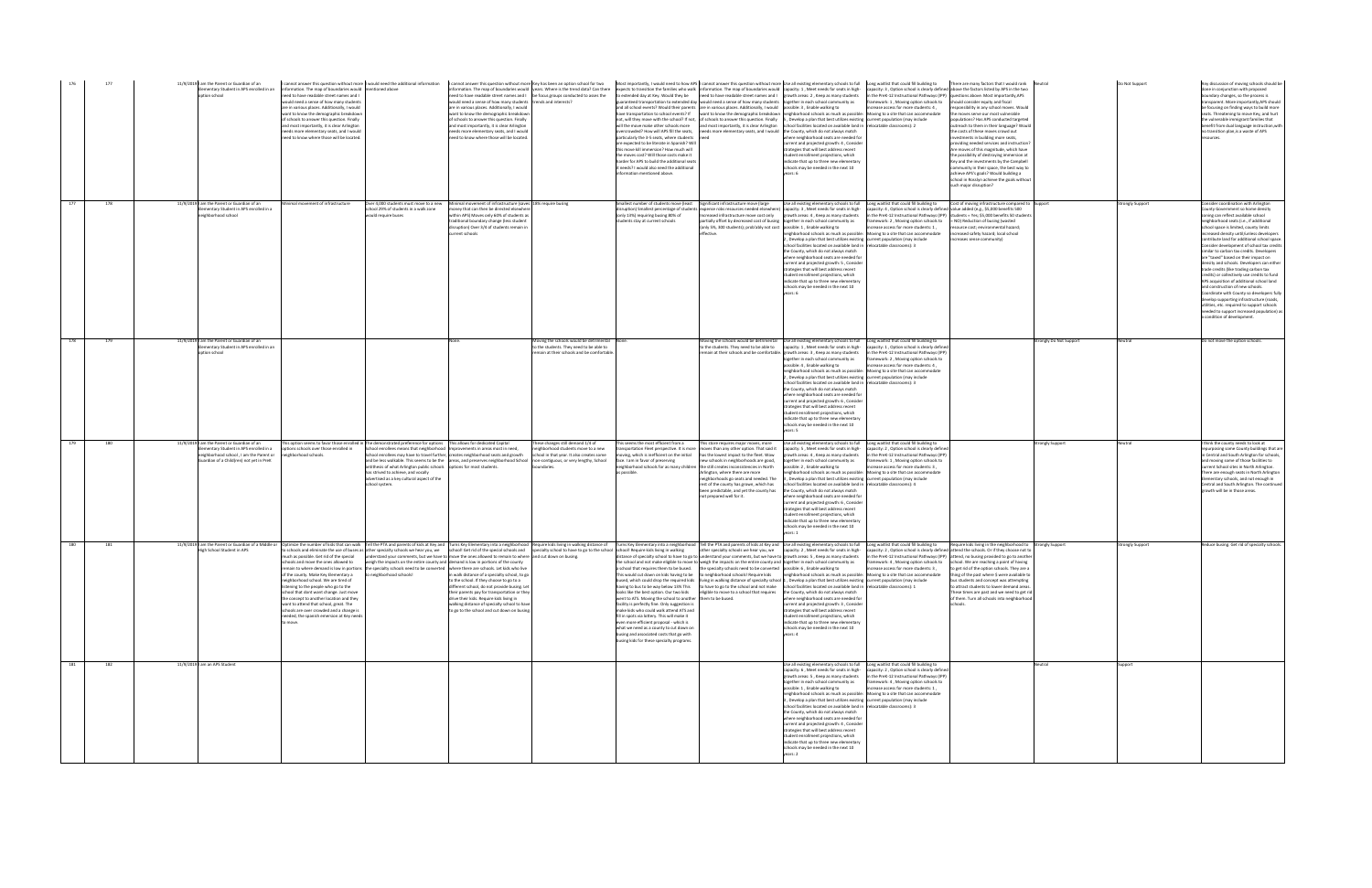| | | | | | | | | | | | | | | | |
|---|---|---|---|---|---|---|---|---|---|---|---|---|---|---|---|
| 176 | 177 | 11/8/2019 | I am the Parent or Guardian of an Elementary Student in APS enrolled in an option school | I cannot answer this question without more information. The map of boundaries would need to have readable street names and I would need a sense of how many students are in various places. Additionally, I would want to know the demographic breakdown of schools to answer this question. Finally and most importantly, it is clear Arlington needs more elementary seats, and I would need to know where those will be located. | I would need the additional information mentioned above | I cannot answer this question without more information. The map of boundaries would need to have readable street names and I would need a sense of how many students are in various places. Additionally, I would want to know the demographic breakdown of schools to answer this question. Finally and most importantly, it is clear Arlington needs more elementary seats, and I would need to know where those will be located. | Key has been on option school for two years. Where is the trend data? Can there be focus groups conducted to asses the trends and interests? | Most importantly, I would need to how APS expects to transition the families who walk to extended day at Key. Would they be guaranteed transportation to extended day and all school events? Would there parents have transportation to school events? If not, will they move with the school? If not, will the move make other schools more overcrowded? How will APS fill the seats, particularly the 3-5 seats, where students are expected to be literate in Spanish? Will this move kill immersion? How much will the moves cost? Will those costs make it harder for APS to build the additional seats it needs? I would also need the additional information mentioned above. | I cannot answer this question without more information. The map of boundaries would need to have readable street names and I would need a sense of how many students are in various places. Additionally, I would want to know the demographic breakdown of schools to answer this question. Finally and most importantly, it is clear Arlington needs more elementary seats, and I would need | Use all existing elementary schools to full capacity: 1 , Meet needs for seats in high growth areas: 2 , Keep as many students together in each school community as possible: 3 , Enable walking to neighborhood schools as much as possible: 5 , Develop a plan that best utilizes existing school facilities located on available land in the County, which do not always match where neighborhood seats are needed for current and projected growth: 4 , Consider strategies that will best address recent student enrollment projections, which indicate that up to three new elementary schools may be needed in the next 10 years: 6 | Long waitlist that could fill building to capacity: 3 , Option school is clearly defined in the PreK-12 Instructional Pathways (IPP) framework: 1 , Moving option schools to increase access for more students: 4 , Moving to a site that can accommodate current population (may include relocatable classrooms): 2 | There are many factors that I would rank above the factors listed by APS in the two questions above. Most importantly APS should consider equity and fiscal responsibility in any school moves. Would the moves serve our most vulnerable populations? Has APS conducted targeted outreach to them in their language? Would the costs of these moves crowd out investments in building more seats, providing needed services and instruction? Are moves of this magnitude, which have the possibility of destroying immersion at Key and the investments by the Campbell community in their space, the best way to achieve APS's goals? Would building a school in Rosslyn achieve the goals without such major disruption? | Neutral | Do Not Support | Any discussion of moving schools should be done in conjunction with proposed boundary changes, so the process is transparent. More importantly,APS should be focusing on finding ways to build more seats. Threatening to move Key, and hurt the vulnerable immigrant families that benefit from dual language instruction,with no transition plan,is a waste of APS resources. |
| 177 | 178 | 11/8/2019 | I am the Parent or Guardian of an Elementary Student in APS enrolled in a neighborhood school | Minimal movement of infrastructure | Over 4,000 students must move to a new school 29% of students in a walk zone would require buses | Minimal movement of infrastructure (saves money that can then be directed elsewhere within APS) Moves only 68% of students as traditional boundary change (less student disruption) Over 3/4 of students remain in current schools | 18% require busing | Smallest number of students move (least disruption) Smallest percentage of students (only 10%) requiring busing 80% of students stay at current schools | Significant infrastructure move (large expense risks resources needed elsewhere) Increased infrastructure move cost only partially offset by decreased cost of busing (only 5%, 300 students); probably not cost effective. | Use all existing elementary schools to full capacity: 3 , Meet needs for seats in high growth areas: 4 , Keep as many students together in each school community as possible: 1 , Enable walking to neighborhood schools as much as possible: 2 , Develop a plan that best utilizes existing school facilities located on available land in the County, which do not always match where neighborhood seats are needed for current and projected growth: 5 , Consider strategies that will best address recent student enrollment projections, which indicate that up to three new elementary schools may be needed in the next 10 years: 6 | Long waitlist that could fill building to capacity: 4 , Option school is clearly defined in the PreK-12 Instructional Pathways (IPP) framework: 2 , Moving option schools to increase access for more students: 1 , Moving to a site that can accommodate current population (may include relocatable classrooms): 3 | Cost of moving infrastructure compared to value added (e.g., $5,000 benefits 500 students = Yes; $5,000 benefits 50 students = NO) Reduction of busing (wasted resource cost; environmental hazard; increased safety hazard; local school increases sense community) | Support | Strongly Support | Consider coordination with Arlington County Government so home density zoning can reflect available school neighborhood seats (i.e., if additional school space is limited, county limits increased density until/unless developers contribute land for additional school space. Consider development of school tax credits (similar to carbon tax credits. Developers are "taxed" based on their impact on density and schools. Developers can either trade credits (like trading carbon tax credits) or collectively use credits to fund APS acquisition of additional school land and construction of new schools. Coordinate with County so developers fully develop supporting infrastructure (roads, utilities, etc. required to support schools needed to support increased population) as a condition of development. |
| 178 | 179 | 11/8/2019 | I am the Parent or Guardian of an Elementary Student in APS enrolled in an option school | | | None. | Moving the schools would be detrimental to the students. They need to be able to remain at their schools and be comfortable. | None. | Moving the schools would be detrimental to the students. They need to be able to remain at their schools and be comfortable. | Use all existing elementary schools to full capacity: 1 , Meet needs for seats in high growth areas: 3 , Keep as many students together in each school community as possible: 4 , Enable walking to neighborhood schools as much as possible: 2 , Develop a plan that best utilizes existing school facilities located on available land in the County, which do not always match where neighborhood seats are needed for current and projected growth: 6 , Consider strategies that will best address recent student enrollment projections, which indicate that up to three new elementary schools may be needed in the next 10 years: 5 | Long waitlist that could fill building to capacity: 1 , Option school is clearly defined in the PreK-12 Instructional Pathways (IPP) framework: 2 , Moving option schools to increase access for more students: 4 , Moving to a site that can accommodate current population (may include relocatable classrooms): 3 | | Strongly Do Not Support | Neutral | Do not move the option schools. |
| 179 | 180 | 11/8/2019 | I am the Parent or Guardian of an Elementary Student in APS enrolled in a neighborhood school , I am the Parent or Guardian of a Child(ren) not yet in PreK | This option seems to favor those enrolled in options schools over those enrolled in neighborhood schools. | The demonstrated preference for options school enrollees means that neighborhood school enrollees may have to travel further, and be less walkable. This seems to be the antithesis of what Arlington public schools has strived to achieve, and usually advertised as a key cultural aspect of the school system. | This allows for dedicated Capital Improvements in areas most in need, creates neighborhood seats and growth areas, and preserves neighborhood school options for most students. | These changes still demand 1/4 of neighborhood students move to a new school in that year. It also creates some non-contiguous, or very lengthy, School boundaries. | This seems the most efficient from a transportation fleet perspective. It is more moving, which is inefficient on the initial face. I am in favor of preserving neighborhood schools for as many children as possible. | This store requires major moves, more moves than any other option. That said it has the lowest impact to the fleet. Move new schools in neighborhoods are good, the still creates inconsistencies in North Arlington, where there are more neighborhoods go seats and needed. The rest of the county has grown, which has been predictable, and yet the county has not prepared well for it. | Use all existing elementary schools to full capacity: 5 , Meet needs for seats in high growth areas: 3 , Keep as many students together in each school community as possible: 6 , Enable walking to neighborhood schools as much as possible: 2 , Develop a plan that best utilizes existing school facilities located on available land in the County, which do not always match where neighborhood seats are needed for current and projected growth: 4 , Consider strategies that will best address recent student enrollment projections, which indicate that up to three new elementary schools may be needed in the next 10 years: 1 | Long waitlist that could fill building to capacity: 2 , Option school is clearly defined in the PreK-12 Instructional Pathways (IPP) framework: 1 , Moving option schools to increase access for more students: 3 , Moving to a site that can accommodate current population (may include relocatable classrooms): 4 | | Strongly Support | Neutral | I think the county needs to look at repurposing some County buildings that are in Central and South Arlington for schools, and moving some of those facilities to current School sites in North Arlington. There are enough seats in North Arlington Elementary schools, and not enough in Central and South Arlington. The continued growth will be in those areas. |
| 180 | 181 | 11/8/2019 | I am the Parent or Guardian of a Middle or High School Student in APS | Optimize the number of kids that can walk to schools and eliminate the use of buses as much as possible. Get rid of the special schools and move the ones allowed to remain to where demand is low in portions of the county. Make Key Elementary a neighborhood school. We are tired of listening to the people who go to the school that dont want change. Just move the concept to another location and they want to attend that school, great. The schools are over crowded and a change is needed, the spanish imersion at Key needs to move. | Tell the PTA and parents of kids at Key and other specialty schools we hear you, we understand your comments, but we have to weigh the impacts on the entire county and the specialty schools need to be converted to neighborhood schools! | Turns Key Elementary into a neighborhood school! Get rid of the special schools and move the ones allowed to remain to where demand is low in portions of the county where there are schools. Let kids who live in walk distance of a specialty school, to go to the school. If they choose to go to a different school, do not provide busing. Let their parents pay for transportation or they drive their kids. Require kids living in walking distance of specialty school to have to go to the school and cut down on busing. | Require kids living in walking distance of specialty school to have to go to the school and cut down on busing. | Turns Key Elementary into a neighborhood school! Require kids living in walking distance of specialty school to have to go to the school and not make eligible to move to a school that requires the kids to be bused. This would cut down on kids having to be bused, which could drop the required kids having to bus to be way below 10% This looks like the best option. Our two kids went to ATS. Moving the school to another facility is perfectly fine. Only suggestion is make kids who could walk attend ATS and fill in spots via lottery. This will make it even more efficient proposal - which is what we need as a county to cut down on busing and associated costs that go with busing kids for these specialty programs. | Tell the PTA and parents of kids of Key and other specialty schools we hear you, we understand your comments, but we have to weigh the impacts on the entire county and the specialty schools need to be converted to neighborhood schools! Require kids living in walking distance of specialty school to have to go to the school and not make eligible to move to a school that requires them to be bused. | Use all existing elementary schools to full capacity: 2 , Meet needs for seats in high growth areas: 5 , Keep as many students together in each school community as possible: 6 , Enable walking to neighborhood schools as much as possible: 1 , Develop a plan that best utilizes existing school facilities located on available land in the County, which do not always match where neighborhood seats are needed for current and projected growth: 3 , Consider strategies that will best address recent student enrollment projections, which indicate that up to three new elementary schools may be needed in the next 10 years: 4 | Long waitlist that could fill building to capacity: 2 , Option school is clearly defined in the PreK-12 Instructional Pathways (IPP) framework: 4 , Moving option schools to increase access for more students: 3 , Moving to a site that can accommodate current population (may include relocatable classrooms): 1 | Require kids living in the neighborhood to attend the schools. Or if they choose not to attend, no busing provided to go to another school. We are reaching a point of having to get rid of the option schools. They are a thing of the past where 5 were available to bus students and concept was attempting to attract students to lower demand areas. These times are past and we need to get rid of them. Turn all schools into neighborhood schools. | Strongly Support | Strongly Support | Reduce busing. Get rid of specialty schools. |
| 181 | 182 | 11/8/2019 | I am an APS Student | | | | | | | Use all existing elementary schools to full capacity: 6 , Meet needs for seats in high growth areas: 5 , Keep as many students together in each school community as possible: 1 , Enable walking to neighborhood schools as much as possible: 3 , Develop a plan that best utilizes existing school facilities located on available land in the County, which do not always match where neighborhood seats are needed for current and projected growth: 4 , Consider strategies that will best address recent student enrollment projections, which indicate that up to three new elementary schools may be needed in the next 10 years: 2 | Long waitlist that could fill building to capacity: 2 , Option school is clearly defined in the PreK-12 Instructional Pathways (IPP) framework: 4 , Moving option schools to increase access for more students: 1 , Moving to a site that can accommodate current population (may include relocatable classrooms): 3 | | Neutral | Support | |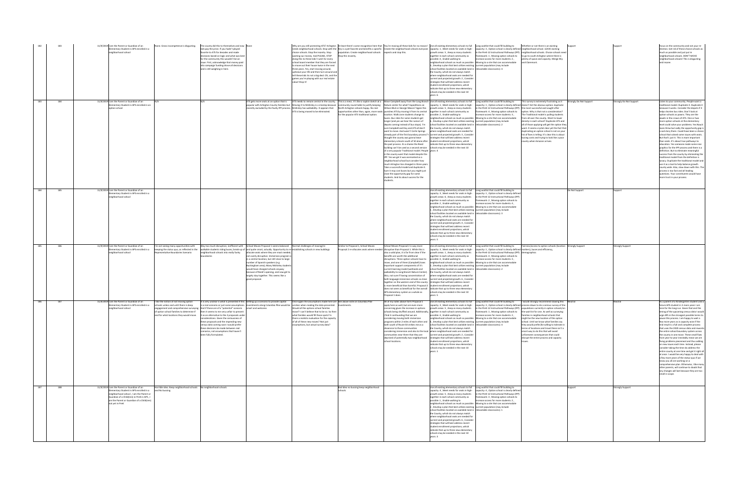| | | | | | | | | | | | | | | |
|---|---|---|---|---|---|---|---|---|---|---|---|---|---|---|
| 182 | 183 | 11/8/2019 I am the Parent or Guardian of an Elementary Student in APS enrolled in a neighborhood school | None. Gross incompetence is disgusting. | The county did this to themselves and now kids pay the price. If you hadn't played favorite to ATS for decades and made decisions based on logic and what was best for the community this wouldn't be an issue. First, acknowledge that money paid into campaign funding drove all decisions and is still weighing in here. | None | Why are you still protecting ATS? Arlington needs neighborhood schools. Stop with the games and choose schools. Stop the insanity. Stop wasting our money. And PLEASE, STOP doing this to these kids! I wish for every school board member that they are forced to move out their house twice in the next three years. Yes, start moving around, upheave your life and then turn around and tell these kids it's not a big deal. Oh, and the games you're playing with our real estate value! Stop it! | At least there's some recognition here that Key is a pet favorite and benefits a specific population. Create neighborhood schools. Stop this insanity. | You're moving all these kids for no reason! Create the neighborhood schools everyone expects and stop this. | Use all existing elementary schools to full capacity: 1 , Meet needs for seats in high-growth areas: 5 , Keep as many students together in each school community as possible: 3 , Enable walking to neighborhood schools as much as possible: 2 , Develop a plan that best utilizes existing school facilities located on available land in the County, which do not always match where neighborhood seats are needed for current and projected growth: 2 , Consider strategies that will best address recent student enrollment projections, which indicate that up to three new elementary schools may be needed in the next 10 years: 6 | Long waitlist that could fill building to capacity: 3 , Option school is clearly defined in the PreK-12 Instructional Pathways (IPP) framework: 1 , Moving option schools to increase access for more students: 2 , Moving to a site that can accommodate current population (may include relocatable classrooms): 4 | Whether or not there is an existing neighborhood school. LEAVE existing neighborhood schools. Choice schools need to go to south Arlington where there is plenty of space and capacity. Merge Key and Claremont. | Support | Support | Focus on the community and not your re-election. Get rid of these choice schools as much as possible and just put in neighborhood schools. DON'T MOVE neighborhood schools! This is disgusting and insane. |
| 183 | 184 | 11/8/2019 I am the Parent or Guardian of an Elementary Student in APS enrolled in an option school | N/A | N/A | ATS gets more seats at an option that is popular with Arlington County families but recently excluded by the faulty IPP process. | ATS needs to remain central in the county. Moving it to McKinley is a misstep because McKinley has walkability. It appears that ATS is being moved to be eliminated. | This is a mess. It's like a rapture at a community round table to justify keeping North Arlington schools happy. No real opportunities other than, again, more seats for the popular ATS traditional option. | Move Campbell away from the Long Branch Nature center for what? Expeditions on Wilson blvd or George Mason? Again this punishes ATS by moving it from its central location. Walk zone students change to buses. Bus rides for some students get longer (and yes we hear the rumors of depots coming instead of bus stops). I'm sure Campbell and Key and ATS all don't want to move. And wasn't Carlin Springs already part of the first boundary process? I thought the county was gonna leave elementary schools south of 50 alone after the past process. It's a shame the Reed building can't be used as a second version of a very popular Traditional model. People in the county want that model despite the IPP. Yes we get it was earmarked as a neighborhood school but consider how much Arlington has changed in three years. Take a successful model and duplicate it. Sure it may cost buses but you might just close the opportunity gap for some students. And its about success for the students. | Use all existing elementary schools to full capacity: 1 , Meet needs for seats in high-growth areas: 5 , Keep as many students together in each school community as possible: 3 , Enable walking to neighborhood schools as much as possible: 2 , Develop a plan that best utilizes existing school facilities located on available land in the County, which do not always match where neighborhood seats are needed for current and projected growth: 6 , Consider strategies that will best address recent student enrollment projections, which indicate that up to three new elementary schools may be needed in the next 10 years: 4 | Long waitlist that could fill building to capacity: 1 , Option school is clearly defined in the PreK-12 Instructional Pathways (IPP) framework: 4 , Moving option schools to increase access for more students: 3 , Moving to a site that can accommodate current population (may include relocatable classrooms): 2 | This survey is extremely frustrating as it doesn't list the obvious option: duplicate the most successful and sought after option. Why is that not a consideration? The Traditional model is pulling students from all over the county. Want to lower density in each school? Duplicate ATS and all of those applying will get the option they want. It seems crystal clear yet the fact that duplicating an option school is not on your list of fixes is telling. It's clear this is about busing costs and trying to look like a poor county when Amazon arrives. | Strongly Do Not Support | Strongly Do Not Support | Listen to your community. People want a traditional model. Duplicate it. Duplicate it because it works. Consider the depots if it helps shorten bus rides. Don't look at option schools as pawns. They are the jewels in the crown of APS. One or two more option schools at the elementary level could solve your problems. Yes Nauck loses three but sadly the opportunity gap is a sad story there. Could have been a choice school that solved some issues with seats. But that's just it. This is more important than seats. It's about true pathways to education. Yes someone made some nice graphics for the IPP process and there is a definition. But to eliminate meaningful success from the county by eliminating the traditional model from the definition is lunacy. Duplicate the traditional model and use it as a tool to help balance growth county wide. Also, slow down with this. The process is too fast and all leading questions. Your constituents would have more trust in your process. |
| 184 | 185 | 11/8/2019 I am the Parent or Guardian of an Elementary Student in APS enrolled in a neighborhood school | | | | | | | Use all existing elementary schools to full capacity: 3 , Meet needs for seats in high-growth areas: 6 , Keep as many students together in each school community as possible: 2 , Enable walking to neighborhood schools as much as possible: 1 , Develop a plan that best utilizes existing school facilities located on available land in the County, which do not always match where neighborhood seats are needed for current and projected growth: 4 , Consider strategies that will best address recent student enrollment projections, which indicate that up to three new elementary schools may be needed in the next 10 years: 5 | Long waitlist that could fill building to capacity: 1 , Option school is clearly defined in the PreK-12 Instructional Pathways (IPP) framework: 2 , Moving option schools to increase access for more students: 4 , Moving to a site that can accommodate current population (may include relocatable classrooms): 3 | | Do Not Support | Support | |
| 185 | 186 | 11/8/2019 I am the Parent or Guardian of an Elementary Student in APS enrolled in a neighborhood school | I'm not seeing many opportunities with keeping the status quo, as reflected in the Representative Boundaries Scenario | Way too much disruption; inefficient with walkable students riding buses, break-up of neighborhood schools into really funky boundaries | School Moves Proposal 1 seems balanced and quite smart, actually. Opportunity to re-allocate seats where they are most needed not overly disruptive. Immersion program is in a central location, but still close to large number of Spanish speakers (e.g. Buckingham area). Many McKinley students would have changed schools anyway because of Reed's opening, and now get to largely stay together. This seems like a good proposal. | Normal challenges of moving/re-establishing schools in new buildings | Similar to Proposal 1, School Moves Proposal 2 re-allocates seats where needed | School Moves Proposal 2 is way more disruptive than Proposal 1. While this is also a valid plan, it is far from clear if the benefits are worth the additional disruptions. Three option schools have to move, and one of them (Campbell) loses important support components of it's current learning model (wetlands and walkability to Long Branch Nature Center). Also, not sure if having concentration of both language immersion schools so close together on the western end of the county is more beneficial than harmful. Proposal 2 does not seem as beneficial for the overall APS elementary system as a whole as Proposal 1 does. | Use all existing elementary schools to full capacity: 3 , Meet needs for seats in high-growth areas: 4 , Keep as many students together in each school community as possible: 6 , Enable walking to neighborhood schools as much as possible: 2 , Develop a plan that best utilizes existing school facilities located on available land in the County, which do not always match where neighborhood seats are needed for current and projected growth: 1 , Consider strategies that will best address recent student enrollment projections, which indicate that up to three new elementary schools may be needed in the next 10 years: 5 | Long waitlist that could fill building to capacity: 3 , Option school is clearly defined in the PreK-12 Instructional Pathways (IPP) framework: 1 , Moving option schools to increase access for more students: 4 , Moving to a site that can accommodate current population (may include relocatable classrooms): 2 | Fairness/access to option schools (location, buses and efficiency, demographics | Strongly Support | Strongly Support | |
| 186 | 187 | 11/8/2019 I am the Parent or Guardian of an Elementary Student in APS enrolled in a neighborhood school | I like the notion of not moving option schools unless and until there is deep engagement and comprehensive surveying of option school families to determine if and for what locations they would move. | It is very unclear to what is presented if this is a real scenario or just some assumptions. If these are of a "potential" scenario then it seems to me very unfair to present it as an alternative to the 2 proposals under considerations. Given the seriousness of these proposals and the impending new census data coming soon I would prefer these decisions be made between real scenarios, not assumptions that haven't been fully formulated. | Setting up a scenario to provide capital investments along Columbia Pike would be smart and welcome. | Once again the assumptions made here are unclear when reading the data presented. Would all the options school families move? I can't believe that to be so. So then what families would fill those spots? Is there a realistic evaluation for the capacity of all of these new moves? Not just assumptions, but actual survey data? | See above note on Columbia Pike investments. | All of my notes above form Proposal 1 apply here as well, but are even more concerning given the increase in options schools being shuffled around. Additionally, I find it confounding that we are considering moving both immersion programs within 2 miles of each other and both south of Route 50 strikes me as a disservice to those communities considering immersion and also to the local communities near there that they are deprived of potentially two neighborhood school locations. | Use all existing elementary schools to full capacity: 3 , Meet needs for seats in high-growth areas: 6 , Keep as many students together in each school community as possible: 5 , Enable walking to neighborhood schools as much as possible: 4 , Develop a plan that best utilizes existing school facilities located on available land in the County, which do not always match where neighborhood seats are needed for current and projected growth: 2 , Consider strategies that will best address recent student enrollment projections, which indicate that up to three new elementary schools may be needed in the next 10 years: 1 | Long waitlist that could fill building to capacity: 3 , Option school is clearly defined in the PreK-12 Instructional Pathways (IPP) framework: 2 , Moving option schools to increase access for more students: 1 , Moving to a site that can accommodate current population (may include relocatable classrooms): 4 | I would strongly recommend slowing this process down to do a serious survey of the populations currently in option schools/on the wait list for one. As well as surveying families in neighborhood schools that might be the new location of the option school. Until we know what families say they would prefer/be willing to tolerate in terms of locations and travel there isn't a smart way to do this that will avoid unforeseen consequences that could disrupt the entire process and capacity issues. | Neutral | Neutral | As a parent of a Kindergarten student and a future APS student in 3 more years I am here for the long run. Given that and the timing of the upcoming census data I would urge APS in the strongest possible terms to pause this process. I am happy to wait a few more years as is capacity wise if the end result is a full and complete process that uses the 2020 census data and reworks the entire school boundary system across the county in one move. These small fixes from year-to-year inevitably mean we are fixing problems piecemeal and thus adding on new issues each time. Instead, please consider taking the time do address the entire county at one time and get it right all at once. I would be very happy to deal with a few more years of the status quo if we know you all are working on a comprehensive plan. Otherwise, I like many other parents, will continue to doubt that any changes will last because they are too small in scope. |
| 187 | 188 | 11/8/2019 I am the Parent or Guardian of an Elementary Student in APS enrolled in a neighborhood school , I am the Parent or Guardian of a Child(ren) in PreK in APS , I am the Parent or Guardian of a Child(ren) not yet in PreK | Horrible idea. Keep neighborhood schools and No bussing. | No neighborhood schools | | | Bad idea no bussing keep neighborhood schools | | Use all existing elementary schools to full capacity: 6 , Meet needs for seats in high-growth areas: 4 , Keep as many students together in each school community as possible: 1 , Enable walking to neighborhood schools as much as possible: 2 , Develop a plan that best utilizes existing school facilities located on available land in the County, which do not always match where neighborhood seats are needed for current and projected growth: 5 , Consider strategies that will best address recent student enrollment projections, which indicate that up to three new elementary schools may be needed in the next 10 years: 3 | Long waitlist that could fill building to capacity: 4 , Option school is clearly defined in the PreK-12 Instructional Pathways (IPP) framework: 2 , Moving option schools to increase access for more students: 3 , Moving to a site that can accommodate current population (may include relocatable classrooms): 1 | | Support | Strongly Support | |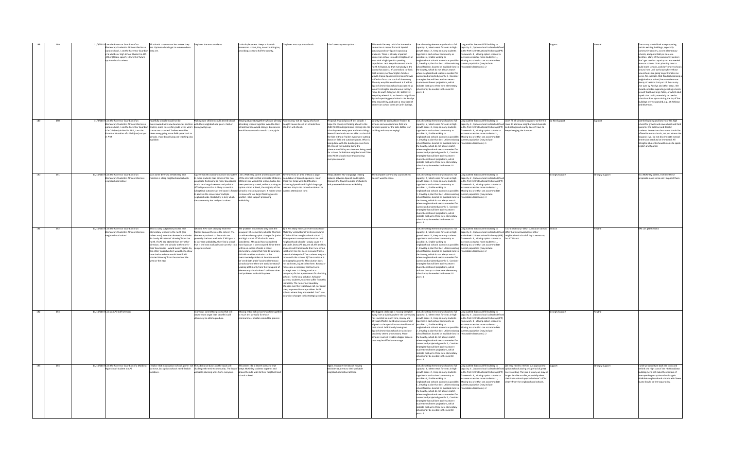| | | | | | | | | | | | | | | | | |
|---|---|---|---|---|---|---|---|---|---|---|---|---|---|---|---|---|
| 188 | 189 | | 11/8/2019 | I am the Parent or Guardian of an Elementary Student in APS enrolled in an option school , I am the Parent or Guardian of a Middle or High School Student in APS , Other (Please specify) : Parent of future option school students | All schools stay more or less where they are. Options schools get to remain where they are. | Displaces the most students. | Little displacement. Keeps a Spanish immersion school, Key, in north Arlington, providing access to half the county. | Displaces most options schools. | I don't see any over option 1. | This would be very unfair for immersion. Immersion is meant for both Spanish speaking and non-Spanish speaking students. There is already a Spanish immersion school in south Arlington in an area with a high Spanish speaking population. Let's keep the second one in north Arlington, so that everybody in the county has access. It's unrealistic to think that as many north Arlington families would choose Spanish immersion if it was shifted so far to the south of the county. The only way this would work is if a third Spanish immersion school was opened up in north Arlington simultaneous to Key's move to south Arlington. Or, better yet, keep Key where it is, as there is a significant Spanish speaking population in the Rosslyn area around Key, and open a new Spanish immersion school down at Carlin Springs. | Use all existing elementary schools to full capacity: 5 , Meet needs for seats in high growth areas: 2 , Keep as many students together in each school community as possible: 6 , Enable walking to neighborhood schools as much as possible: 4 , Develop a plan that best utilizes existing school facilities located on available land in the County, which do not always match where neighborhood seats are needed for current and projected growth: 3 , Consider strategies that will best address recent student enrollment projections, which indicate that up to three new elementary schools may be needed in the next 10 years: 1 | Long waitlist that could fill building to capacity: 3 , Option school is clearly defined in the PreK-12 Instructional Pathways (IPP) framework: 4 , Moving option schools to increase access for more students: 1 , Moving to a site that can accommodate current population (may include relocatable classrooms): 2 | | Support | Neutral | The county should look at repurposing certain existing buildings, especially community centers, as new elementary schools, and potentially as dual-use facilities. Many of the community centers don't get used to capacity and are needed more as schools. Start planning now to build more schools, and don't move schools around now until we know where those new schools are going to go! It makes no sense, for example, that Reed is becoming a neighborhood school, because there are plenty of seats in that part of the county just over by Rosslyn and other areas. We should consider expanding existing schools as well that have large fields, or which abut a park that could potentially be used as school outdoor space during the day if the buildings were expanded, e.g., at Ashlawn and Rivercrest. |
| 189 | 190 | | 11/8/2019 | I am the Parent or Guardian of an Elementary Student in APS enrolled in an option school , I am the Parent or Guardian of a Child(ren) in PreK in APS , I am the Parent or Guardian of a Child(ren) not yet in PreK | Hopefully schools would not be overcrowded with new boundaries and less trailers, more classes for grade levels who's classes are crowded. Trailers would be taken away giving more field space back to schools. more bus driving and teaching jobs available. | Making sure children could attend school with their neighborhood peers. Cost of busing will go up. | Keeping students together who are already attending schools together even tho their school location would change. Bus service would increase and so would county jobs | Parents may not be happy who have bought houses based on schools their children will attend. | Proposal 2 would piss off less people. I hope the county is thinking ahead to the 2500 NEW kindergarteners coming into the school system every year and their siblings. Seems like schools are not able to school all the kids without Trailers everywhere cutting down on field and outdoor spaces. What is being done with the buildings across from Wlc HS and the building being the planetarium? Why are these not being used for schools for Ballston neighborhoods? We need NEW schools more than moving everyone around. | County Will be adding More Trailers to schools and we need more field and outdoor spaces for the kids. Better start building and stop surveying! | Use all existing elementary schools to full capacity: 6 , Meet needs for seats in high growth areas: 4 , Keep as many students together in each school community as possible: 3 , Enable walking to neighborhood schools as much as possible: 2 , Develop a plan that best utilizes existing school facilities located on available land in the County, which do not always match where neighborhood seats are needed for current and projected growth: 5 , Consider strategies that will best address recent student enrollment projections, which indicate that up to three new elementary schools may be needed in the next 10 years: 1 | Long waitlist that could fill building to capacity: 4 , Option school is clearly defined in the PreK-12 Instructional Pathways (IPP) framework: 2 , Moving option schools to increase access for more students: 3 , Moving to a site that can accommodate current population (may include relocatable classrooms): 1 | Don't fill all schools to capacity so there is room to add new neighborhood students (and siblings) and county doesn't have to keep changing the bounties | Do Not Support | Support | Use the building and land near Wlc high school for growth and new school and field space for the Ballston and Rosslyn students. Immersion classrooms should be offered in more schools, not just where the hispanics live. Do not discriminate instead immersion needs to be immersed. All Arlington students should be able to speak English and Spanish |
| 190 | 191 | | 11/10/2019 | I am the Parent or Guardian of an Elementary Student in APS enrolled in a neighborhood school | Gain some diversity at McKinley and maintain existing neighborhood schools. | I agree that this scenario is more disruptive to more students than either of the two proposals. Redrawing so many boundaries would be a long drawn out and political difficult process that is likely to result in suboptimal outcomes as the board is forced to address the concerns of multiple neighborhoods. Walkability is lost, which the community has told you it values. | I am a McKinley parent and I support both of the alternatives that eliminate McKinley. McKinley is a wonderful school, but as has been previously stated, without putting an option school at Reed, the majority of the school is relocating anyway. It makes sense to move ATS to a larger facility given its waitlist. I also support preserving walkability. | Key moves to an area without a large population of Spanish speakers. I don't think this helps with its difficulties balancing Spanish and English language learners. Key is also moved outside of its current attendance zone. | Helps address Key's language reading balance between Spanish and English. Disrupts the fewest number of students and preserved the most walkability. | The Campbell community sounds like it doesn't want to move. | Use all existing elementary schools to full capacity: 2 , Meet needs for seats in high growth areas: 4 , Keep as many students together in each school community as possible: 6 , Enable walking to neighborhood schools as much as possible: 1 , Develop a plan that best utilizes existing school facilities located on available land in the County, which do not always match where neighborhood seats are needed for current and projected growth: 5 , Consider strategies that will best address recent student enrollment projections, which indicate that up to three new elementary schools may be needed in the next 10 years: 3 | Long waitlist that could fill building to capacity: 2 , Option school is clearly defined in the PreK-12 Instructional Pathways (IPP) framework: 4 , Moving option schools to increase access for more students: 1 , Moving to a site that can accommodate current population (may include relocatable classrooms): 3 | | Strongly Support | Strongly Support | As a McKinley parent, I believe these proposals make sense and I support them. |
| 191 | 192 | | 11/10/2019 | I am the Parent or Guardian of an Elementary Student in APS enrolled in a neighborhood school | This is a very subjective process. The elementary schools to the north (the richest area) have the cleanest boundaries. So clearly APS started 'drawing' from the north. If APS had started from any other direction, then the schools to the north their boundaries - would look irregular. So, the other 'opportunities' would be to show how the boundaries would look if APS 'started drawing' from the south or the west or the east. | Why did APS 'start drawing' from the North? Because they are the richest. The elementary schools to the north are generally the least walkable. If APS goal is to increase walkability, then find a school that is the least walkable and turn that into an option school. | The problem was viewed only from the viewpoint of elementary schools. This fails to address demographic changes for junior and high school. If 'all schools' were considered, APS could have considered how Swanson is overcrowded. Since there will be an excess of seats in many elementary schools that feed to Swanson, did APS consider a solution to the overcrowded problem at Swanson would be 'send 6th grade' back to elementary schools (where there are available seats)? Looking at this only from the viewpoint of elementary schools doesn't address other real problems in the APS system. | 1) Is ATS really necessary? Are Ashlawn or McKinley 'untraditional' in its curriculum? ATS should be a neighborhood school. 2) Many parents use option schools as their neighborhood schools - simply cause it is walkable. Does APS assume all ATS and Key students will transition to their new school locations? Has this been reviewed from a statistical viewpoint? The students may not move with the schools 3) The core issue is demographic growth. This solution does not add seats, it just shifts them. Boundary moves are a necessary tool but not a strategic one. It is being used as a temporary fix but a permanent fix - building schools - is the only solution. Arlington parents, students, teachers suffer from this instability. The numerous boundary changes over the years have not, nor could they, improve this core problem. Build schools where they are needed. Don't use boundary changes to fix strategic problems. | | | Use all existing elementary schools to full capacity: 4 , Meet needs for seats in high growth areas: 5 , Keep as many students together in each school community as possible: 3 , Enable walking to neighborhood schools as much as possible: 2 , Develop a plan that best utilizes existing school facilities located on available land in the County, which do not always match where neighborhood seats are needed for current and projected growth: 6 , Consider strategies that will best address recent student enrollment projections, which indicate that up to three new elementary schools may be needed in the next 10 years: 1 | Long waitlist that could fill building to capacity: 4 , Option school is clearly defined in the PreK-12 Instructional Pathways (IPP) framework: 1 , Moving option schools to increase access for more students: 3 , Moving to a site that can accommodate current population (may include relocatable classrooms): 2 | Is ATS necessary? What curriculum does it offer that is not available at other neighborhood schools? Key is necessary but ATS is not. | Neutral | Neutral | APS can get the land. |
| 192 | 193 | | 11/10/2019 | I am an APS Staff Member | | Enormous committee process that will create more angst than benefit it will ultimately be able to produce. | Moving entire school communities together is much less stressful for those communities. Smaller committee process | | | The biggest challenge is moving Campbell away from a building where the community has invested so much time, money and physical effort in building an environment aligned to the special instructional focus of that school. Additionally having two Spanish immersion schools in such close proximity seems unnecessary. More schools involved creates a bigger process that may be difficult to manage. | Use all existing elementary schools to full capacity: 6 , Meet needs for seats in high growth areas: 3 , Keep as many students together in each school community as possible: 2 , Enable walking to neighborhood schools as much as possible: 1 , Develop a plan that best utilizes existing school facilities located on available land in the County, which do not always match where neighborhood seats are needed for current and projected growth: 5 , Consider strategies that will best address recent student enrollment projections, which indicate that up to three new elementary schools may be needed in the next 10 years: 4 | Long waitlist that could fill building to capacity: 4 , Option school is clearly defined in the PreK-12 Instructional Pathways (IPP) framework: 3 , Moving option schools to increase access for more students: 1 , Moving to a site that can accommodate current population (may include relocatable classrooms): 2 | | Strongly Support | Neutral | |
| 193 | 194 | | 11/10/2019 | I am the Parent or Guardian of a Middle or High School Student in APS | I realize that most option schools prefer not to move, but option schools need flexible locations. | The additional buses on the roads will challenge the entire community. The loss of walkable planning units hurts everyone. | This seems like a decent scenario that keeps McKinley students together and allows them to walk to their neighborhood school at Reed. | | Again, I support the idea of moving McKinley students to their walkable neighborhood school at Reed. | | Use all existing elementary schools to full capacity: 3 , Meet needs for seats in high growth areas: 2 , Keep as many students together in each school community as possible: 1 , Enable walking to neighborhood schools as much as possible: 4 , Develop a plan that best utilizes existing school facilities located on available land in the County, which do not always match where neighborhood seats are needed for current and projected growth: 5 , Consider strategies that will best address recent student enrollment projections, which indicate that up to three new elementary schools may be needed in the next 10 years: 6 | Long waitlist that could fill building to capacity: 4 , Option school is clearly defined in the PreK-12 Instructional Pathways (IPP) framework: 3 , Moving option schools to increase access for more students: 1 , Moving to a site that can accommodate current population (may include relocatable classrooms): 2 | We may need to rethink our approach to option schools during this period of great overcrowding. They are a luxury we may no longer be able to afford, especially when their instructional approach doesn't differ clearly from the neighborhood schools. | Support | Strongly Support | I wish we could turn back the clock and rethink the high cost of the Hb Woodlawn building. Let's not make the mistake of overspending on option schools again. Walkable neighborhood schools with fewer buses should be the top priority. |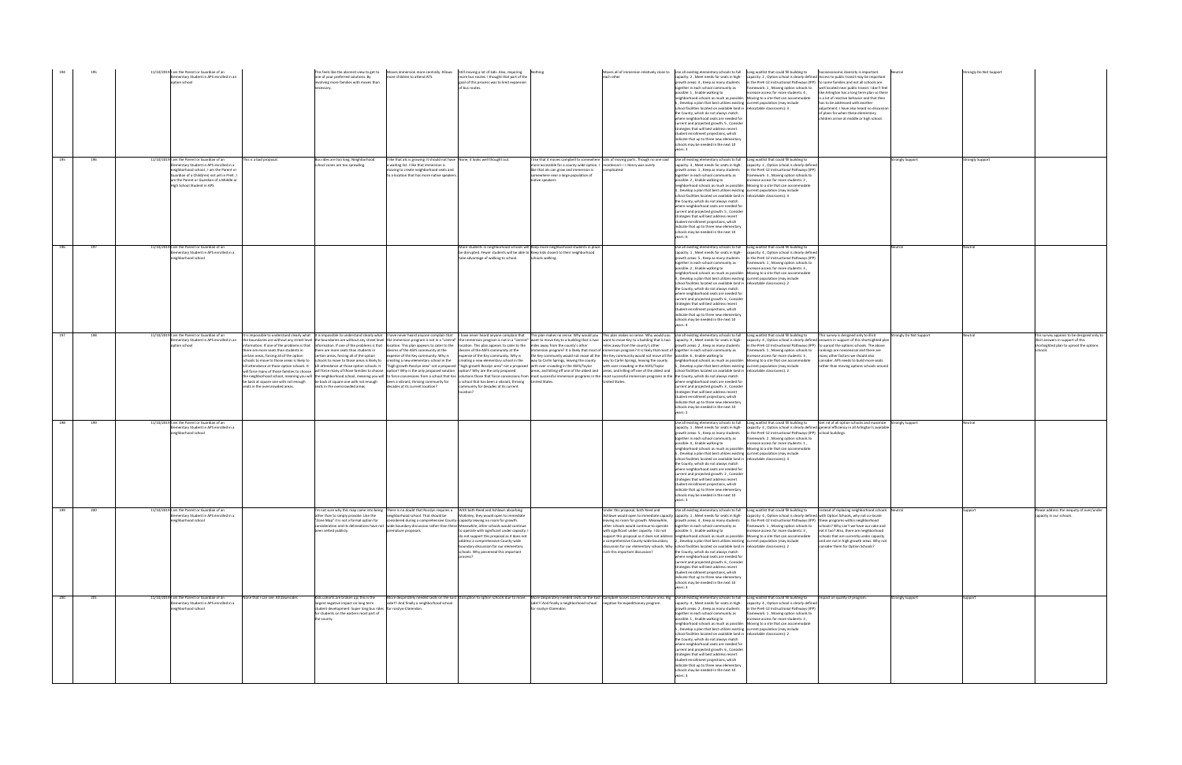| | | | | | | | | | | | | | | | | |
|---|---|---|---|---|---|---|---|---|---|---|---|---|---|---|---|---|
| 194 | 195 | 11/10/2019 | I am the Parent or Guardian of an Elementary Student in APS enrolled in an option school | | This feels like the simplest view to get to one of your preferred solutions. By involving more families with moves than necessary. | Moves immersion more centrally. Allows more children to attend ATS. | Still moving a lot of kids. Also, requiring more bus routes. I thought that part of the goal of this process was to limit expansion of bus routes. | Nothing | Moves all of immersion relatively close to each other | Use all existing elementary schools to full capacity: 2 , Meet needs for seats in high growth areas: 4 , Keep as many students together in each school community as possible: 1 , Enable walking to neighborhood schools as much as possible: 6 , Develop a plan that best utilizes existing school facilities located on available land in the County, which do not always match where neighborhood seats are needed for current and projected growth: 5 , Consider strategies that will best address recent student enrollment projections, which indicate that up to three new elementary schools may be needed in the next 10 years: 3 | Long waitlist that would fill building to capacity: 2 , Option school is clearly defined in the PreK-12 Instructional Pathways (IPP) framework: 1 , Moving option schools to increase access for more students: 4 , Moving to a site that can accommodate current population (may include relocatable classrooms): 3 | Socioeconomic diversity is important. Access to public transit may be important to some families and not all schools are well located near public transit. I don't feel like Arlington has a long term plan so there is a lot of reactive behavior and that then has to be addressed with another adjustment. I have also heard no discussion of plans for when these elementary children arrive at middle or high school. | Neutral | Strongly Do Not Support | |
| 195 | 196 | 11/10/2019 | I am the Parent or Guardian of an Elementary Student in APS enrolled in a neighborhood school , I am the Parent or Guardian of a Child(ren) not yet in PreK , I am the Parent or Guardian of a Middle or High School Student in APS | This is a bad proposal. | Bus rides are too long. Neighborhood school zones are too sprawling. | I like that ats is growing. It should not have a waiting list. I like that immersion is moving to create neighborhood seats and to a location that has more native speakers. | None, it looks well thought out. | I like that it moves campbell to somewhere more accessible for a county wide option + like that ats can grow and immersion is somewhere near a large population of native speakers. | Lots of moving parts. Though no one said montessori==> Henry was overly complicated. | Use all existing elementary schools to full capacity: 5 , Meet needs for seats in high growth areas: 3 , Keep as many students together in each school community as possible: 1 , Enable walking to neighborhood schools as much as possible: 2 , Develop a plan that best utilizes existing school facilities located on available land in the County, which do not always match where neighborhood seats are needed for current and projected growth: 5 , Consider strategies that will best address recent student enrollment projections, which indicate that up to three new elementary schools may be needed in the next 10 years: 6 | Long waitlist that would fill building to capacity: 2 , Option school is clearly defined in the PreK-12 Instructional Pathways (IPP) framework: 1 , Moving option schools to increase access for more students: 3 , Moving to a site that can accommodate current population (may include relocatable classrooms): 4 | | Strongly Support | Strongly Support | |
| 196 | 197 | 11/10/2019 | I am the Parent or Guardian of an Elementary Student in APS enrolled in a neighborhood school | | | | More students in neighborhood schools will be disrupted. Fewer students will be able to take advantage of walking to school. | Keep more neighborhood students in place. Keep kids closest to their neighborhood schools walking. | | Use all existing elementary schools to full capacity: 1 , Meet needs for seats in high growth areas: 5 , Keep as many students together in each school community as possible: 2 , Enable walking to neighborhood schools as much as possible: 3 , Develop a plan that best utilizes existing school facilities located on available land in the County, which do not always match where neighborhood seats are needed for current and projected growth: 6 , Consider strategies that will best address recent student enrollment projections, which indicate that up to three new elementary schools may be needed in the next 10 years: 4 | Long waitlist that would fill building to capacity: 4 , Option school is clearly defined in the PreK-12 Instructional Pathways (IPP) framework: 1 , Moving option schools to increase access for more students: 3 , Moving to a site that can accommodate current population (may include relocatable classrooms): 2 | | Neutral | Neutral | |
| 197 | 198 | 11/10/2019 | I am the Parent or Guardian of an Elementary Student in APS enrolled in an option school | It is impossible to understand clearly what the boundaries are without any street level information. If one of the problems is that there are more seats than students in certain areas, forcing all of the option schools to move to those areas is likely to kill attendance at those option schools. It will force many of those families to choose the neighborhood school, meaning you will be back at square one with not enough seats in the overcrowded areas. | It is impossible to understand clearly what the boundaries are without any street level information. If one of the problems is that there are more seats than students in certain areas, forcing all of the option schools to move to those areas is likely to kill attendance at those option schools. It will force many of those families to choose the neighborhood school, meaning you will be back at square one with not enough seats in the overcrowded areas. | I have never heard anyone complain that the immersion program is not in a "central" location. This plan appears to cater to the desires of the ASFS community at the expense of the Key community. Why is creating a new elementary school in the "high-growth Rosslyn area" not a proposed option? Why is the only proposed solution to force concessions from a school that has been a vibrant, thriving community for decades at its current location? | I have never heard anyone complain that the immersion program is not in a "central" location. This plan appears to cater to the desires of the ASFS community at the expense of the Key community. Why is creating a new elementary school in the "high-growth Rosslyn area" not a proposed option? Why is the only proposed solution to force concessions from a school that has been a vibrant, thriving community for decades at its current location? | This plan makes no sense. Why would you want to move Key to a building that is two miles away from the county's other immersion program? It is likely that most of the Key community would not move all the way to Carlin Springs, leaving the county with over crowding in the ASFS/Taylor areas, and killing off one of the oldest and most successful immersion programs in the United States. | This plan makes no sense. Why would you want to move Key to a building that is two miles away from the county's other immersion program? It is likely that most of the Key community would not move all the way to Carlin Springs, leaving the county with over crowding in the ASFS/Taylor areas, and killing off one of the oldest and most successful immersion programs in the United States. | Use all existing elementary schools to full capacity: 4 , Meet needs for seats in high growth areas: 2 , Keep as many students together in each school community as possible: 6 , Enable walking to neighborhood schools as much as possible: 3 , Develop a plan that best utilizes existing school facilities located on available land in the County, which do not always match where neighborhood seats are needed for current and projected growth: 5 , Consider strategies that will best address recent student enrollment projections, which indicate that up to three new elementary schools may be needed in the next 10 years: 1 | Long waitlist that would fill building to capacity: 3 , Option school is clearly defined in the PreK-12 Instructional Pathways (IPP) framework: 4 , Moving option schools to increase access for more students: 1 , Moving to a site that can accommodate current population (may include relocatable classrooms): 2 | This survey is designed only to illicit answers in support of this shortsighted plan to uproot the options schools. The above rankings are nonsensical and there are many other factors we should also consider. APS needs to build more seats rather than moving options schools around. | Strongly Do Not Support | Neutral | This survey appears to be designed only to illicit answers in support of this shortsighted plan to uproot the options schools. |
| 198 | 199 | 11/10/2019 | I am the Parent or Guardian of an Elementary Student in APS enrolled in a neighborhood school | | | | | | | Use all existing elementary schools to full capacity: 1 , Meet needs for seats in high growth areas: 5 , Keep as many students together in each school community as possible: 4 , Enable walking to neighborhood schools as much as possible: 6 , Develop a plan that best utilizes existing school facilities located on available land in the County, which do not always match where neighborhood seats are needed for current and projected growth: 2 , Consider strategies that will best address recent student enrollment projections, which indicate that up to three new elementary schools may be needed in the next 10 years: 3 | Long waitlist that would fill building to capacity: 4 , Option school is clearly defined in the PreK-12 Instructional Pathways (IPP) framework: 2 , Moving option schools to increase access for more students: 1 , Moving to a site that can accommodate current population (may include relocatable classrooms): 3 | Get rid of all option schools and maximize general efficiency in all Arlington's available school buildings. | Strongly Support | Neutral | |
| 199 | 200 | 11/10/2019 | I am the Parent or Guardian of an Elementary Student in APS enrolled in a neighborhood school | | I'm not sure why this map came into being other than to simply provoke. Like the "Zone Map" it is not a formal option for consideration and its delineations have not been vetted publicly. | There is no doubt that Rosslyn requires a neighborhood school. That should be considered during a comprehensive County-wide boundary discussion rather than these premature proposals. | With both Reed and Ashlawn absorbing McKinley, they would open to immediate capacity leaving no room for growth. Meanwhile, other schools would continue to operate with significant under capacity. I do not support this proposal as it does not address a comprehensive County-wide boundary discussion for our elementary schools. Why are we rushing this important process? | | Under this proposal, both Reed and Ashlawn would open to immediate capacity leaving no room for growth. Meanwhile, other schools would continue to operate with significant under capacity. I do not support this proposal as it does not address a comprehensive County-wide boundary discussion for our elementary schools. Why rush this important discussion? | Use all existing elementary schools to full capacity: 1 , Meet needs for seats in high growth areas: 6 , Keep as many students together in each school community as possible: 4 , Enable walking to neighborhood schools as much as possible: 5 , Develop a plan that best utilizes existing school facilities located on available land in the County, which do not always match where neighborhood seats are needed for current and projected growth: 2 , Consider strategies that will best address recent student enrollment projections, which indicate that up to three new elementary schools may be needed in the next 10 years: 3 | Long waitlist that would fill building to capacity: 4 , Option school is clearly defined in the PreK-12 Instructional Pathways (IPP) framework: 1 , Moving option schools to increase access for more students: 3 , Moving to a site that can accommodate current population (may include relocatable classrooms): 2 | Instead of replacing neighborhood schools with Option Schools, why not co-locate these programs within neighborhood schools? Why can't we have our cake and eat it too. Also, there are neighborhood schools that are currently under capacity and are not in high growth areas. Why not consider them for Option Schools? | Neutral | Support | Please address the inequity of over/under capacity in our schools. |
| 200 | 201 | 11/10/2019 | I am the Parent or Guardian of an Elementary Student in APS enrolled in a neighborhood school | None that I can see. All downsides | Kids cohorts are broken up, this is the largest negative impact on long term student development. Super long bus rides for students on the eastern most part of the county. | More desperately needed seats on the East side!!! And finally a neighborhood school for rosslyn-Clarendon. | Disruption to option schools due to move. | More desperately needed seats on the East side!!! And finally a neighborhood school for rosslyn-Clarendon. | Campbell looses access to nature area. Big negative for expeditionary program. | Use all existing elementary schools to full capacity: 3 , Meet needs for seats in high growth areas: 4 , Keep as many students together in each school community as possible: 2 , Enable walking to neighborhood schools as much as possible: 1 , Develop a plan that best utilizes existing school facilities located on available land in the County, which do not always match where neighborhood seats are needed for current and projected growth: 6 , Consider strategies that will best address recent student enrollment projections, which indicate that up to three new elementary schools may be needed in the next 10 years: 5 | Long waitlist that would fill building to capacity: 3 , Option school is clearly defined in the PreK-12 Instructional Pathways (IPP) framework: 4 , Moving option schools to increase access for more students: 1 , Moving to a site that can accommodate current population (may include relocatable classrooms): 2 | Impact on quality of program. | Strongly Support | Support | |